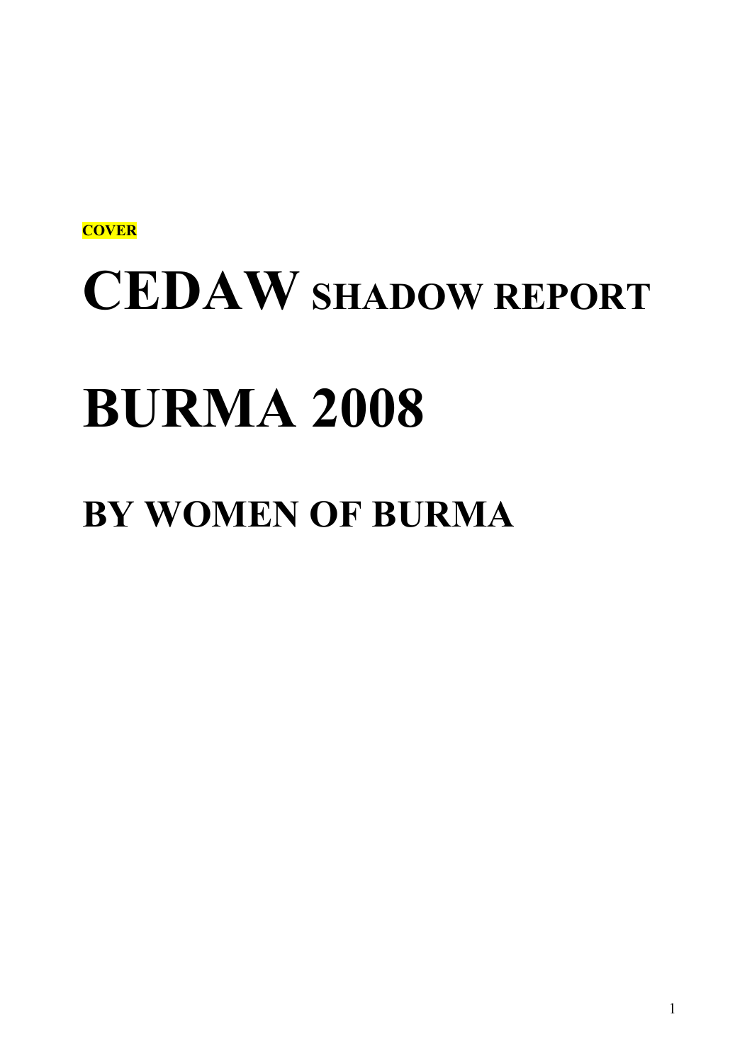**COVER**

# CEDAW SHADOW REPORT

# BURMA 2008

# BY WOMEN OF BURMA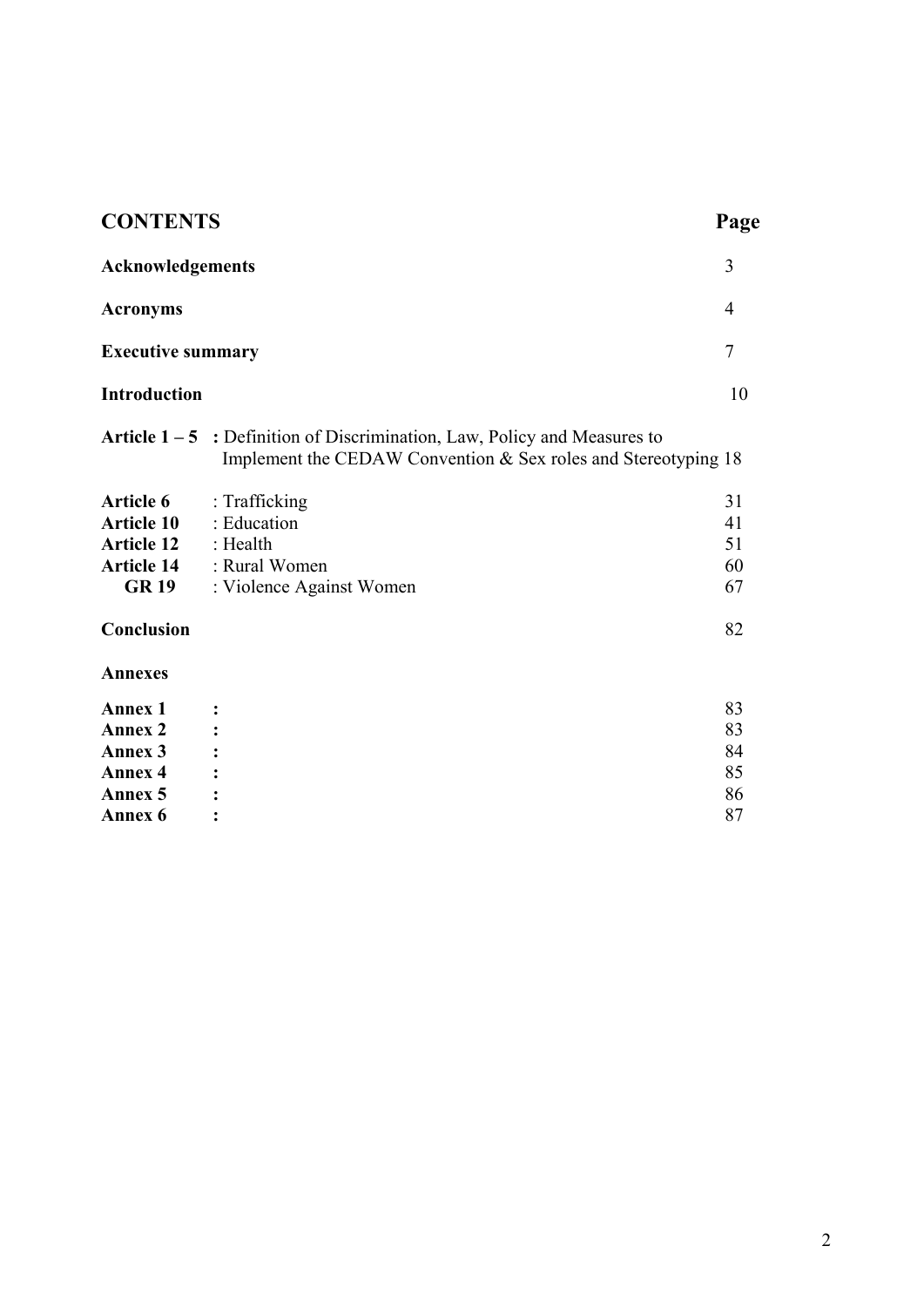## CONTENTS

| | | Page |
|---|---|---|
| **Acknowledgements** | | 3 |
| **Acronyms** | | 4 |
| **Executive summary** | | 7 |
| **Introduction** | | 10 |
| **Article 1 – 5** | **:** Definition of Discrimination, Law, Policy and Measures to Implement the CEDAW Convention & Sex roles and Stereotyping | 18 |
| **Article 6** | : Trafficking | 31 |
| **Article 10** | : Education | 41 |
| **Article 12** | : Health | 51 |
| **Article 14** | : Rural Women | 60 |
| **GR 19** | : Violence Against Women | 67 |
| **Conclusion** | | 82 |
| **Annexes** | | |
| **Annex 1** | **:** | 83 |
| **Annex 2** | **:** | 83 |
| **Annex 3** | **:** | 84 |
| **Annex 4** | **:** | 85 |
| **Annex 5** | **:** | 86 |
| **Annex 6** | **:** | 87 |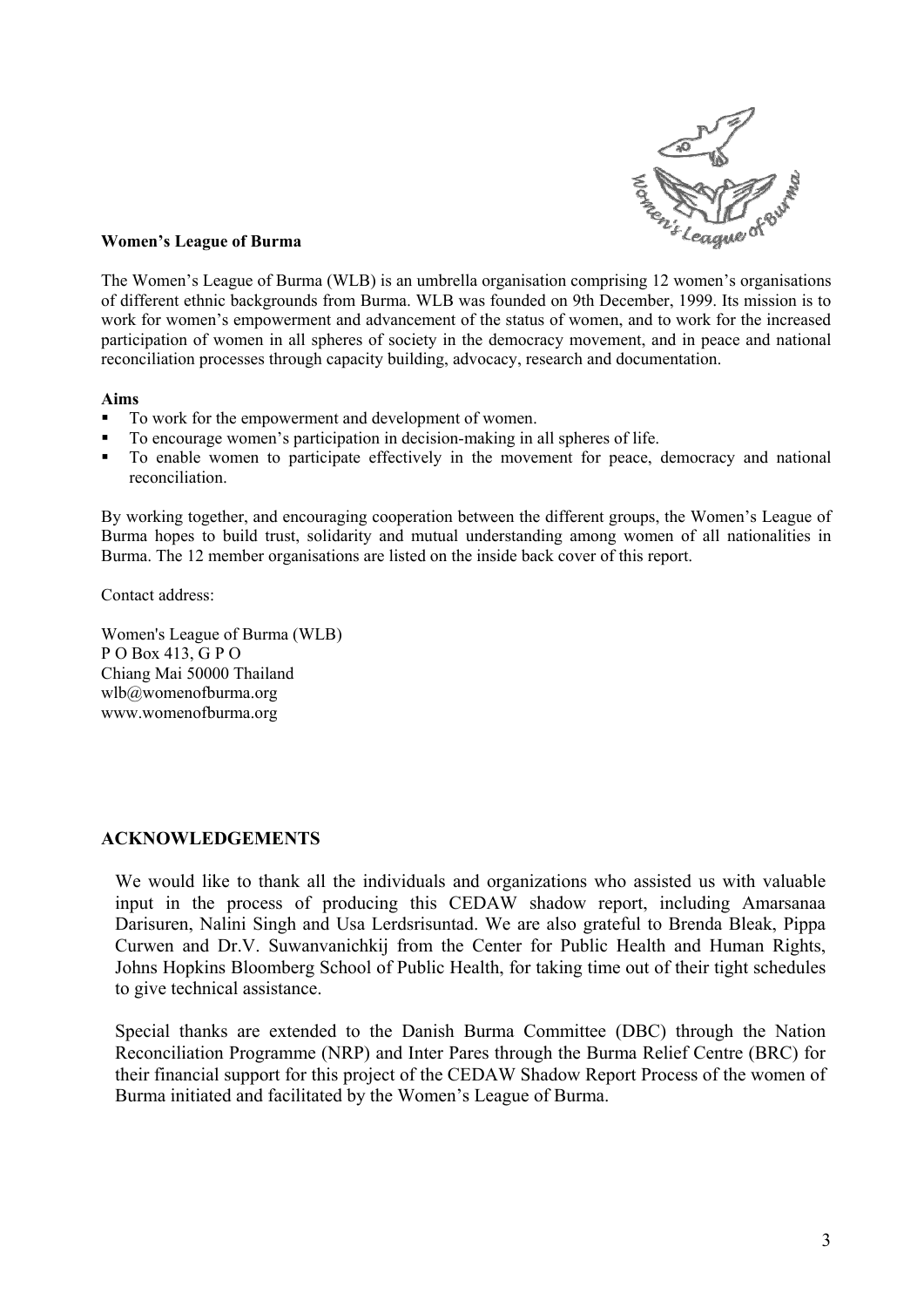**Women's League of Burma**

The Women's League of Burma (WLB) is an umbrella organisation comprising 12 women's organisations of different ethnic backgrounds from Burma. WLB was founded on 9th December, 1999. Its mission is to work for women's empowerment and advancement of the status of women, and to work for the increased participation of women in all spheres of society in the democracy movement, and in peace and national reconciliation processes through capacity building, advocacy, research and documentation.

**Aims**

- To work for the empowerment and development of women.
- To encourage women's participation in decision-making in all spheres of life.
- To enable women to participate effectively in the movement for peace, democracy and national reconciliation.

By working together, and encouraging cooperation between the different groups, the Women's League of Burma hopes to build trust, solidarity and mutual understanding among women of all nationalities in Burma. The 12 member organisations are listed on the inside back cover of this report.

Contact address:

Women's League of Burma (WLB)
P O Box 413, G P O
Chiang Mai 50000 Thailand
wlb@womenofburma.org
www.womenofburma.org

## ACKNOWLEDGEMENTS

We would like to thank all the individuals and organizations who assisted us with valuable input in the process of producing this CEDAW shadow report, including Amarsanaa Darisuren, Nalini Singh and Usa Lerdsrisuntad. We are also grateful to Brenda Bleak, Pippa Curwen and Dr.V. Suwanvanichkij from the Center for Public Health and Human Rights, Johns Hopkins Bloomberg School of Public Health, for taking time out of their tight schedules to give technical assistance.

Special thanks are extended to the Danish Burma Committee (DBC) through the Nation Reconciliation Programme (NRP) and Inter Pares through the Burma Relief Centre (BRC) for their financial support for this project of the CEDAW Shadow Report Process of the women of Burma initiated and facilitated by the Women's League of Burma.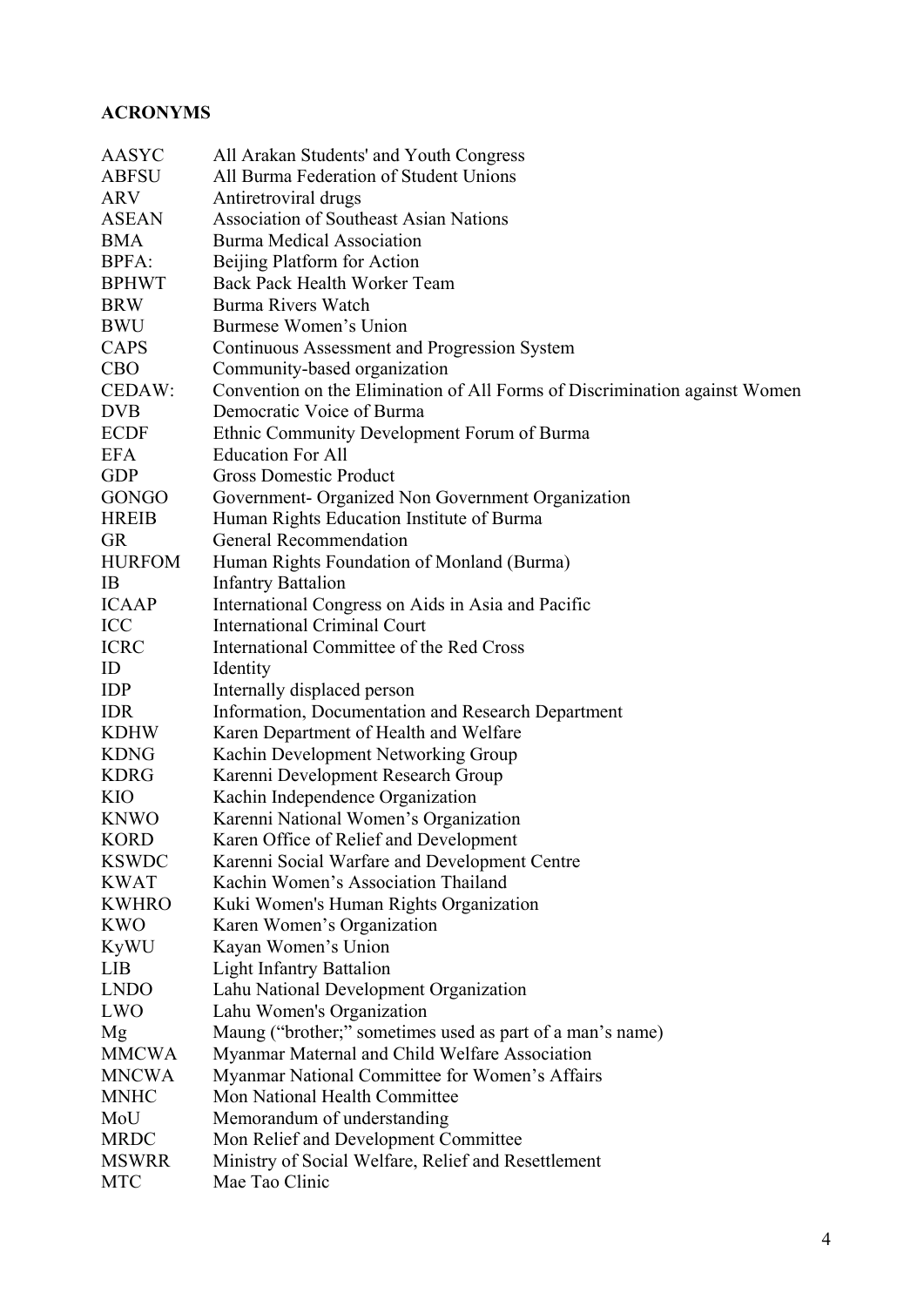## ACRONYMS

| | |
|---|---|
| AASYC | All Arakan Students' and Youth Congress |
| ABFSU | All Burma Federation of Student Unions |
| ARV | Antiretroviral drugs |
| ASEAN | Association of Southeast Asian Nations |
| BMA | Burma Medical Association |
| BPFA: | Beijing Platform for Action |
| BPHWT | Back Pack Health Worker Team |
| BRW | Burma Rivers Watch |
| BWU | Burmese Women's Union |
| CAPS | Continuous Assessment and Progression System |
| CBO | Community-based organization |
| CEDAW: | Convention on the Elimination of All Forms of Discrimination against Women |
| DVB | Democratic Voice of Burma |
| ECDF | Ethnic Community Development Forum of Burma |
| EFA | Education For All |
| GDP | Gross Domestic Product |
| GONGO | Government- Organized Non Government Organization |
| HREIB | Human Rights Education Institute of Burma |
| GR | General Recommendation |
| HURFOM | Human Rights Foundation of Monland (Burma) |
| IB | Infantry Battalion |
| ICAAP | International Congress on Aids in Asia and Pacific |
| ICC | International Criminal Court |
| ICRC | International Committee of the Red Cross |
| ID | Identity |
| IDP | Internally displaced person |
| IDR | Information, Documentation and Research Department |
| KDHW | Karen Department of Health and Welfare |
| KDNG | Kachin Development Networking Group |
| KDRG | Karenni Development Research Group |
| KIO | Kachin Independence Organization |
| KNWO | Karenni National Women's Organization |
| KORD | Karen Office of Relief and Development |
| KSWDC | Karenni Social Warfare and Development Centre |
| KWAT | Kachin Women's Association Thailand |
| KWHRO | Kuki Women's Human Rights Organization |
| KWO | Karen Women's Organization |
| KyWU | Kayan Women's Union |
| LIB | Light Infantry Battalion |
| LNDO | Lahu National Development Organization |
| LWO | Lahu Women's Organization |
| Mg | Maung ("brother;" sometimes used as part of a man's name) |
| MMCWA | Myanmar Maternal and Child Welfare Association |
| MNCWA | Myanmar National Committee for Women's Affairs |
| MNHC | Mon National Health Committee |
| MoU | Memorandum of understanding |
| MRDC | Mon Relief and Development Committee |
| MSWRR | Ministry of Social Welfare, Relief and Resettlement |
| MTC | Mae Tao Clinic |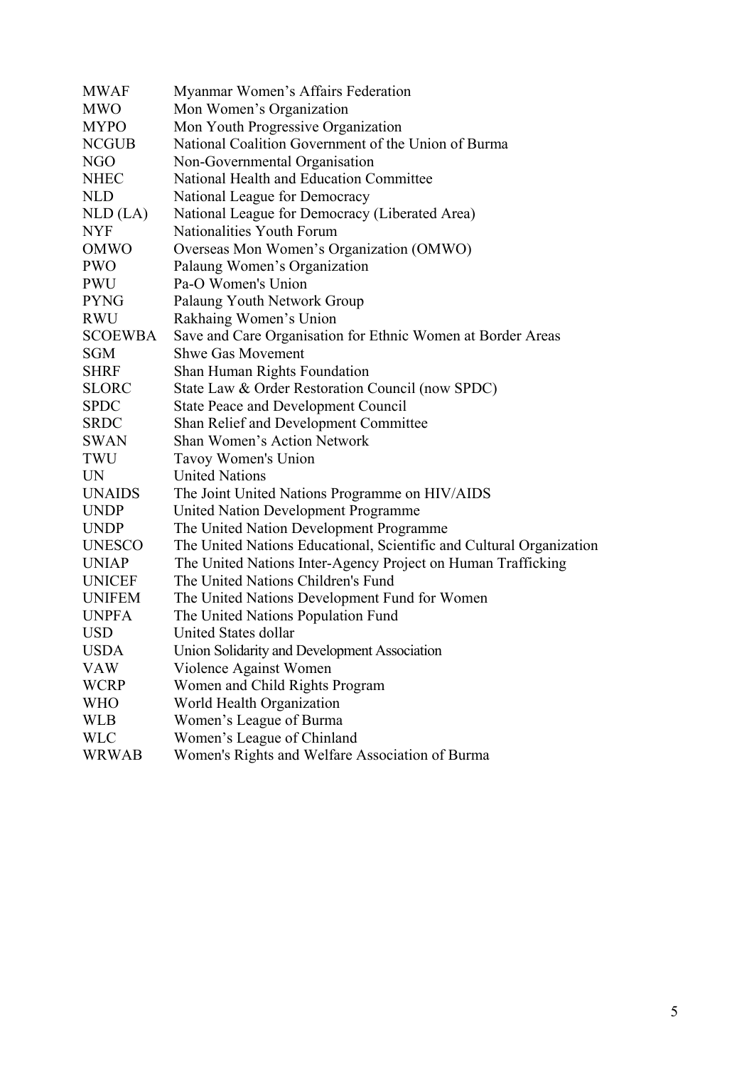| | |
|---|---|
| MWAF | Myanmar Women's Affairs Federation |
| MWO | Mon Women's Organization |
| MYPO | Mon Youth Progressive Organization |
| NCGUB | National Coalition Government of the Union of Burma |
| NGO | Non-Governmental Organisation |
| NHEC | National Health and Education Committee |
| NLD | National League for Democracy |
| NLD (LA) | National League for Democracy (Liberated Area) |
| NYF | Nationalities Youth Forum |
| OMWO | Overseas Mon Women's Organization (OMWO) |
| PWO | Palaung Women's Organization |
| PWU | Pa-O Women's Union |
| PYNG | Palaung Youth Network Group |
| RWU | Rakhaing Women's Union |
| SCOEWBA | Save and Care Organisation for Ethnic Women at Border Areas |
| SGM | Shwe Gas Movement |
| SHRF | Shan Human Rights Foundation |
| SLORC | State Law & Order Restoration Council (now SPDC) |
| SPDC | State Peace and Development Council |
| SRDC | Shan Relief and Development Committee |
| SWAN | Shan Women's Action Network |
| TWU | Tavoy Women's Union |
| UN | United Nations |
| UNAIDS | The Joint United Nations Programme on HIV/AIDS |
| UNDP | United Nation Development Programme |
| UNDP | The United Nation Development Programme |
| UNESCO | The United Nations Educational, Scientific and Cultural Organization |
| UNIAP | The United Nations Inter-Agency Project on Human Trafficking |
| UNICEF | The United Nations Children's Fund |
| UNIFEM | The United Nations Development Fund for Women |
| UNPFA | The United Nations Population Fund |
| USD | United States dollar |
| USDA | Union Solidarity and Development Association |
| VAW | Violence Against Women |
| WCRP | Women and Child Rights Program |
| WHO | World Health Organization |
| WLB | Women's League of Burma |
| WLC | Women's League of Chinland |
| WRWAB | Women's Rights and Welfare Association of Burma |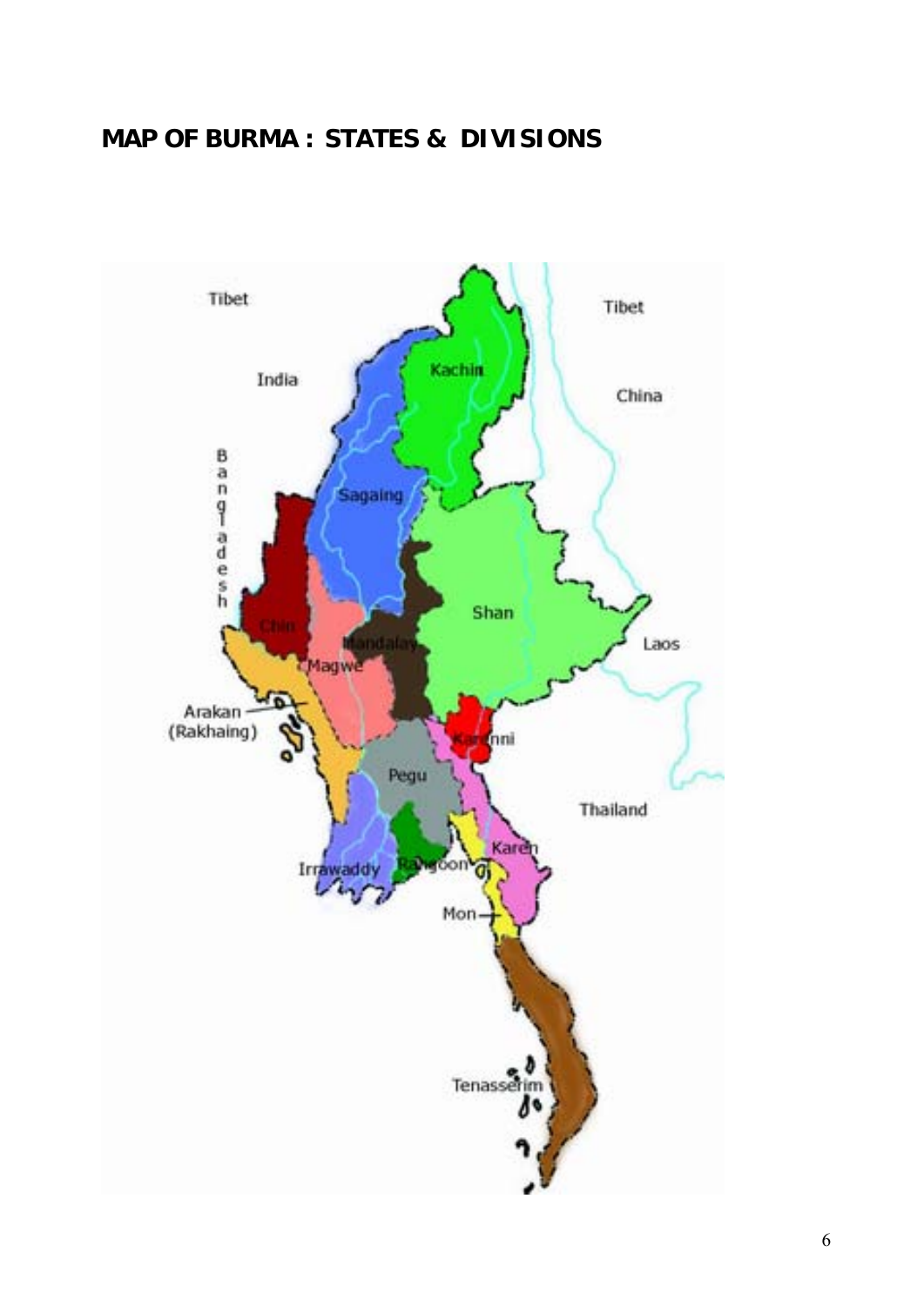# MAP OF BURMA : STATES & DIVISIONS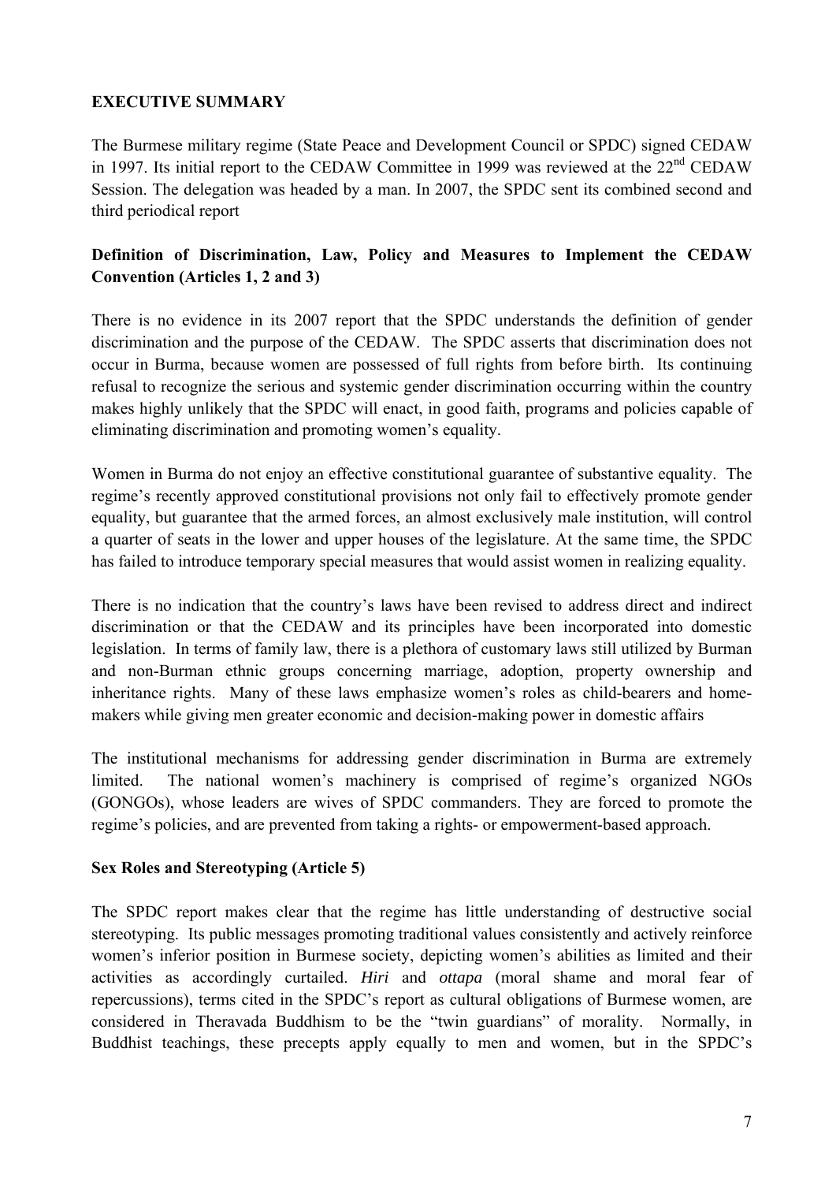## EXECUTIVE SUMMARY

The Burmese military regime (State Peace and Development Council or SPDC) signed CEDAW in 1997. Its initial report to the CEDAW Committee in 1999 was reviewed at the 22nd CEDAW Session. The delegation was headed by a man. In 2007, the SPDC sent its combined second and third periodical report

### Definition of Discrimination, Law, Policy and Measures to Implement the CEDAW Convention (Articles 1, 2 and 3)

There is no evidence in its 2007 report that the SPDC understands the definition of gender discrimination and the purpose of the CEDAW. The SPDC asserts that discrimination does not occur in Burma, because women are possessed of full rights from before birth. Its continuing refusal to recognize the serious and systemic gender discrimination occurring within the country makes highly unlikely that the SPDC will enact, in good faith, programs and policies capable of eliminating discrimination and promoting women's equality.

Women in Burma do not enjoy an effective constitutional guarantee of substantive equality. The regime's recently approved constitutional provisions not only fail to effectively promote gender equality, but guarantee that the armed forces, an almost exclusively male institution, will control a quarter of seats in the lower and upper houses of the legislature. At the same time, the SPDC has failed to introduce temporary special measures that would assist women in realizing equality.

There is no indication that the country's laws have been revised to address direct and indirect discrimination or that the CEDAW and its principles have been incorporated into domestic legislation. In terms of family law, there is a plethora of customary laws still utilized by Burman and non-Burman ethnic groups concerning marriage, adoption, property ownership and inheritance rights. Many of these laws emphasize women's roles as child-bearers and home-makers while giving men greater economic and decision-making power in domestic affairs

The institutional mechanisms for addressing gender discrimination in Burma are extremely limited. The national women's machinery is comprised of regime's organized NGOs (GONGOs), whose leaders are wives of SPDC commanders. They are forced to promote the regime's policies, and are prevented from taking a rights- or empowerment-based approach.

### Sex Roles and Stereotyping (Article 5)

The SPDC report makes clear that the regime has little understanding of destructive social stereotyping. Its public messages promoting traditional values consistently and actively reinforce women's inferior position in Burmese society, depicting women's abilities as limited and their activities as accordingly curtailed. *Hiri* and *ottapa* (moral shame and moral fear of repercussions), terms cited in the SPDC's report as cultural obligations of Burmese women, are considered in Theravada Buddhism to be the "twin guardians" of morality. Normally, in Buddhist teachings, these precepts apply equally to men and women, but in the SPDC's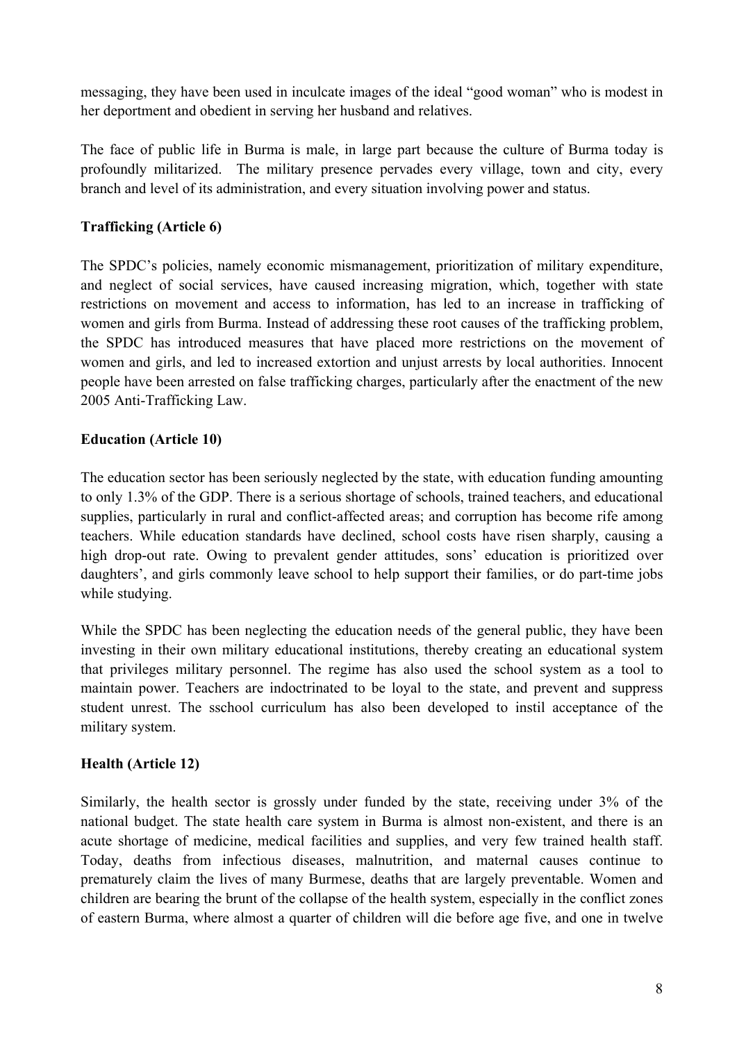messaging, they have been used in inculcate images of the ideal "good woman" who is modest in her deportment and obedient in serving her husband and relatives.

The face of public life in Burma is male, in large part because the culture of Burma today is profoundly militarized. The military presence pervades every village, town and city, every branch and level of its administration, and every situation involving power and status.

**Trafficking (Article 6)**

The SPDC's policies, namely economic mismanagement, prioritization of military expenditure, and neglect of social services, have caused increasing migration, which, together with state restrictions on movement and access to information, has led to an increase in trafficking of women and girls from Burma. Instead of addressing these root causes of the trafficking problem, the SPDC has introduced measures that have placed more restrictions on the movement of women and girls, and led to increased extortion and unjust arrests by local authorities. Innocent people have been arrested on false trafficking charges, particularly after the enactment of the new 2005 Anti-Trafficking Law.

**Education (Article 10)**

The education sector has been seriously neglected by the state, with education funding amounting to only 1.3% of the GDP. There is a serious shortage of schools, trained teachers, and educational supplies, particularly in rural and conflict-affected areas; and corruption has become rife among teachers. While education standards have declined, school costs have risen sharply, causing a high drop-out rate. Owing to prevalent gender attitudes, sons' education is prioritized over daughters', and girls commonly leave school to help support their families, or do part-time jobs while studying.

While the SPDC has been neglecting the education needs of the general public, they have been investing in their own military educational institutions, thereby creating an educational system that privileges military personnel. The regime has also used the school system as a tool to maintain power. Teachers are indoctrinated to be loyal to the state, and prevent and suppress student unrest. The sschool curriculum has also been developed to instil acceptance of the military system.

**Health (Article 12)**

Similarly, the health sector is grossly under funded by the state, receiving under 3% of the national budget. The state health care system in Burma is almost non-existent, and there is an acute shortage of medicine, medical facilities and supplies, and very few trained health staff. Today, deaths from infectious diseases, malnutrition, and maternal causes continue to prematurely claim the lives of many Burmese, deaths that are largely preventable. Women and children are bearing the brunt of the collapse of the health system, especially in the conflict zones of eastern Burma, where almost a quarter of children will die before age five, and one in twelve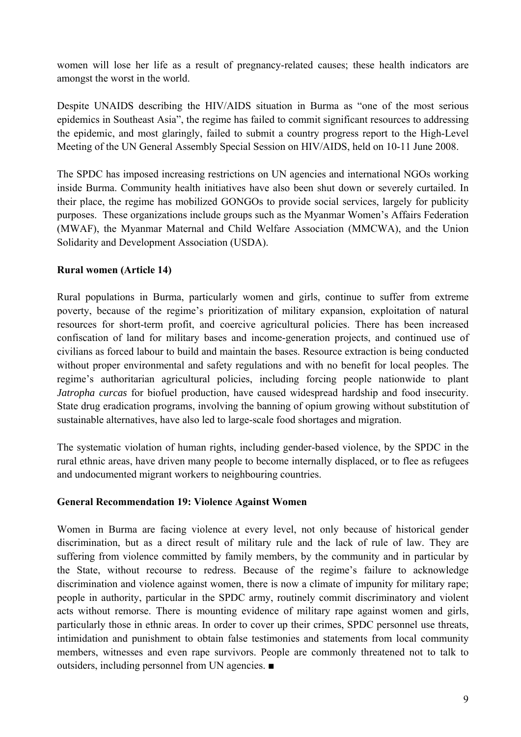women will lose her life as a result of pregnancy-related causes; these health indicators are amongst the worst in the world.

Despite UNAIDS describing the HIV/AIDS situation in Burma as "one of the most serious epidemics in Southeast Asia", the regime has failed to commit significant resources to addressing the epidemic, and most glaringly, failed to submit a country progress report to the High-Level Meeting of the UN General Assembly Special Session on HIV/AIDS, held on 10-11 June 2008.

The SPDC has imposed increasing restrictions on UN agencies and international NGOs working inside Burma. Community health initiatives have also been shut down or severely curtailed. In their place, the regime has mobilized GONGOs to provide social services, largely for publicity purposes. These organizations include groups such as the Myanmar Women's Affairs Federation (MWAF), the Myanmar Maternal and Child Welfare Association (MMCWA), and the Union Solidarity and Development Association (USDA).

**Rural women (Article 14)**

Rural populations in Burma, particularly women and girls, continue to suffer from extreme poverty, because of the regime's prioritization of military expansion, exploitation of natural resources for short-term profit, and coercive agricultural policies. There has been increased confiscation of land for military bases and income-generation projects, and continued use of civilians as forced labour to build and maintain the bases. Resource extraction is being conducted without proper environmental and safety regulations and with no benefit for local peoples. The regime's authoritarian agricultural policies, including forcing people nationwide to plant *Jatropha curcas* for biofuel production, have caused widespread hardship and food insecurity. State drug eradication programs, involving the banning of opium growing without substitution of sustainable alternatives, have also led to large-scale food shortages and migration.

The systematic violation of human rights, including gender-based violence, by the SPDC in the rural ethnic areas, have driven many people to become internally displaced, or to flee as refugees and undocumented migrant workers to neighbouring countries.

**General Recommendation 19: Violence Against Women**

Women in Burma are facing violence at every level, not only because of historical gender discrimination, but as a direct result of military rule and the lack of rule of law. They are suffering from violence committed by family members, by the community and in particular by the State, without recourse to redress. Because of the regime's failure to acknowledge discrimination and violence against women, there is now a climate of impunity for military rape; people in authority, particular in the SPDC army, routinely commit discriminatory and violent acts without remorse. There is mounting evidence of military rape against women and girls, particularly those in ethnic areas. In order to cover up their crimes, SPDC personnel use threats, intimidation and punishment to obtain false testimonies and statements from local community members, witnesses and even rape survivors. People are commonly threatened not to talk to outsiders, including personnel from UN agencies. ■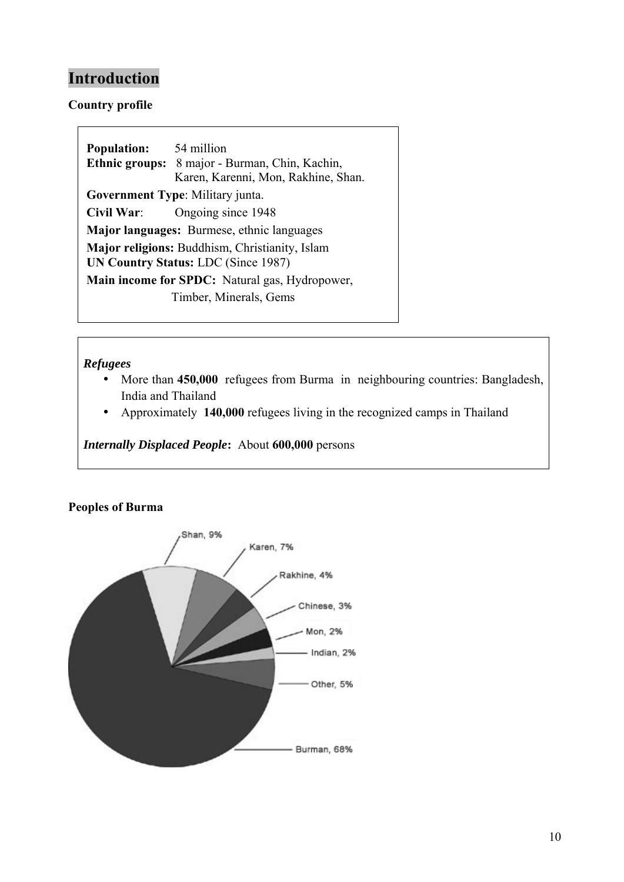# Introduction

**Country profile**

**Population:** 54 million
**Ethnic groups:** 8 major - Burman, Chin, Kachin, Karen, Karenni, Mon, Rakhine, Shan.
**Government Type**: Military junta.
**Civil War**: Ongoing since 1948
**Major languages:** Burmese, ethnic languages
**Major religions:** Buddhism, Christianity, Islam
**UN Country Status:** LDC (Since 1987)
**Main income for SPDC:** Natural gas, Hydropower, Timber, Minerals, Gems

***Refugees***

- More than **450,000** refugees from Burma in neighbouring countries: Bangladesh, India and Thailand
- Approximately **140,000** refugees living in the recognized camps in Thailand

***Internally Displaced People*:** About **600,000** persons

**Peoples of Burma**

Shan, 9%
Karen, 7%
Rakhine, 4%
Chinese, 3%
Mon, 2%
Indian, 2%
Other, 5%
Burman, 68%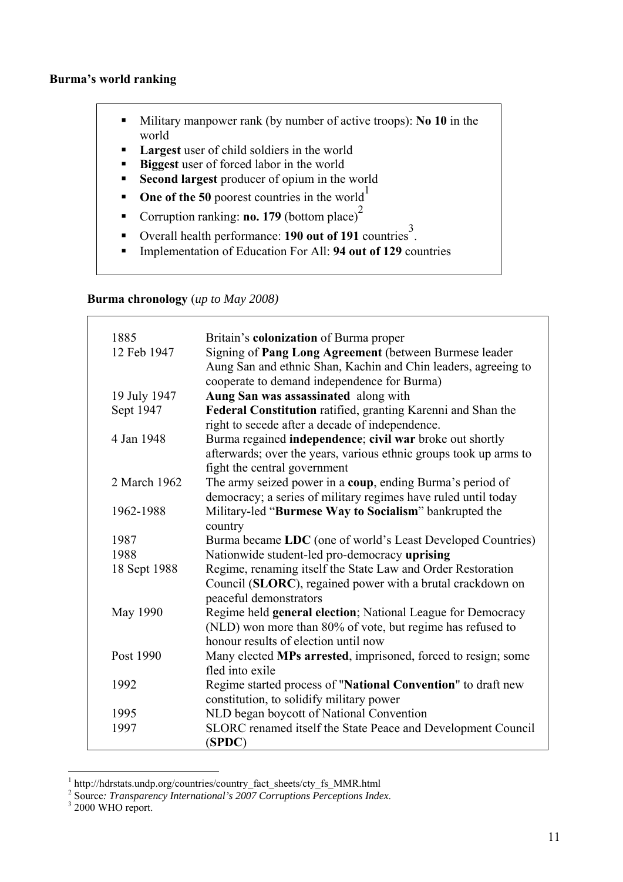**Burma's world ranking**

- Military manpower rank (by number of active troops): **No 10** in the world
- **Largest** user of child soldiers in the world
- **Biggest** user of forced labor in the world
- **Second largest** producer of opium in the world
- **One of the 50** poorest countries in the world[1]
- Corruption ranking: **no. 179** (bottom place)[2]
- Overall health performance: **190 out of 191** countries[3].
- Implementation of Education For All: **94 out of 129** countries

**Burma chronology** (*up to May 2008)*

| | |
|---|---|
| 1885 | Britain's **colonization** of Burma proper |
| 12 Feb 1947 | Signing of **Pang Long Agreement** (between Burmese leader Aung San and ethnic Shan, Kachin and Chin leaders, agreeing to cooperate to demand independence for Burma) |
| 19 July 1947 | **Aung San was assassinated** along with |
| Sept 1947 | **Federal Constitution** ratified, granting Karenni and Shan the right to secede after a decade of independence. |
| 4 Jan 1948 | Burma regained **independence**; **civil war** broke out shortly afterwards; over the years, various ethnic groups took up arms to fight the central government |
| 2 March 1962 | The army seized power in a **coup**, ending Burma's period of democracy; a series of military regimes have ruled until today |
| 1962-1988 | Military-led "**Burmese Way to Socialism**" bankrupted the country |
| 1987 | Burma became **LDC** (one of world's Least Developed Countries) |
| 1988 | Nationwide student-led pro-democracy **uprising** |
| 18 Sept 1988 | Regime, renaming itself the State Law and Order Restoration Council (**SLORC**), regained power with a brutal crackdown on peaceful demonstrators |
| May 1990 | Regime held **general election**; National League for Democracy (NLD) won more than 80% of vote, but regime has refused to honour results of election until now |
| Post 1990 | Many elected **MPs arrested**, imprisoned, forced to resign; some fled into exile |
| 1992 | Regime started process of "**National Convention**" to draft new constitution, to solidify military power |
| 1995 | NLD began boycott of National Convention |
| 1997 | SLORC renamed itself the State Peace and Development Council (**SPDC**) |

[1] http://hdrstats.undp.org/countries/country_fact_sheets/cty_fs_MMR.html

[2] Source*: Transparency International's 2007 Corruptions Perceptions Index.*

[3] 2000 WHO report.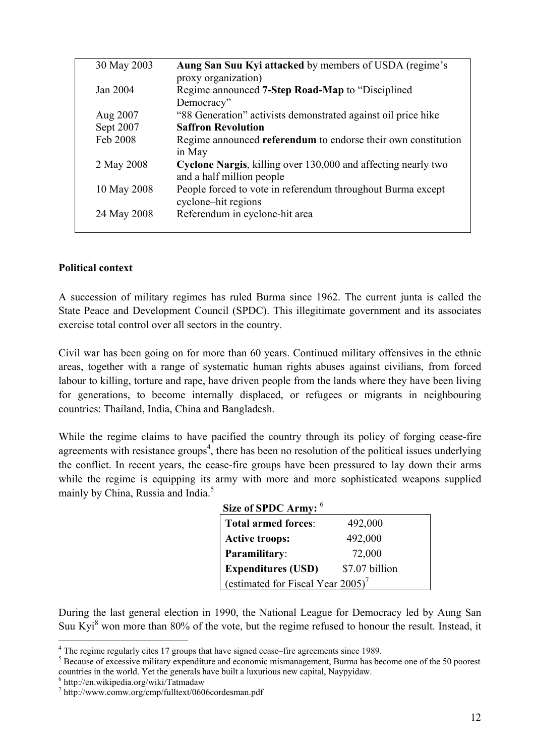| | |
|---|---|
| 30 May 2003 | **Aung San Suu Kyi attacked** by members of USDA (regime's proxy organization) |
| Jan 2004 | Regime announced **7-Step Road-Map** to "Disciplined Democracy" |
| Aug 2007 | "88 Generation" activists demonstrated against oil price hike |
| Sept 2007 | **Saffron Revolution** |
| Feb 2008 | Regime announced **referendum** to endorse their own constitution in May |
| 2 May 2008 | **Cyclone Nargis**, killing over 130,000 and affecting nearly two and a half million people |
| 10 May 2008 | People forced to vote in referendum throughout Burma except cyclone–hit regions |
| 24 May 2008 | Referendum in cyclone-hit area |

**Political context**

A succession of military regimes has ruled Burma since 1962. The current junta is called the State Peace and Development Council (SPDC). This illegitimate government and its associates exercise total control over all sectors in the country.

Civil war has been going on for more than 60 years. Continued military offensives in the ethnic areas, together with a range of systematic human rights abuses against civilians, from forced labour to killing, torture and rape, have driven people from the lands where they have been living for generations, to become internally displaced, or refugees or migrants in neighbouring countries: Thailand, India, China and Bangladesh.

While the regime claims to have pacified the country through its policy of forging cease-fire agreements with resistance groups[4], there has been no resolution of the political issues underlying the conflict. In recent years, the cease-fire groups have been pressured to lay down their arms while the regime is equipping its army with more and more sophisticated weapons supplied mainly by China, Russia and India.[5]

**Size of SPDC Army:** [6]

| | |
|---|---|
| **Total armed forces**: | 492,000 |
| **Active troops:** | 492,000 |
| **Paramilitary**: | 72,000 |
| **Expenditures (USD)** | $7.07 billion |
| (estimated for Fiscal Year 2005)[7] | |

During the last general election in 1990, the National League for Democracy led by Aung San Suu Kyi[8] won more than 80% of the vote, but the regime refused to honour the result. Instead, it

[4] The regime regularly cites 17 groups that have signed cease–fire agreements since 1989.

[5] Because of excessive military expenditure and economic mismanagement, Burma has become one of the 50 poorest countries in the world. Yet the generals have built a luxurious new capital, Naypyidaw.

[6] http://en.wikipedia.org/wiki/Tatmadaw

[7] http://www.comw.org/cmp/fulltext/0606cordesman.pdf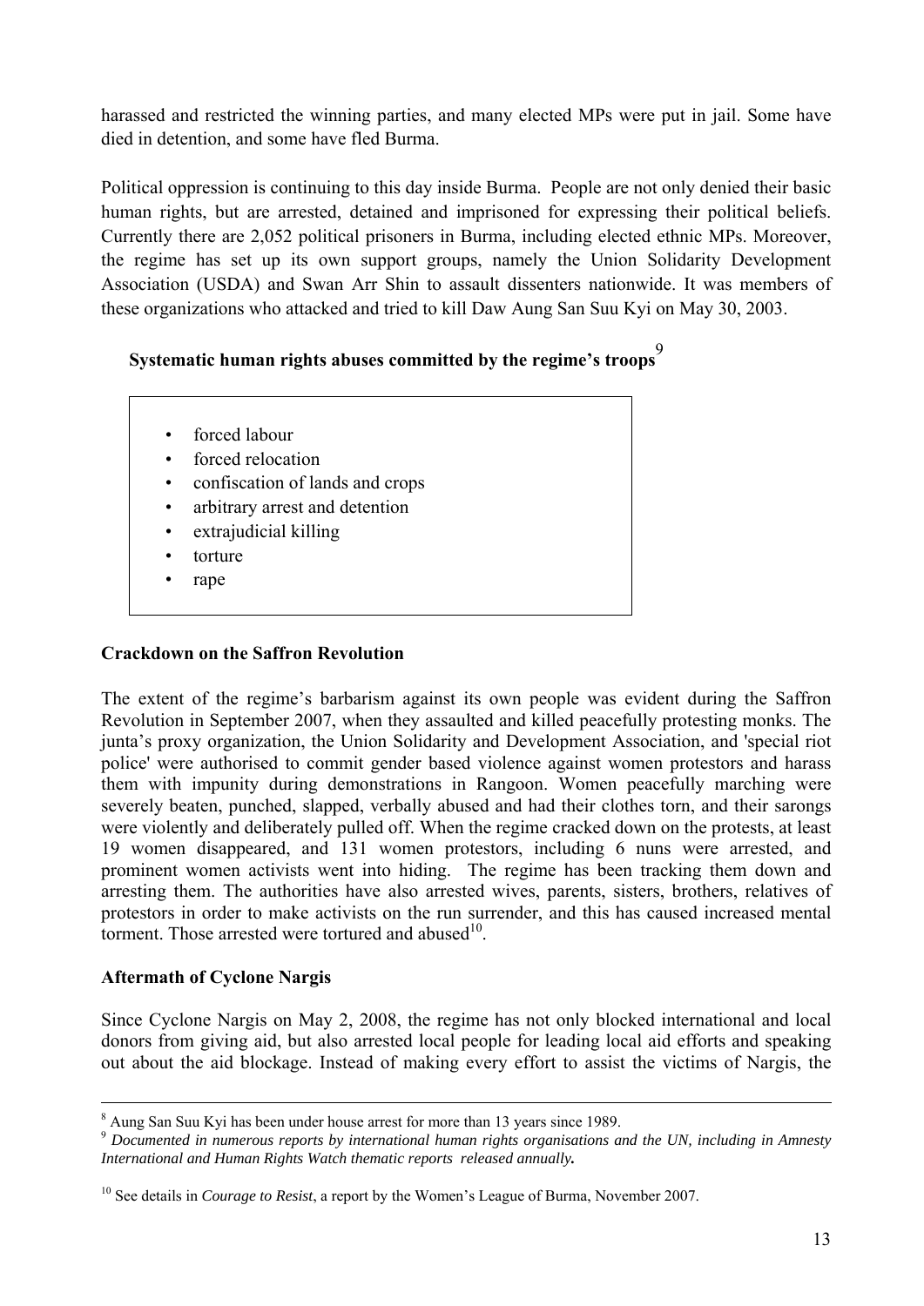harassed and restricted the winning parties, and many elected MPs were put in jail. Some have died in detention, and some have fled Burma.

Political oppression is continuing to this day inside Burma. People are not only denied their basic human rights, but are arrested, detained and imprisoned for expressing their political beliefs. Currently there are 2,052 political prisoners in Burma, including elected ethnic MPs. Moreover, the regime has set up its own support groups, namely the Union Solidarity Development Association (USDA) and Swan Arr Shin to assault dissenters nationwide. It was members of these organizations who attacked and tried to kill Daw Aung San Suu Kyi on May 30, 2003.

**Systematic human rights abuses committed by the regime's troops**[9]

- forced labour
- forced relocation
- confiscation of lands and crops
- arbitrary arrest and detention
- extrajudicial killing
- torture
- rape

**Crackdown on the Saffron Revolution**

The extent of the regime's barbarism against its own people was evident during the Saffron Revolution in September 2007, when they assaulted and killed peacefully protesting monks. The junta's proxy organization, the Union Solidarity and Development Association, and 'special riot police' were authorised to commit gender based violence against women protestors and harass them with impunity during demonstrations in Rangoon. Women peacefully marching were severely beaten, punched, slapped, verbally abused and had their clothes torn, and their sarongs were violently and deliberately pulled off. When the regime cracked down on the protests, at least 19 women disappeared, and 131 women protestors, including 6 nuns were arrested, and prominent women activists went into hiding. The regime has been tracking them down and arresting them. The authorities have also arrested wives, parents, sisters, brothers, relatives of protestors in order to make activists on the run surrender, and this has caused increased mental torment. Those arrested were tortured and abused[10].

**Aftermath of Cyclone Nargis**

Since Cyclone Nargis on May 2, 2008, the regime has not only blocked international and local donors from giving aid, but also arrested local people for leading local aid efforts and speaking out about the aid blockage. Instead of making every effort to assist the victims of Nargis, the

---

[8] Aung San Suu Kyi has been under house arrest for more than 13 years since 1989.

[9] *Documented in numerous reports by international human rights organisations and the UN, including in Amnesty International and Human Rights Watch thematic reports released annually.*

[10] See details in *Courage to Resist*, a report by the Women's League of Burma, November 2007.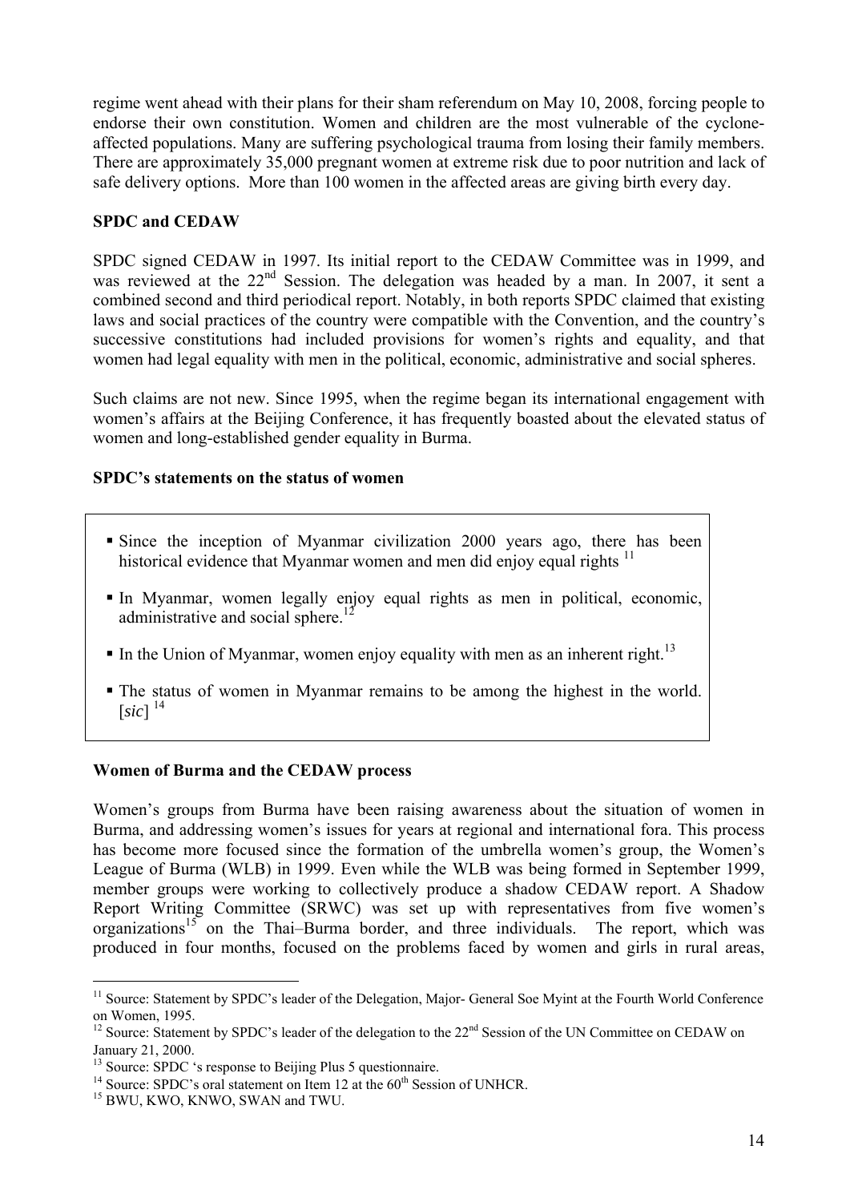regime went ahead with their plans for their sham referendum on May 10, 2008, forcing people to endorse their own constitution. Women and children are the most vulnerable of the cyclone-affected populations. Many are suffering psychological trauma from losing their family members. There are approximately 35,000 pregnant women at extreme risk due to poor nutrition and lack of safe delivery options. More than 100 women in the affected areas are giving birth every day.

**SPDC and CEDAW**

SPDC signed CEDAW in 1997. Its initial report to the CEDAW Committee was in 1999, and was reviewed at the 22nd Session. The delegation was headed by a man. In 2007, it sent a combined second and third periodical report. Notably, in both reports SPDC claimed that existing laws and social practices of the country were compatible with the Convention, and the country's successive constitutions had included provisions for women's rights and equality, and that women had legal equality with men in the political, economic, administrative and social spheres.

Such claims are not new. Since 1995, when the regime began its international engagement with women's affairs at the Beijing Conference, it has frequently boasted about the elevated status of women and long-established gender equality in Burma.

**SPDC's statements on the status of women**

- Since the inception of Myanmar civilization 2000 years ago, there has been historical evidence that Myanmar women and men did enjoy equal rights [11]
- In Myanmar, women legally enjoy equal rights as men in political, economic, administrative and social sphere.[12]
- In the Union of Myanmar, women enjoy equality with men as an inherent right.[13]
- The status of women in Myanmar remains to be among the highest in the world. [*sic*] [14]

**Women of Burma and the CEDAW process**

Women's groups from Burma have been raising awareness about the situation of women in Burma, and addressing women's issues for years at regional and international fora. This process has become more focused since the formation of the umbrella women's group, the Women's League of Burma (WLB) in 1999. Even while the WLB was being formed in September 1999, member groups were working to collectively produce a shadow CEDAW report. A Shadow Report Writing Committee (SRWC) was set up with representatives from five women's organizations[15] on the Thai–Burma border, and three individuals. The report, which was produced in four months, focused on the problems faced by women and girls in rural areas,

---

[11] Source: Statement by SPDC's leader of the Delegation, Major- General Soe Myint at the Fourth World Conference on Women, 1995.

[12] Source: Statement by SPDC's leader of the delegation to the 22nd Session of the UN Committee on CEDAW on January 21, 2000.

[13] Source: SPDC 's response to Beijing Plus 5 questionnaire.

[14] Source: SPDC's oral statement on Item 12 at the 60th Session of UNHCR.

[15] BWU, KWO, KNWO, SWAN and TWU.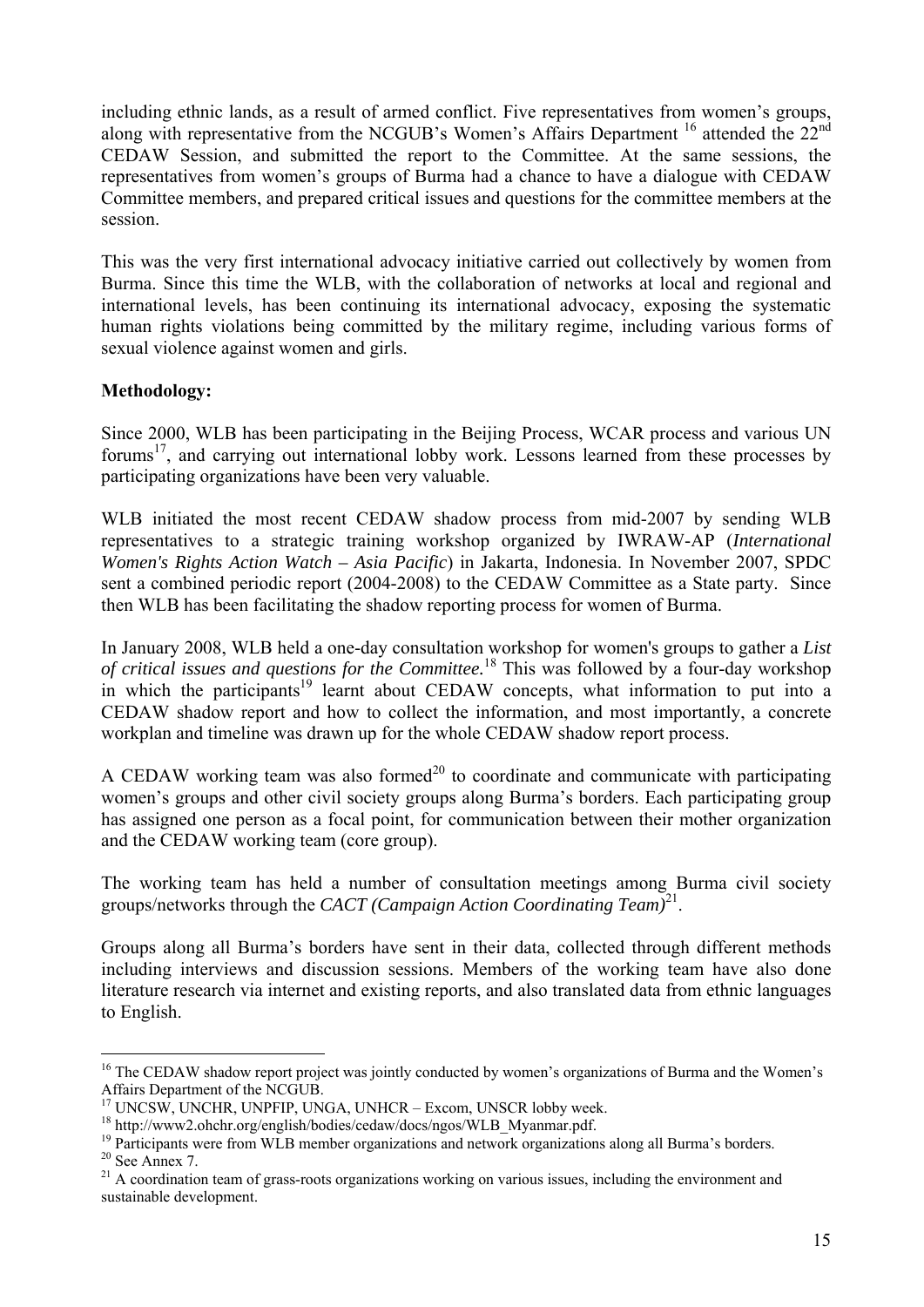including ethnic lands, as a result of armed conflict. Five representatives from women's groups, along with representative from the NCGUB's Women's Affairs Department [16] attended the 22nd CEDAW Session, and submitted the report to the Committee. At the same sessions, the representatives from women's groups of Burma had a chance to have a dialogue with CEDAW Committee members, and prepared critical issues and questions for the committee members at the session.

This was the very first international advocacy initiative carried out collectively by women from Burma. Since this time the WLB, with the collaboration of networks at local and regional and international levels, has been continuing its international advocacy, exposing the systematic human rights violations being committed by the military regime, including various forms of sexual violence against women and girls.

**Methodology:**

Since 2000, WLB has been participating in the Beijing Process, WCAR process and various UN forums[17], and carrying out international lobby work. Lessons learned from these processes by participating organizations have been very valuable.

WLB initiated the most recent CEDAW shadow process from mid-2007 by sending WLB representatives to a strategic training workshop organized by IWRAW-AP (*International Women's Rights Action Watch – Asia Pacific*) in Jakarta, Indonesia. In November 2007, SPDC sent a combined periodic report (2004-2008) to the CEDAW Committee as a State party. Since then WLB has been facilitating the shadow reporting process for women of Burma.

In January 2008, WLB held a one-day consultation workshop for women's groups to gather a *List of critical issues and questions for the Committee.*[18] This was followed by a four-day workshop in which the participants[19] learnt about CEDAW concepts, what information to put into a CEDAW shadow report and how to collect the information, and most importantly, a concrete workplan and timeline was drawn up for the whole CEDAW shadow report process.

A CEDAW working team was also formed[20] to coordinate and communicate with participating women's groups and other civil society groups along Burma's borders. Each participating group has assigned one person as a focal point, for communication between their mother organization and the CEDAW working team (core group).

The working team has held a number of consultation meetings among Burma civil society groups/networks through the *CACT (Campaign Action Coordinating Team)*[21].

Groups along all Burma's borders have sent in their data, collected through different methods including interviews and discussion sessions. Members of the working team have also done literature research via internet and existing reports, and also translated data from ethnic languages to English.

---

[16] The CEDAW shadow report project was jointly conducted by women's organizations of Burma and the Women's Affairs Department of the NCGUB.

[17] UNCSW, UNCHR, UNPFIP, UNGA, UNHCR – Excom, UNSCR lobby week.

[18] http://www2.ohchr.org/english/bodies/cedaw/docs/ngos/WLB_Myanmar.pdf.

[19] Participants were from WLB member organizations and network organizations along all Burma's borders.

[20] See Annex 7.

[21] A coordination team of grass-roots organizations working on various issues, including the environment and sustainable development.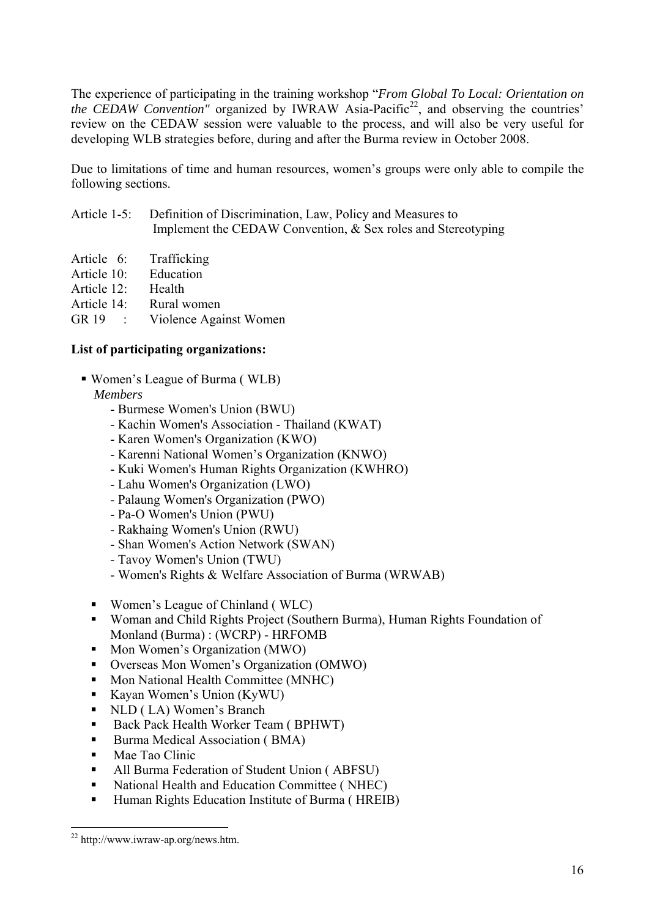The experience of participating in the training workshop "*From Global To Local: Orientation on the CEDAW Convention"* organized by IWRAW Asia-Pacific[22], and observing the countries' review on the CEDAW session were valuable to the process, and will also be very useful for developing WLB strategies before, during and after the Burma review in October 2008.

Due to limitations of time and human resources, women's groups were only able to compile the following sections.

Article 1-5: Definition of Discrimination, Law, Policy and Measures to Implement the CEDAW Convention, & Sex roles and Stereotyping

Article 6: Trafficking
Article 10: Education
Article 12: Health
Article 14: Rural women
GR 19 : Violence Against Women

**List of participating organizations:**

- Women's League of Burma ( WLB)
  *Members*
  - Burmese Women's Union (BWU)
  - Kachin Women's Association - Thailand (KWAT)
  - Karen Women's Organization (KWO)
  - Karenni National Women's Organization (KNWO)
  - Kuki Women's Human Rights Organization (KWHRO)
  - Lahu Women's Organization (LWO)
  - Palaung Women's Organization (PWO)
  - Pa-O Women's Union (PWU)
  - Rakhaing Women's Union (RWU)
  - Shan Women's Action Network (SWAN)
  - Tavoy Women's Union (TWU)
  - Women's Rights & Welfare Association of Burma (WRWAB)
- Women's League of Chinland ( WLC)
- Woman and Child Rights Project (Southern Burma), Human Rights Foundation of Monland (Burma) : (WCRP) - HRFOMB
- Mon Women's Organization (MWO)
- Overseas Mon Women's Organization (OMWO)
- Mon National Health Committee (MNHC)
- Kayan Women's Union (KyWU)
- NLD ( LA) Women's Branch
- Back Pack Health Worker Team ( BPHWT)
- Burma Medical Association ( BMA)
- Mae Tao Clinic
- All Burma Federation of Student Union ( ABFSU)
- National Health and Education Committee ( NHEC)
- Human Rights Education Institute of Burma ( HREIB)

[22] http://www.iwraw-ap.org/news.htm.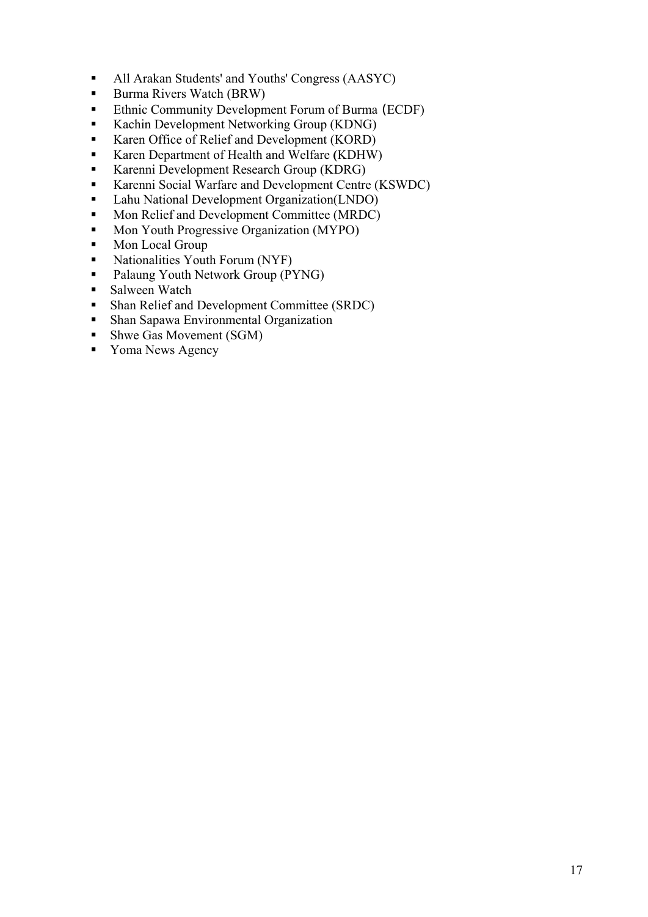- All Arakan Students' and Youths' Congress (AASYC)
- Burma Rivers Watch (BRW)
- Ethnic Community Development Forum of Burma (ECDF)
- Kachin Development Networking Group (KDNG)
- Karen Office of Relief and Development (KORD)
- Karen Department of Health and Welfare (KDHW)
- Karenni Development Research Group (KDRG)
- Karenni Social Warfare and Development Centre (KSWDC)
- Lahu National Development Organization(LNDO)
- Mon Relief and Development Committee (MRDC)
- Mon Youth Progressive Organization (MYPO)
- Mon Local Group
- Nationalities Youth Forum (NYF)
- Palaung Youth Network Group (PYNG)
- Salween Watch
- Shan Relief and Development Committee (SRDC)
- Shan Sapawa Environmental Organization
- Shwe Gas Movement (SGM)
- Yoma News Agency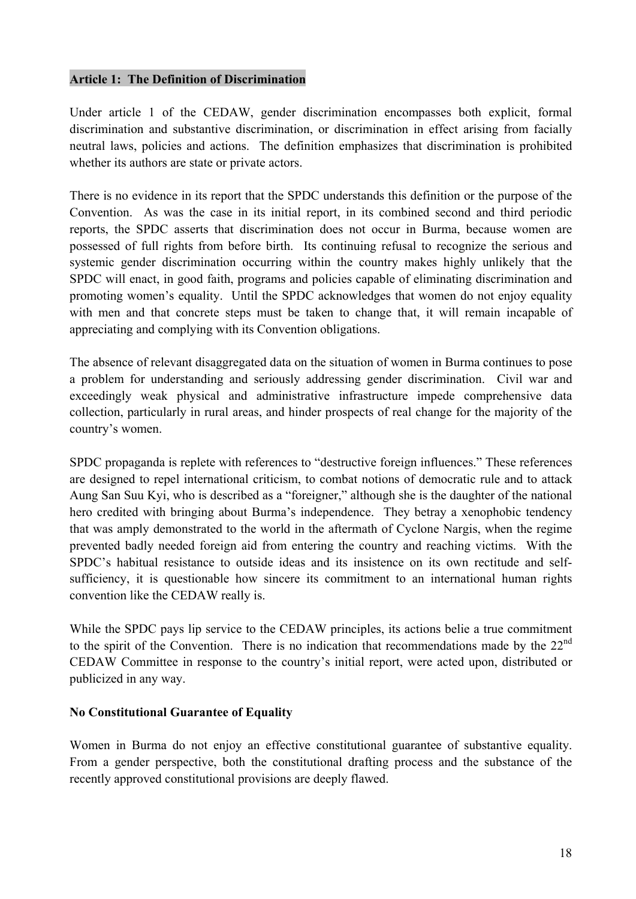**Article 1: The Definition of Discrimination**

Under article 1 of the CEDAW, gender discrimination encompasses both explicit, formal discrimination and substantive discrimination, or discrimination in effect arising from facially neutral laws, policies and actions. The definition emphasizes that discrimination is prohibited whether its authors are state or private actors.

There is no evidence in its report that the SPDC understands this definition or the purpose of the Convention. As was the case in its initial report, in its combined second and third periodic reports, the SPDC asserts that discrimination does not occur in Burma, because women are possessed of full rights from before birth. Its continuing refusal to recognize the serious and systemic gender discrimination occurring within the country makes highly unlikely that the SPDC will enact, in good faith, programs and policies capable of eliminating discrimination and promoting women's equality. Until the SPDC acknowledges that women do not enjoy equality with men and that concrete steps must be taken to change that, it will remain incapable of appreciating and complying with its Convention obligations.

The absence of relevant disaggregated data on the situation of women in Burma continues to pose a problem for understanding and seriously addressing gender discrimination. Civil war and exceedingly weak physical and administrative infrastructure impede comprehensive data collection, particularly in rural areas, and hinder prospects of real change for the majority of the country's women.

SPDC propaganda is replete with references to "destructive foreign influences." These references are designed to repel international criticism, to combat notions of democratic rule and to attack Aung San Suu Kyi, who is described as a "foreigner," although she is the daughter of the national hero credited with bringing about Burma's independence. They betray a xenophobic tendency that was amply demonstrated to the world in the aftermath of Cyclone Nargis, when the regime prevented badly needed foreign aid from entering the country and reaching victims. With the SPDC's habitual resistance to outside ideas and its insistence on its own rectitude and self-sufficiency, it is questionable how sincere its commitment to an international human rights convention like the CEDAW really is.

While the SPDC pays lip service to the CEDAW principles, its actions belie a true commitment to the spirit of the Convention. There is no indication that recommendations made by the 22nd CEDAW Committee in response to the country's initial report, were acted upon, distributed or publicized in any way.

**No Constitutional Guarantee of Equality**

Women in Burma do not enjoy an effective constitutional guarantee of substantive equality. From a gender perspective, both the constitutional drafting process and the substance of the recently approved constitutional provisions are deeply flawed.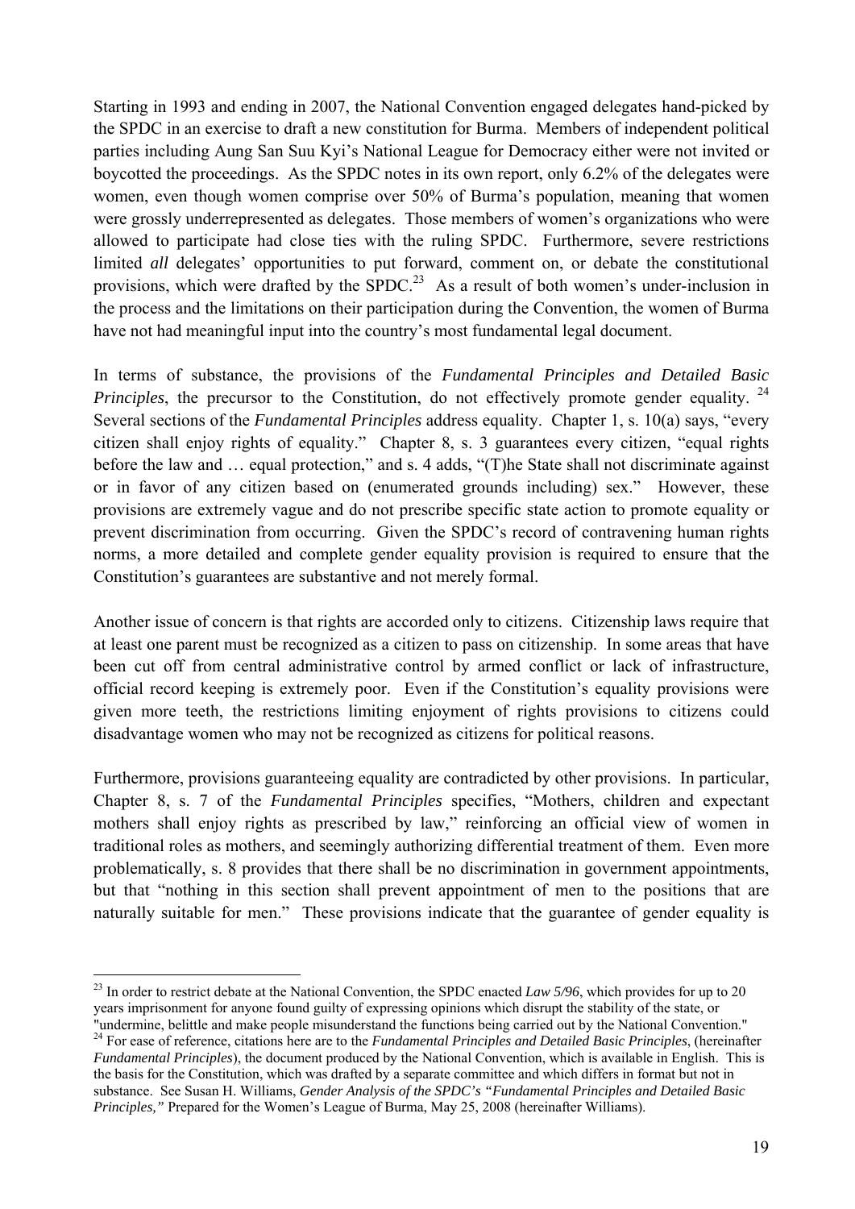Starting in 1993 and ending in 2007, the National Convention engaged delegates hand-picked by the SPDC in an exercise to draft a new constitution for Burma. Members of independent political parties including Aung San Suu Kyi's National League for Democracy either were not invited or boycotted the proceedings. As the SPDC notes in its own report, only 6.2% of the delegates were women, even though women comprise over 50% of Burma's population, meaning that women were grossly underrepresented as delegates. Those members of women's organizations who were allowed to participate had close ties with the ruling SPDC. Furthermore, severe restrictions limited *all* delegates' opportunities to put forward, comment on, or debate the constitutional provisions, which were drafted by the SPDC.[23] As a result of both women's under-inclusion in the process and the limitations on their participation during the Convention, the women of Burma have not had meaningful input into the country's most fundamental legal document.

In terms of substance, the provisions of the *Fundamental Principles and Detailed Basic Principles*, the precursor to the Constitution, do not effectively promote gender equality.[24] Several sections of the *Fundamental Principles* address equality. Chapter 1, s. 10(a) says, "every citizen shall enjoy rights of equality." Chapter 8, s. 3 guarantees every citizen, "equal rights before the law and … equal protection," and s. 4 adds, "(T)he State shall not discriminate against or in favor of any citizen based on (enumerated grounds including) sex." However, these provisions are extremely vague and do not prescribe specific state action to promote equality or prevent discrimination from occurring. Given the SPDC's record of contravening human rights norms, a more detailed and complete gender equality provision is required to ensure that the Constitution's guarantees are substantive and not merely formal.

Another issue of concern is that rights are accorded only to citizens. Citizenship laws require that at least one parent must be recognized as a citizen to pass on citizenship. In some areas that have been cut off from central administrative control by armed conflict or lack of infrastructure, official record keeping is extremely poor. Even if the Constitution's equality provisions were given more teeth, the restrictions limiting enjoyment of rights provisions to citizens could disadvantage women who may not be recognized as citizens for political reasons.

Furthermore, provisions guaranteeing equality are contradicted by other provisions. In particular, Chapter 8, s. 7 of the *Fundamental Principles* specifies, "Mothers, children and expectant mothers shall enjoy rights as prescribed by law," reinforcing an official view of women in traditional roles as mothers, and seemingly authorizing differential treatment of them. Even more problematically, s. 8 provides that there shall be no discrimination in government appointments, but that "nothing in this section shall prevent appointment of men to the positions that are naturally suitable for men." These provisions indicate that the guarantee of gender equality is

---

[23] In order to restrict debate at the National Convention, the SPDC enacted *Law 5/96*, which provides for up to 20 years imprisonment for anyone found guilty of expressing opinions which disrupt the stability of the state, or "undermine, belittle and make people misunderstand the functions being carried out by the National Convention."

[24] For ease of reference, citations here are to the *Fundamental Principles and Detailed Basic Principles*, (hereinafter *Fundamental Principles*), the document produced by the National Convention, which is available in English. This is the basis for the Constitution, which was drafted by a separate committee and which differs in format but not in substance. See Susan H. Williams, *Gender Analysis of the SPDC's "Fundamental Principles and Detailed Basic Principles,"* Prepared for the Women's League of Burma, May 25, 2008 (hereinafter Williams).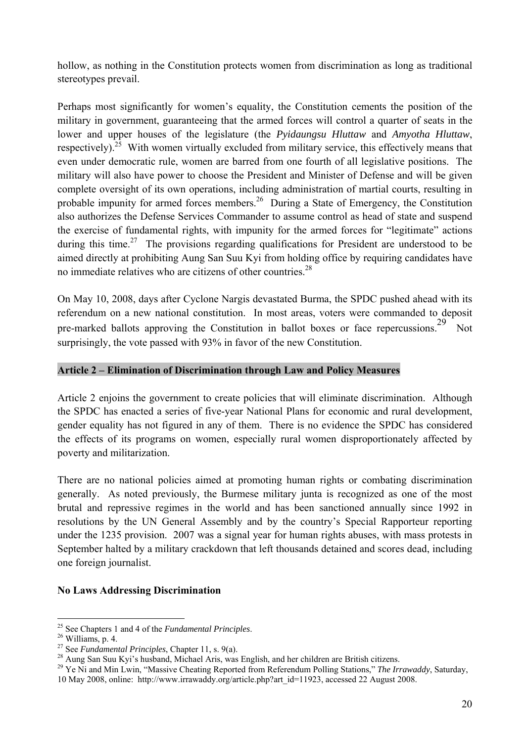hollow, as nothing in the Constitution protects women from discrimination as long as traditional stereotypes prevail.

Perhaps most significantly for women's equality, the Constitution cements the position of the military in government, guaranteeing that the armed forces will control a quarter of seats in the lower and upper houses of the legislature (the *Pyidaungsu Hluttaw* and *Amyotha Hluttaw*, respectively).[25] With women virtually excluded from military service, this effectively means that even under democratic rule, women are barred from one fourth of all legislative positions. The military will also have power to choose the President and Minister of Defense and will be given complete oversight of its own operations, including administration of martial courts, resulting in probable impunity for armed forces members.[26] During a State of Emergency, the Constitution also authorizes the Defense Services Commander to assume control as head of state and suspend the exercise of fundamental rights, with impunity for the armed forces for "legitimate" actions during this time.[27] The provisions regarding qualifications for President are understood to be aimed directly at prohibiting Aung San Suu Kyi from holding office by requiring candidates have no immediate relatives who are citizens of other countries.[28]

On May 10, 2008, days after Cyclone Nargis devastated Burma, the SPDC pushed ahead with its referendum on a new national constitution. In most areas, voters were commanded to deposit pre-marked ballots approving the Constitution in ballot boxes or face repercussions.[29] Not surprisingly, the vote passed with 93% in favor of the new Constitution.

### Article 2 – Elimination of Discrimination through Law and Policy Measures

Article 2 enjoins the government to create policies that will eliminate discrimination. Although the SPDC has enacted a series of five-year National Plans for economic and rural development, gender equality has not figured in any of them. There is no evidence the SPDC has considered the effects of its programs on women, especially rural women disproportionately affected by poverty and militarization.

There are no national policies aimed at promoting human rights or combating discrimination generally. As noted previously, the Burmese military junta is recognized as one of the most brutal and repressive regimes in the world and has been sanctioned annually since 1992 in resolutions by the UN General Assembly and by the country's Special Rapporteur reporting under the 1235 provision. 2007 was a signal year for human rights abuses, with mass protests in September halted by a military crackdown that left thousands detained and scores dead, including one foreign journalist.

**No Laws Addressing Discrimination**

---

[25] See Chapters 1 and 4 of the *Fundamental Principles*.

[26] Williams, p. 4.

[27] See *Fundamental Principles*, Chapter 11, s. 9(a).

[28] Aung San Suu Kyi's husband, Michael Aris, was English, and her children are British citizens.

[29] Ye Ni and Min Lwin, "Massive Cheating Reported from Referendum Polling Stations," *The Irrawaddy*, Saturday, 10 May 2008, online: http://www.irrawaddy.org/article.php?art_id=11923, accessed 22 August 2008.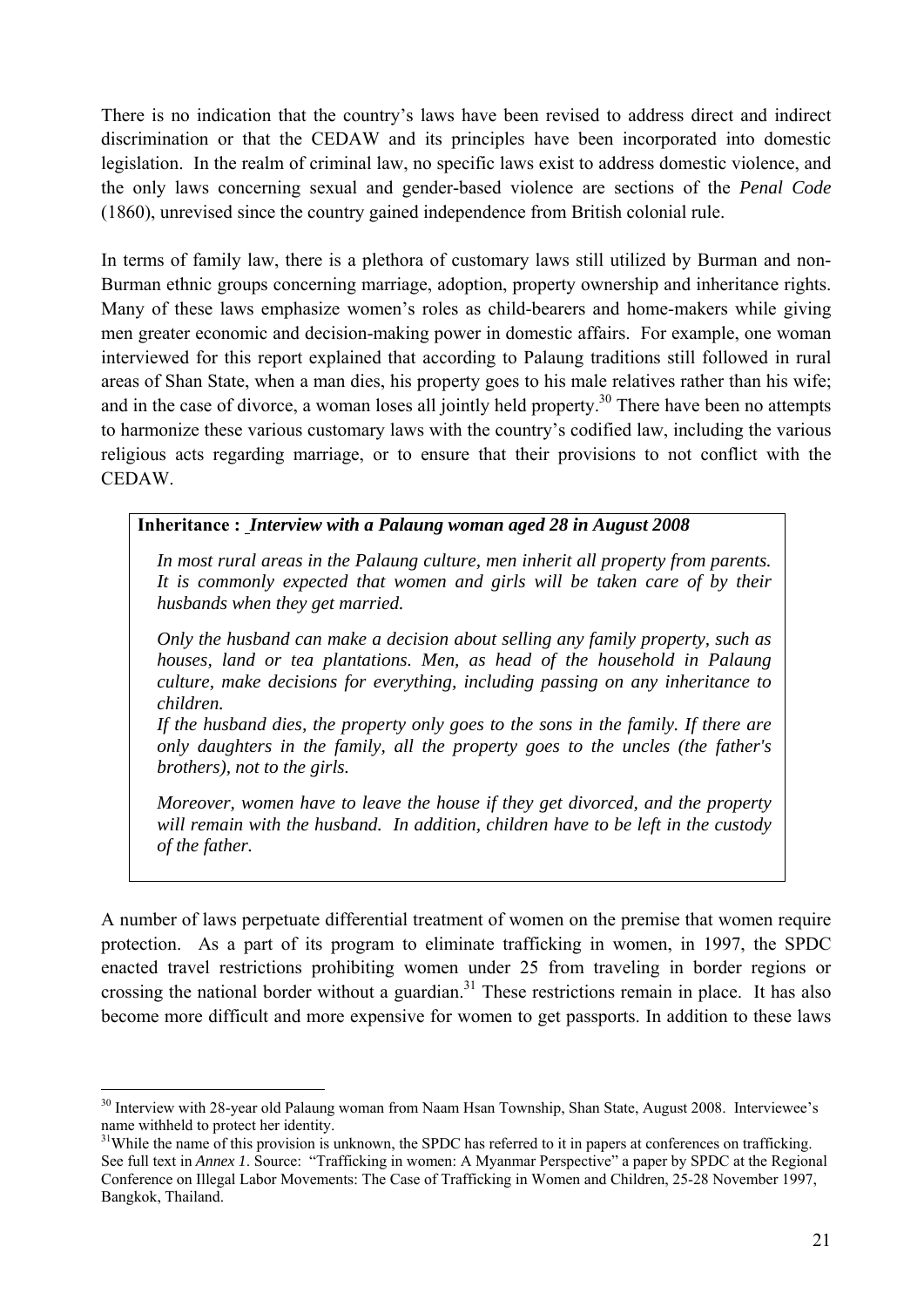There is no indication that the country's laws have been revised to address direct and indirect discrimination or that the CEDAW and its principles have been incorporated into domestic legislation. In the realm of criminal law, no specific laws exist to address domestic violence, and the only laws concerning sexual and gender-based violence are sections of the *Penal Code* (1860), unrevised since the country gained independence from British colonial rule.

In terms of family law, there is a plethora of customary laws still utilized by Burman and non-Burman ethnic groups concerning marriage, adoption, property ownership and inheritance rights. Many of these laws emphasize women's roles as child-bearers and home-makers while giving men greater economic and decision-making power in domestic affairs. For example, one woman interviewed for this report explained that according to Palaung traditions still followed in rural areas of Shan State, when a man dies, his property goes to his male relatives rather than his wife; and in the case of divorce, a woman loses all jointly held property.[30] There have been no attempts to harmonize these various customary laws with the country's codified law, including the various religious acts regarding marriage, or to ensure that their provisions to not conflict with the CEDAW.

> **Inheritance :** ***Interview with a Palaung woman aged 28 in August 2008***
>
> *In most rural areas in the Palaung culture, men inherit all property from parents. It is commonly expected that women and girls will be taken care of by their husbands when they get married.*
>
> *Only the husband can make a decision about selling any family property, such as houses, land or tea plantations. Men, as head of the household in Palaung culture, make decisions for everything, including passing on any inheritance to children.*
>
> *If the husband dies, the property only goes to the sons in the family. If there are only daughters in the family, all the property goes to the uncles (the father's brothers), not to the girls.*
>
> *Moreover, women have to leave the house if they get divorced, and the property will remain with the husband. In addition, children have to be left in the custody of the father.*

A number of laws perpetuate differential treatment of women on the premise that women require protection. As a part of its program to eliminate trafficking in women, in 1997, the SPDC enacted travel restrictions prohibiting women under 25 from traveling in border regions or crossing the national border without a guardian.[31] These restrictions remain in place. It has also become more difficult and more expensive for women to get passports. In addition to these laws

---

[30] Interview with 28-year old Palaung woman from Naam Hsan Township, Shan State, August 2008. Interviewee's name withheld to protect her identity.

[31] While the name of this provision is unknown, the SPDC has referred to it in papers at conferences on trafficking. See full text in *Annex 1*. Source: "Trafficking in women: A Myanmar Perspective" a paper by SPDC at the Regional Conference on Illegal Labor Movements: The Case of Trafficking in Women and Children, 25-28 November 1997, Bangkok, Thailand.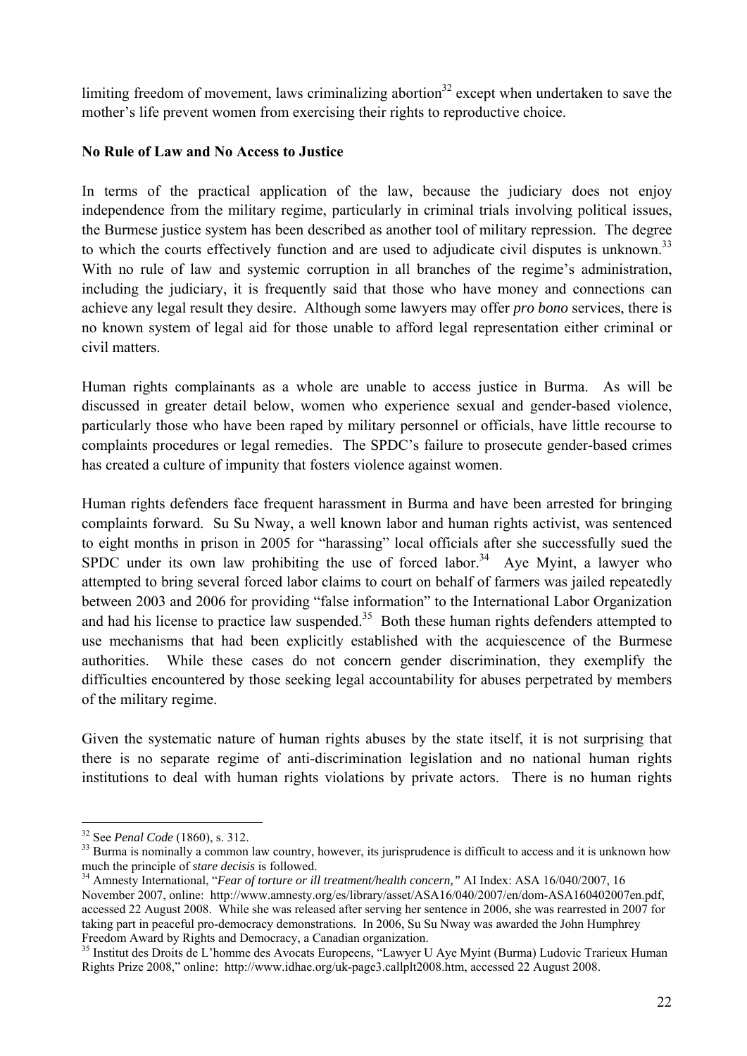limiting freedom of movement, laws criminalizing abortion[32] except when undertaken to save the mother's life prevent women from exercising their rights to reproductive choice.

**No Rule of Law and No Access to Justice**

In terms of the practical application of the law, because the judiciary does not enjoy independence from the military regime, particularly in criminal trials involving political issues, the Burmese justice system has been described as another tool of military repression. The degree to which the courts effectively function and are used to adjudicate civil disputes is unknown.[33] With no rule of law and systemic corruption in all branches of the regime's administration, including the judiciary, it is frequently said that those who have money and connections can achieve any legal result they desire. Although some lawyers may offer *pro bono* services, there is no known system of legal aid for those unable to afford legal representation either criminal or civil matters.

Human rights complainants as a whole are unable to access justice in Burma. As will be discussed in greater detail below, women who experience sexual and gender-based violence, particularly those who have been raped by military personnel or officials, have little recourse to complaints procedures or legal remedies. The SPDC's failure to prosecute gender-based crimes has created a culture of impunity that fosters violence against women.

Human rights defenders face frequent harassment in Burma and have been arrested for bringing complaints forward. Su Su Nway, a well known labor and human rights activist, was sentenced to eight months in prison in 2005 for "harassing" local officials after she successfully sued the SPDC under its own law prohibiting the use of forced labor.[34] Aye Myint, a lawyer who attempted to bring several forced labor claims to court on behalf of farmers was jailed repeatedly between 2003 and 2006 for providing "false information" to the International Labor Organization and had his license to practice law suspended.[35] Both these human rights defenders attempted to use mechanisms that had been explicitly established with the acquiescence of the Burmese authorities. While these cases do not concern gender discrimination, they exemplify the difficulties encountered by those seeking legal accountability for abuses perpetrated by members of the military regime.

Given the systematic nature of human rights abuses by the state itself, it is not surprising that there is no separate regime of anti-discrimination legislation and no national human rights institutions to deal with human rights violations by private actors. There is no human rights

---

[32] See *Penal Code* (1860), s. 312.

[33] Burma is nominally a common law country, however, its jurisprudence is difficult to access and it is unknown how much the principle of *stare decisis* is followed.

[34] Amnesty International, "*Fear of torture or ill treatment/health concern,*" AI Index: ASA 16/040/2007, 16 November 2007, online: http://www.amnesty.org/es/library/asset/ASA16/040/2007/en/dom-ASA160402007en.pdf, accessed 22 August 2008. While she was released after serving her sentence in 2006, she was rearrested in 2007 for taking part in peaceful pro-democracy demonstrations. In 2006, Su Su Nway was awarded the John Humphrey Freedom Award by Rights and Democracy, a Canadian organization.

[35] Institut des Droits de L'homme des Avocats Europeens, "Lawyer U Aye Myint (Burma) Ludovic Trarieux Human Rights Prize 2008," online: http://www.idhae.org/uk-page3.callplt2008.htm, accessed 22 August 2008.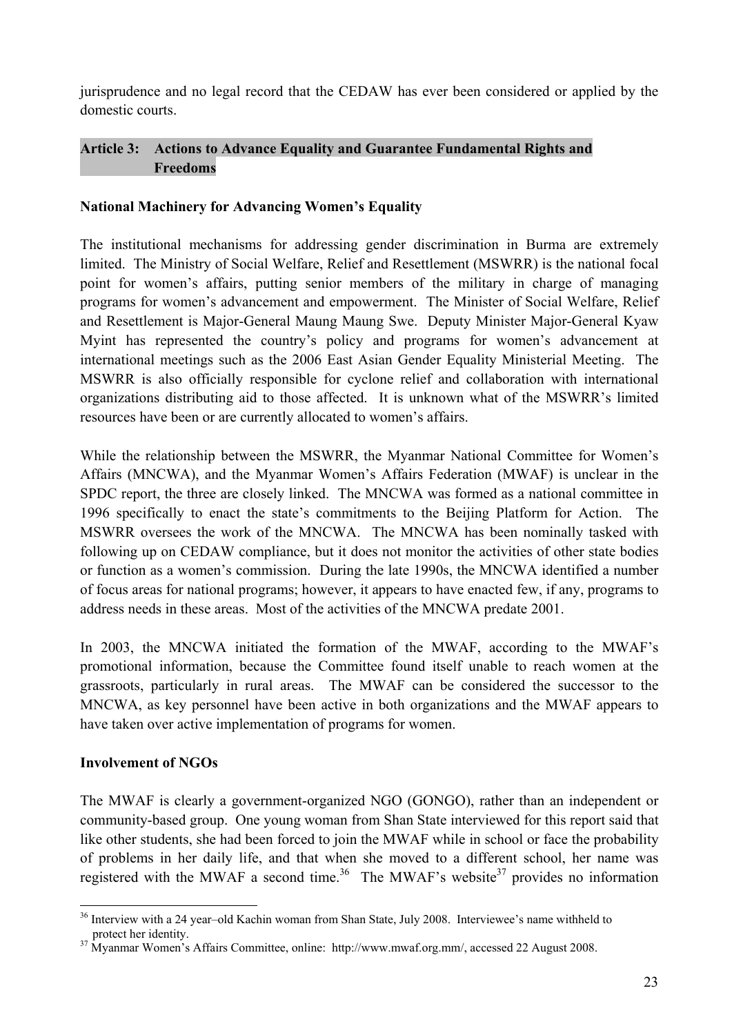jurisprudence and no legal record that the CEDAW has ever been considered or applied by the domestic courts.

## Article 3: Actions to Advance Equality and Guarantee Fundamental Rights and Freedoms

### National Machinery for Advancing Women's Equality

The institutional mechanisms for addressing gender discrimination in Burma are extremely limited. The Ministry of Social Welfare, Relief and Resettlement (MSWRR) is the national focal point for women's affairs, putting senior members of the military in charge of managing programs for women's advancement and empowerment. The Minister of Social Welfare, Relief and Resettlement is Major-General Maung Maung Swe. Deputy Minister Major-General Kyaw Myint has represented the country's policy and programs for women's advancement at international meetings such as the 2006 East Asian Gender Equality Ministerial Meeting. The MSWRR is also officially responsible for cyclone relief and collaboration with international organizations distributing aid to those affected. It is unknown what of the MSWRR's limited resources have been or are currently allocated to women's affairs.

While the relationship between the MSWRR, the Myanmar National Committee for Women's Affairs (MNCWA), and the Myanmar Women's Affairs Federation (MWAF) is unclear in the SPDC report, the three are closely linked. The MNCWA was formed as a national committee in 1996 specifically to enact the state's commitments to the Beijing Platform for Action. The MSWRR oversees the work of the MNCWA. The MNCWA has been nominally tasked with following up on CEDAW compliance, but it does not monitor the activities of other state bodies or function as a women's commission. During the late 1990s, the MNCWA identified a number of focus areas for national programs; however, it appears to have enacted few, if any, programs to address needs in these areas. Most of the activities of the MNCWA predate 2001.

In 2003, the MNCWA initiated the formation of the MWAF, according to the MWAF's promotional information, because the Committee found itself unable to reach women at the grassroots, particularly in rural areas. The MWAF can be considered the successor to the MNCWA, as key personnel have been active in both organizations and the MWAF appears to have taken over active implementation of programs for women.

### Involvement of NGOs

The MWAF is clearly a government-organized NGO (GONGO), rather than an independent or community-based group. One young woman from Shan State interviewed for this report said that like other students, she had been forced to join the MWAF while in school or face the probability of problems in her daily life, and that when she moved to a different school, her name was registered with the MWAF a second time.[36] The MWAF's website[37] provides no information

---

[36] Interview with a 24 year–old Kachin woman from Shan State, July 2008. Interviewee's name withheld to protect her identity.

[37] Myanmar Women's Affairs Committee, online: http://www.mwaf.org.mm/, accessed 22 August 2008.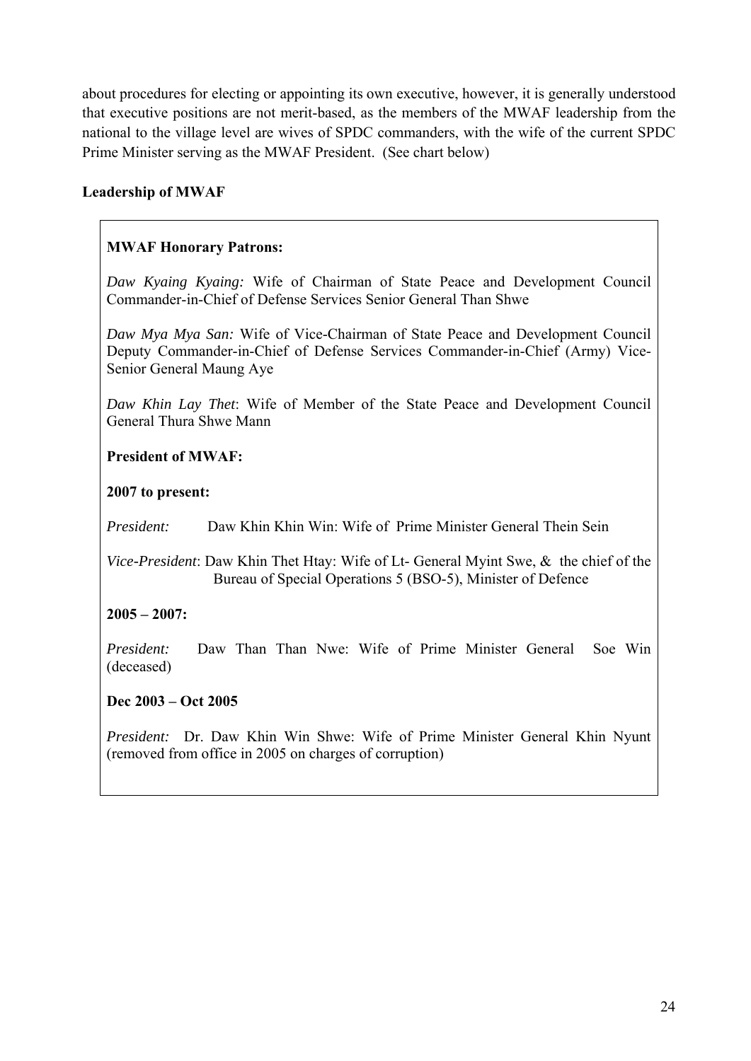about procedures for electing or appointing its own executive, however, it is generally understood that executive positions are not merit-based, as the members of the MWAF leadership from the national to the village level are wives of SPDC commanders, with the wife of the current SPDC Prime Minister serving as the MWAF President. (See chart below)

**Leadership of MWAF**

**MWAF Honorary Patrons:**

*Daw Kyaing Kyaing:* Wife of Chairman of State Peace and Development Council Commander-in-Chief of Defense Services Senior General Than Shwe

*Daw Mya Mya San:* Wife of Vice-Chairman of State Peace and Development Council Deputy Commander-in-Chief of Defense Services Commander-in-Chief (Army) Vice-Senior General Maung Aye

*Daw Khin Lay Thet*: Wife of Member of the State Peace and Development Council General Thura Shwe Mann

**President of MWAF:**

**2007 to present:**

*President:* Daw Khin Khin Win: Wife of Prime Minister General Thein Sein

*Vice-President*: Daw Khin Thet Htay: Wife of Lt- General Myint Swe, & the chief of the Bureau of Special Operations 5 (BSO-5), Minister of Defence

**2005 – 2007:**

*President:* Daw Than Than Nwe: Wife of Prime Minister General Soe Win (deceased)

**Dec 2003 – Oct 2005**

*President:* Dr. Daw Khin Win Shwe: Wife of Prime Minister General Khin Nyunt (removed from office in 2005 on charges of corruption)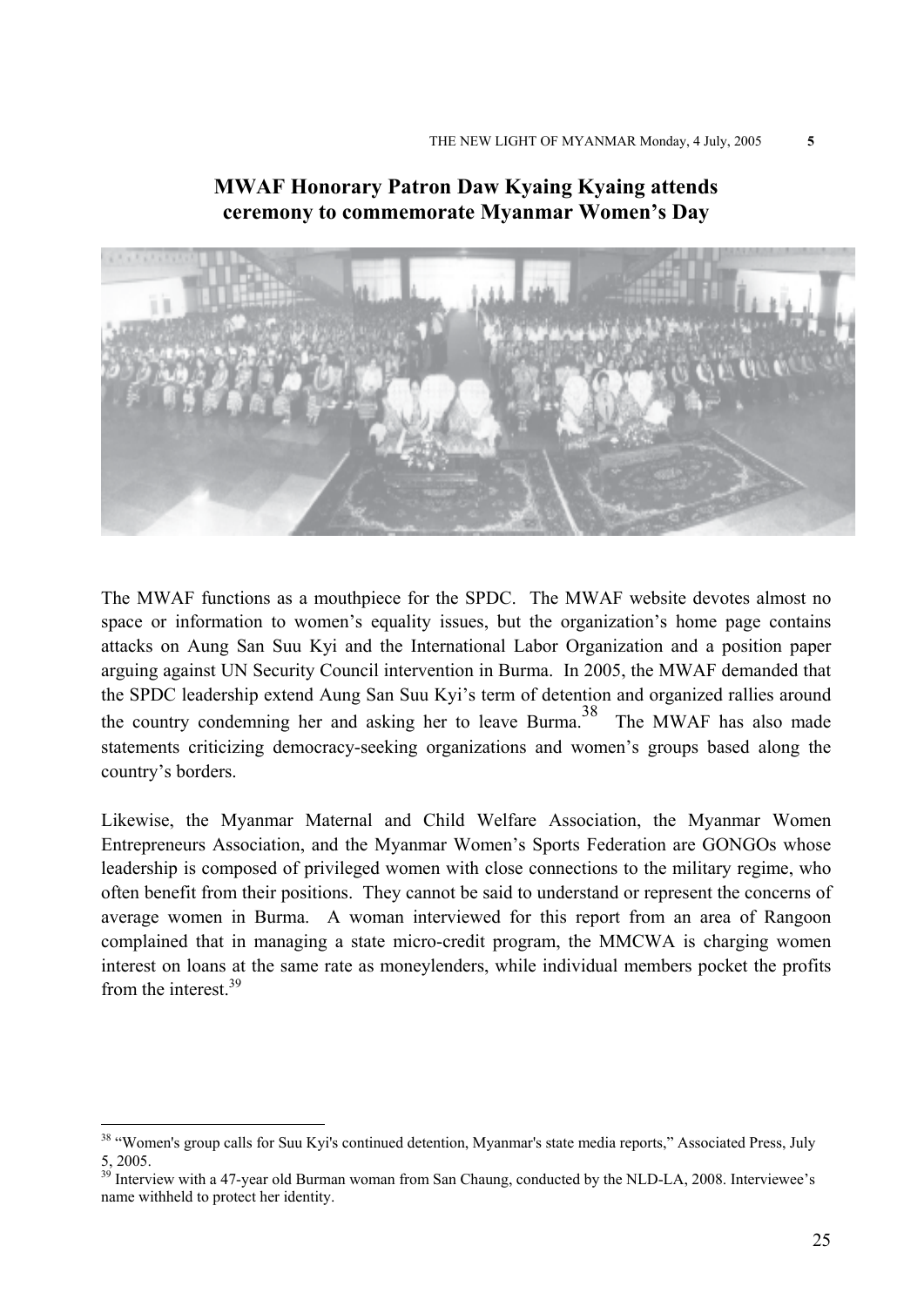THE NEW LIGHT OF MYANMAR Monday, 4 July, 2005 **5**

**MWAF Honorary Patron Daw Kyaing Kyaing attends ceremony to commemorate Myanmar Women's Day**

The MWAF functions as a mouthpiece for the SPDC. The MWAF website devotes almost no space or information to women's equality issues, but the organization's home page contains attacks on Aung San Suu Kyi and the International Labor Organization and a position paper arguing against UN Security Council intervention in Burma. In 2005, the MWAF demanded that the SPDC leadership extend Aung San Suu Kyi's term of detention and organized rallies around the country condemning her and asking her to leave Burma.[38] The MWAF has also made statements criticizing democracy-seeking organizations and women's groups based along the country's borders.

Likewise, the Myanmar Maternal and Child Welfare Association, the Myanmar Women Entrepreneurs Association, and the Myanmar Women's Sports Federation are GONGOs whose leadership is composed of privileged women with close connections to the military regime, who often benefit from their positions. They cannot be said to understand or represent the concerns of average women in Burma. A woman interviewed for this report from an area of Rangoon complained that in managing a state micro-credit program, the MMCWA is charging women interest on loans at the same rate as moneylenders, while individual members pocket the profits from the interest.[39]

---

[38] "Women's group calls for Suu Kyi's continued detention, Myanmar's state media reports," Associated Press, July 5, 2005.

[39] Interview with a 47-year old Burman woman from San Chaung, conducted by the NLD-LA, 2008. Interviewee's name withheld to protect her identity.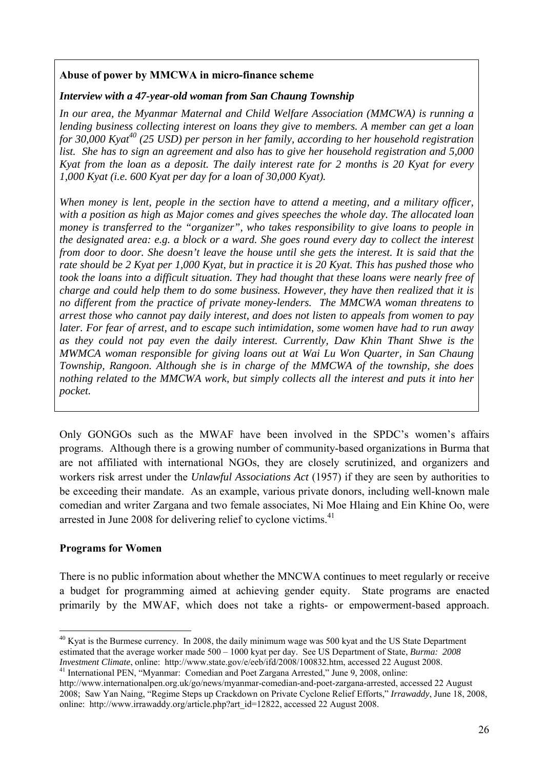**Abuse of power by MMCWA in micro-finance scheme**

***Interview with a 47-year-old woman from San Chaung Township***

*In our area, the Myanmar Maternal and Child Welfare Association (MMCWA) is running a lending business collecting interest on loans they give to members. A member can get a loan for 30,000 Kyat*[40] *(25 USD) per person in her family, according to her household registration list. She has to sign an agreement and also has to give her household registration and 5,000 Kyat from the loan as a deposit. The daily interest rate for 2 months is 20 Kyat for every 1,000 Kyat (i.e. 600 Kyat per day for a loan of 30,000 Kyat).*

*When money is lent, people in the section have to attend a meeting, and a military officer, with a position as high as Major comes and gives speeches the whole day. The allocated loan money is transferred to the "organizer", who takes responsibility to give loans to people in the designated area: e.g. a block or a ward. She goes round every day to collect the interest from door to door. She doesn't leave the house until she gets the interest. It is said that the rate should be 2 Kyat per 1,000 Kyat, but in practice it is 20 Kyat. This has pushed those who took the loans into a difficult situation. They had thought that these loans were nearly free of charge and could help them to do some business. However, they have then realized that it is no different from the practice of private money-lenders. The MMCWA woman threatens to arrest those who cannot pay daily interest, and does not listen to appeals from women to pay later. For fear of arrest, and to escape such intimidation, some women have had to run away as they could not pay even the daily interest. Currently, Daw Khin Thant Shwe is the MWMCA woman responsible for giving loans out at Wai Lu Won Quarter, in San Chaung Township, Rangoon. Although she is in charge of the MMCWA of the township, she does nothing related to the MMCWA work, but simply collects all the interest and puts it into her pocket.*

Only GONGOs such as the MWAF have been involved in the SPDC's women's affairs programs. Although there is a growing number of community-based organizations in Burma that are not affiliated with international NGOs, they are closely scrutinized, and organizers and workers risk arrest under the *Unlawful Associations Act* (1957) if they are seen by authorities to be exceeding their mandate. As an example, various private donors, including well-known male comedian and writer Zargana and two female associates, Ni Moe Hlaing and Ein Khine Oo, were arrested in June 2008 for delivering relief to cyclone victims.[41]

**Programs for Women**

There is no public information about whether the MNCWA continues to meet regularly or receive a budget for programming aimed at achieving gender equity. State programs are enacted primarily by the MWAF, which does not take a rights- or empowerment-based approach.

---

[40] Kyat is the Burmese currency. In 2008, the daily minimum wage was 500 kyat and the US State Department estimated that the average worker made 500 – 1000 kyat per day. See US Department of State, *Burma: 2008 Investment Climate*, online: http://www.state.gov/e/eeb/ifd/2008/100832.htm, accessed 22 August 2008.

[41] International PEN, "Myanmar: Comedian and Poet Zargana Arrested," June 9, 2008, online: http://www.internationalpen.org.uk/go/news/myanmar-comedian-and-poet-zargana-arrested, accessed 22 August 2008; Saw Yan Naing, "Regime Steps up Crackdown on Private Cyclone Relief Efforts," *Irrawaddy*, June 18, 2008, online: http://www.irrawaddy.org/article.php?art_id=12822, accessed 22 August 2008.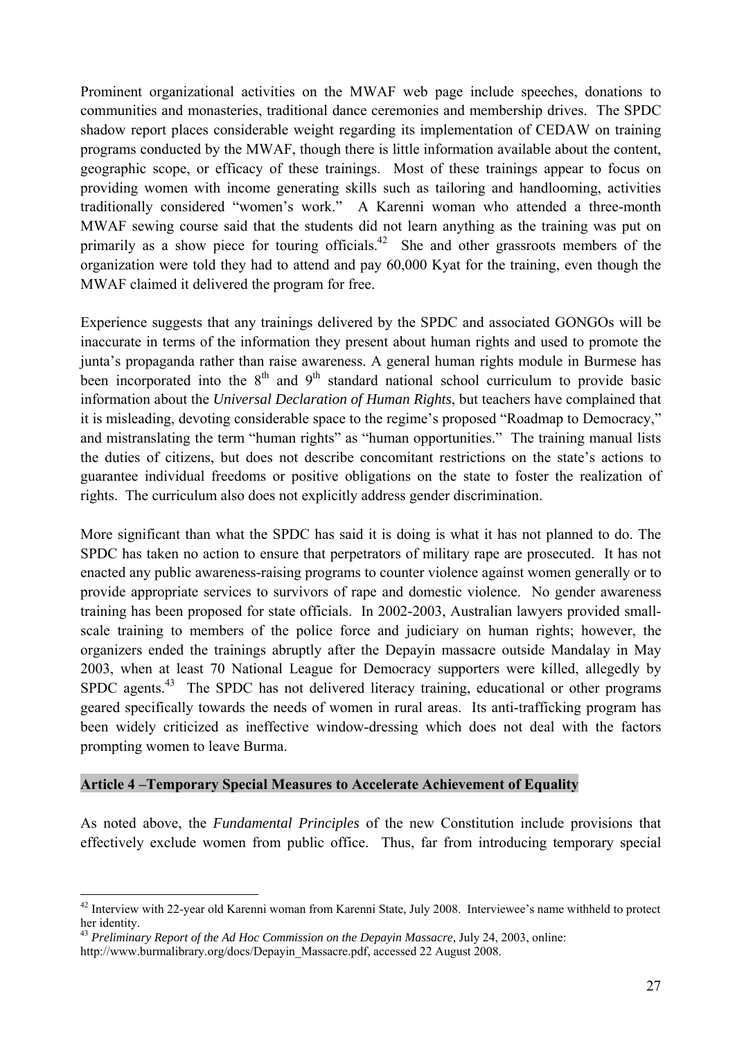Prominent organizational activities on the MWAF web page include speeches, donations to communities and monasteries, traditional dance ceremonies and membership drives. The SPDC shadow report places considerable weight regarding its implementation of CEDAW on training programs conducted by the MWAF, though there is little information available about the content, geographic scope, or efficacy of these trainings. Most of these trainings appear to focus on providing women with income generating skills such as tailoring and handlooming, activities traditionally considered "women's work." A Karenni woman who attended a three-month MWAF sewing course said that the students did not learn anything as the training was put on primarily as a show piece for touring officials.[42] She and other grassroots members of the organization were told they had to attend and pay 60,000 Kyat for the training, even though the MWAF claimed it delivered the program for free.

Experience suggests that any trainings delivered by the SPDC and associated GONGOs will be inaccurate in terms of the information they present about human rights and used to promote the junta's propaganda rather than raise awareness. A general human rights module in Burmese has been incorporated into the 8th and 9th standard national school curriculum to provide basic information about the *Universal Declaration of Human Rights*, but teachers have complained that it is misleading, devoting considerable space to the regime's proposed "Roadmap to Democracy," and mistranslating the term "human rights" as "human opportunities." The training manual lists the duties of citizens, but does not describe concomitant restrictions on the state's actions to guarantee individual freedoms or positive obligations on the state to foster the realization of rights. The curriculum also does not explicitly address gender discrimination.

More significant than what the SPDC has said it is doing is what it has not planned to do. The SPDC has taken no action to ensure that perpetrators of military rape are prosecuted. It has not enacted any public awareness-raising programs to counter violence against women generally or to provide appropriate services to survivors of rape and domestic violence. No gender awareness training has been proposed for state officials. In 2002-2003, Australian lawyers provided small-scale training to members of the police force and judiciary on human rights; however, the organizers ended the trainings abruptly after the Depayin massacre outside Mandalay in May 2003, when at least 70 National League for Democracy supporters were killed, allegedly by SPDC agents.[43] The SPDC has not delivered literacy training, educational or other programs geared specifically towards the needs of women in rural areas. Its anti-trafficking program has been widely criticized as ineffective window-dressing which does not deal with the factors prompting women to leave Burma.

## Article 4 –Temporary Special Measures to Accelerate Achievement of Equality

As noted above, the *Fundamental Principles* of the new Constitution include provisions that effectively exclude women from public office. Thus, far from introducing temporary special

---

[42] Interview with 22-year old Karenni woman from Karenni State, July 2008. Interviewee's name withheld to protect her identity.

[43] *Preliminary Report of the Ad Hoc Commission on the Depayin Massacre,* July 24, 2003, online: http://www.burmalibrary.org/docs/Depayin_Massacre.pdf, accessed 22 August 2008.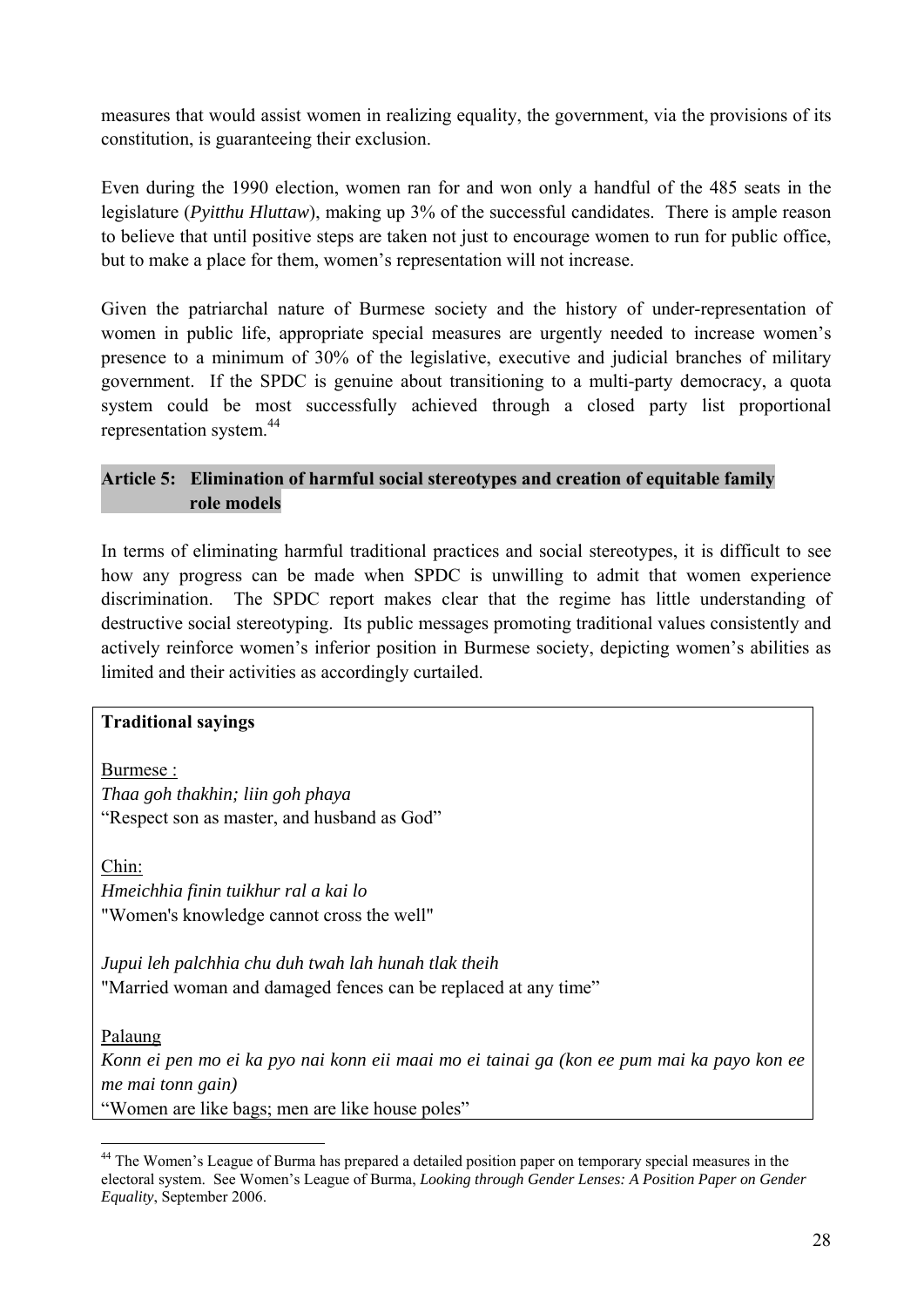measures that would assist women in realizing equality, the government, via the provisions of its constitution, is guaranteeing their exclusion.

Even during the 1990 election, women ran for and won only a handful of the 485 seats in the legislature (*Pyitthu Hluttaw*), making up 3% of the successful candidates. There is ample reason to believe that until positive steps are taken not just to encourage women to run for public office, but to make a place for them, women's representation will not increase.

Given the patriarchal nature of Burmese society and the history of under-representation of women in public life, appropriate special measures are urgently needed to increase women's presence to a minimum of 30% of the legislative, executive and judicial branches of military government. If the SPDC is genuine about transitioning to a multi-party democracy, a quota system could be most successfully achieved through a closed party list proportional representation system.[44]

## Article 5: Elimination of harmful social stereotypes and creation of equitable family role models

In terms of eliminating harmful traditional practices and social stereotypes, it is difficult to see how any progress can be made when SPDC is unwilling to admit that women experience discrimination. The SPDC report makes clear that the regime has little understanding of destructive social stereotyping. Its public messages promoting traditional values consistently and actively reinforce women's inferior position in Burmese society, depicting women's abilities as limited and their activities as accordingly curtailed.

**Traditional sayings**

Burmese :
*Thaa goh thakhin; liin goh phaya*
"Respect son as master, and husband as God"

Chin:
*Hmeichhia finin tuikhur ral a kai lo*
"Women's knowledge cannot cross the well"

*Jupui leh palchhia chu duh twah lah hunah tlak theih*
"Married woman and damaged fences can be replaced at any time"

Palaung
*Konn ei pen mo ei ka pyo nai konn eii maai mo ei tainai ga (kon ee pum mai ka payo kon ee me mai tonn gain)*
"Women are like bags; men are like house poles"

[44] The Women's League of Burma has prepared a detailed position paper on temporary special measures in the electoral system. See Women's League of Burma, *Looking through Gender Lenses: A Position Paper on Gender Equality*, September 2006.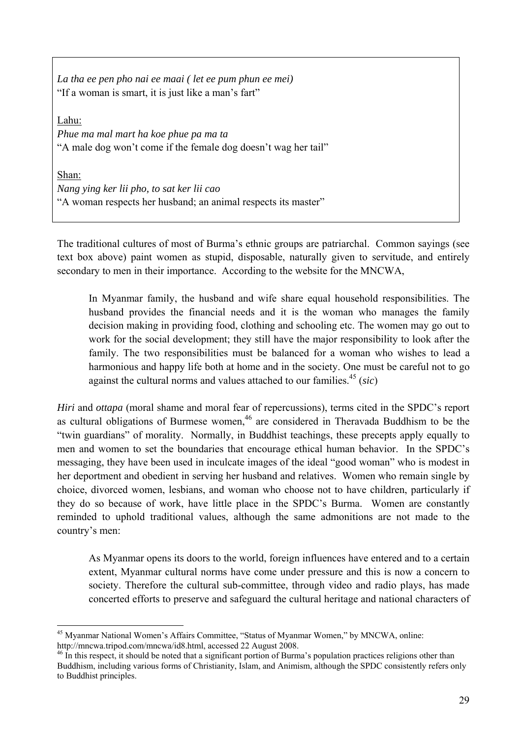*La tha ee pen pho nai ee maai ( let ee pum phun ee mei)*
"If a woman is smart, it is just like a man's fart"

Lahu:
*Phue ma mal mart ha koe phue pa ma ta*
"A male dog won't come if the female dog doesn't wag her tail"

Shan:
*Nang ying ker lii pho, to sat ker lii cao*
"A woman respects her husband; an animal respects its master"

The traditional cultures of most of Burma's ethnic groups are patriarchal. Common sayings (see text box above) paint women as stupid, disposable, naturally given to servitude, and entirely secondary to men in their importance. According to the website for the MNCWA,

> In Myanmar family, the husband and wife share equal household responsibilities. The husband provides the financial needs and it is the woman who manages the family decision making in providing food, clothing and schooling etc. The women may go out to work for the social development; they still have the major responsibility to look after the family. The two responsibilities must be balanced for a woman who wishes to lead a harmonious and happy life both at home and in the society. One must be careful not to go against the cultural norms and values attached to our families.[45] (*sic*)

*Hiri* and *ottapa* (moral shame and moral fear of repercussions), terms cited in the SPDC's report as cultural obligations of Burmese women,[46] are considered in Theravada Buddhism to be the "twin guardians" of morality. Normally, in Buddhist teachings, these precepts apply equally to men and women to set the boundaries that encourage ethical human behavior. In the SPDC's messaging, they have been used in inculcate images of the ideal "good woman" who is modest in her deportment and obedient in serving her husband and relatives. Women who remain single by choice, divorced women, lesbians, and woman who choose not to have children, particularly if they do so because of work, have little place in the SPDC's Burma. Women are constantly reminded to uphold traditional values, although the same admonitions are not made to the country's men:

> As Myanmar opens its doors to the world, foreign influences have entered and to a certain extent, Myanmar cultural norms have come under pressure and this is now a concern to society. Therefore the cultural sub-committee, through video and radio plays, has made concerted efforts to preserve and safeguard the cultural heritage and national characters of

[45] Myanmar National Women's Affairs Committee, "Status of Myanmar Women," by MNCWA, online: http://mncwa.tripod.com/mncwa/id8.html, accessed 22 August 2008.

[46] In this respect, it should be noted that a significant portion of Burma's population practices religions other than Buddhism, including various forms of Christianity, Islam, and Animism, although the SPDC consistently refers only to Buddhist principles.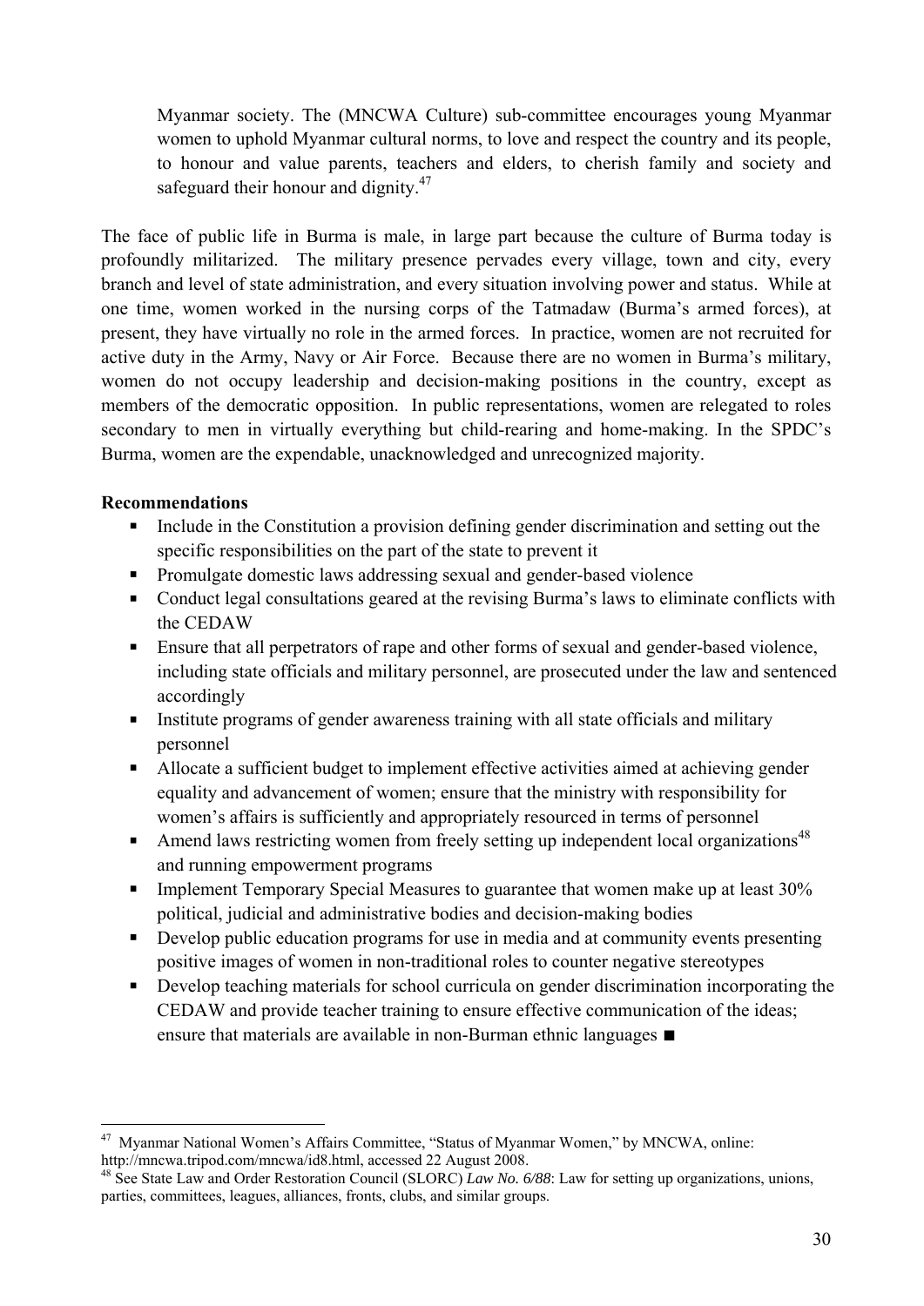> Myanmar society. The (MNCWA Culture) sub-committee encourages young Myanmar women to uphold Myanmar cultural norms, to love and respect the country and its people, to honour and value parents, teachers and elders, to cherish family and society and safeguard their honour and dignity.[47]

The face of public life in Burma is male, in large part because the culture of Burma today is profoundly militarized. The military presence pervades every village, town and city, every branch and level of state administration, and every situation involving power and status. While at one time, women worked in the nursing corps of the Tatmadaw (Burma's armed forces), at present, they have virtually no role in the armed forces. In practice, women are not recruited for active duty in the Army, Navy or Air Force. Because there are no women in Burma's military, women do not occupy leadership and decision-making positions in the country, except as members of the democratic opposition. In public representations, women are relegated to roles secondary to men in virtually everything but child-rearing and home-making. In the SPDC's Burma, women are the expendable, unacknowledged and unrecognized majority.

**Recommendations**

- Include in the Constitution a provision defining gender discrimination and setting out the specific responsibilities on the part of the state to prevent it
- Promulgate domestic laws addressing sexual and gender-based violence
- Conduct legal consultations geared at the revising Burma's laws to eliminate conflicts with the CEDAW
- Ensure that all perpetrators of rape and other forms of sexual and gender-based violence, including state officials and military personnel, are prosecuted under the law and sentenced accordingly
- Institute programs of gender awareness training with all state officials and military personnel
- Allocate a sufficient budget to implement effective activities aimed at achieving gender equality and advancement of women; ensure that the ministry with responsibility for women's affairs is sufficiently and appropriately resourced in terms of personnel
- Amend laws restricting women from freely setting up independent local organizations[48] and running empowerment programs
- Implement Temporary Special Measures to guarantee that women make up at least 30% political, judicial and administrative bodies and decision-making bodies
- Develop public education programs for use in media and at community events presenting positive images of women in non-traditional roles to counter negative stereotypes
- Develop teaching materials for school curricula on gender discrimination incorporating the CEDAW and provide teacher training to ensure effective communication of the ideas; ensure that materials are available in non-Burman ethnic languages ■

---

[47] Myanmar National Women's Affairs Committee, "Status of Myanmar Women," by MNCWA, online: http://mncwa.tripod.com/mncwa/id8.html, accessed 22 August 2008.

[48] See State Law and Order Restoration Council (SLORC) *Law No. 6/88*: Law for setting up organizations, unions, parties, committees, leagues, alliances, fronts, clubs, and similar groups.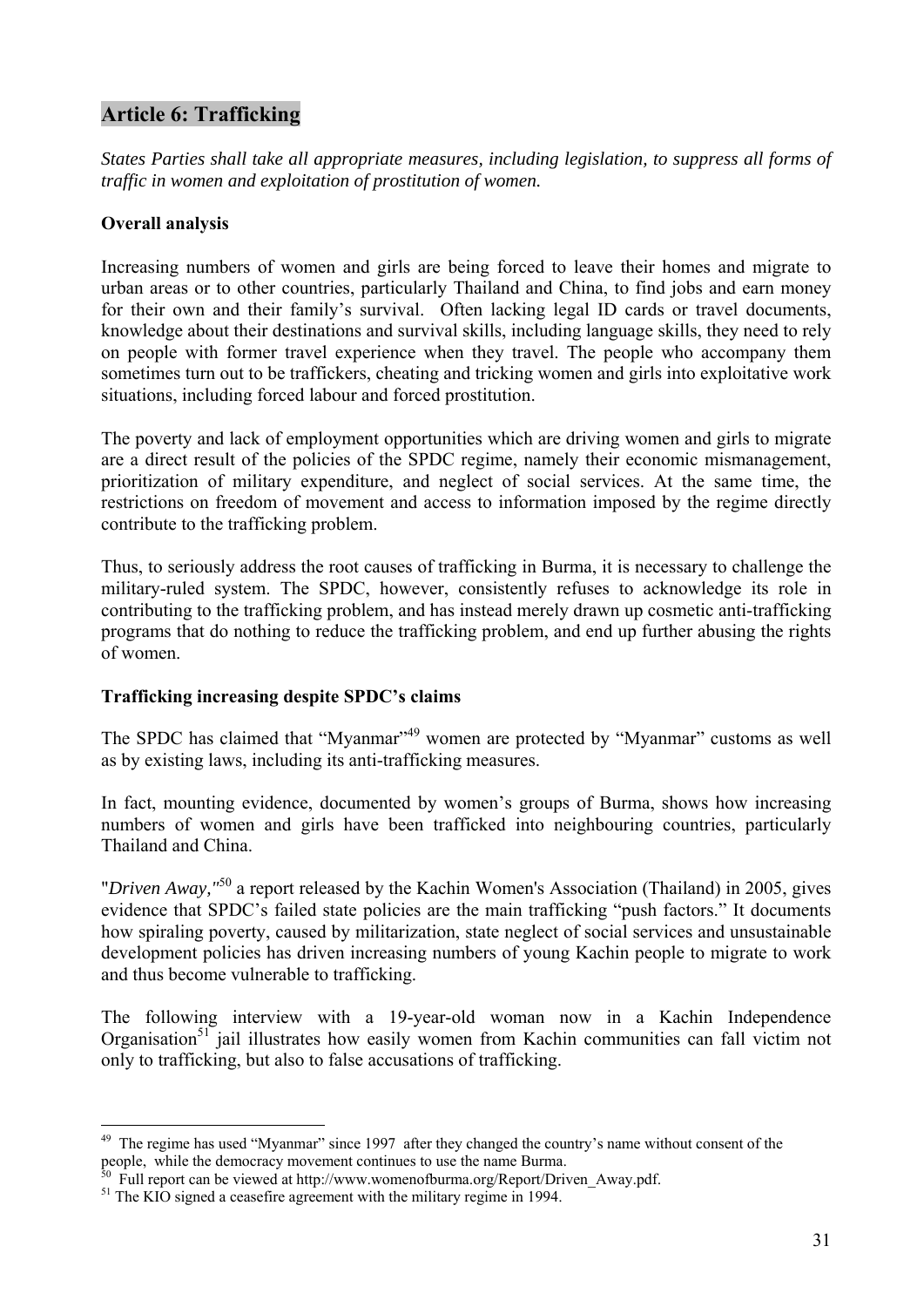## Article 6: Trafficking

*States Parties shall take all appropriate measures, including legislation, to suppress all forms of traffic in women and exploitation of prostitution of women.*

### Overall analysis

Increasing numbers of women and girls are being forced to leave their homes and migrate to urban areas or to other countries, particularly Thailand and China, to find jobs and earn money for their own and their family's survival. Often lacking legal ID cards or travel documents, knowledge about their destinations and survival skills, including language skills, they need to rely on people with former travel experience when they travel. The people who accompany them sometimes turn out to be traffickers, cheating and tricking women and girls into exploitative work situations, including forced labour and forced prostitution.

The poverty and lack of employment opportunities which are driving women and girls to migrate are a direct result of the policies of the SPDC regime, namely their economic mismanagement, prioritization of military expenditure, and neglect of social services. At the same time, the restrictions on freedom of movement and access to information imposed by the regime directly contribute to the trafficking problem.

Thus, to seriously address the root causes of trafficking in Burma, it is necessary to challenge the military-ruled system. The SPDC, however, consistently refuses to acknowledge its role in contributing to the trafficking problem, and has instead merely drawn up cosmetic anti-trafficking programs that do nothing to reduce the trafficking problem, and end up further abusing the rights of women.

### Trafficking increasing despite SPDC's claims

The SPDC has claimed that "Myanmar"[49] women are protected by "Myanmar" customs as well as by existing laws, including its anti-trafficking measures.

In fact, mounting evidence, documented by women's groups of Burma, shows how increasing numbers of women and girls have been trafficked into neighbouring countries, particularly Thailand and China.

"*Driven Away,"*[50] a report released by the Kachin Women's Association (Thailand) in 2005, gives evidence that SPDC's failed state policies are the main trafficking "push factors." It documents how spiraling poverty, caused by militarization, state neglect of social services and unsustainable development policies has driven increasing numbers of young Kachin people to migrate to work and thus become vulnerable to trafficking.

The following interview with a 19-year-old woman now in a Kachin Independence Organisation[51] jail illustrates how easily women from Kachin communities can fall victim not only to trafficking, but also to false accusations of trafficking.

---

[49] The regime has used "Myanmar" since 1997 after they changed the country's name without consent of the people, while the democracy movement continues to use the name Burma.

[50] Full report can be viewed at http://www.womenofburma.org/Report/Driven_Away.pdf.

[51] The KIO signed a ceasefire agreement with the military regime in 1994.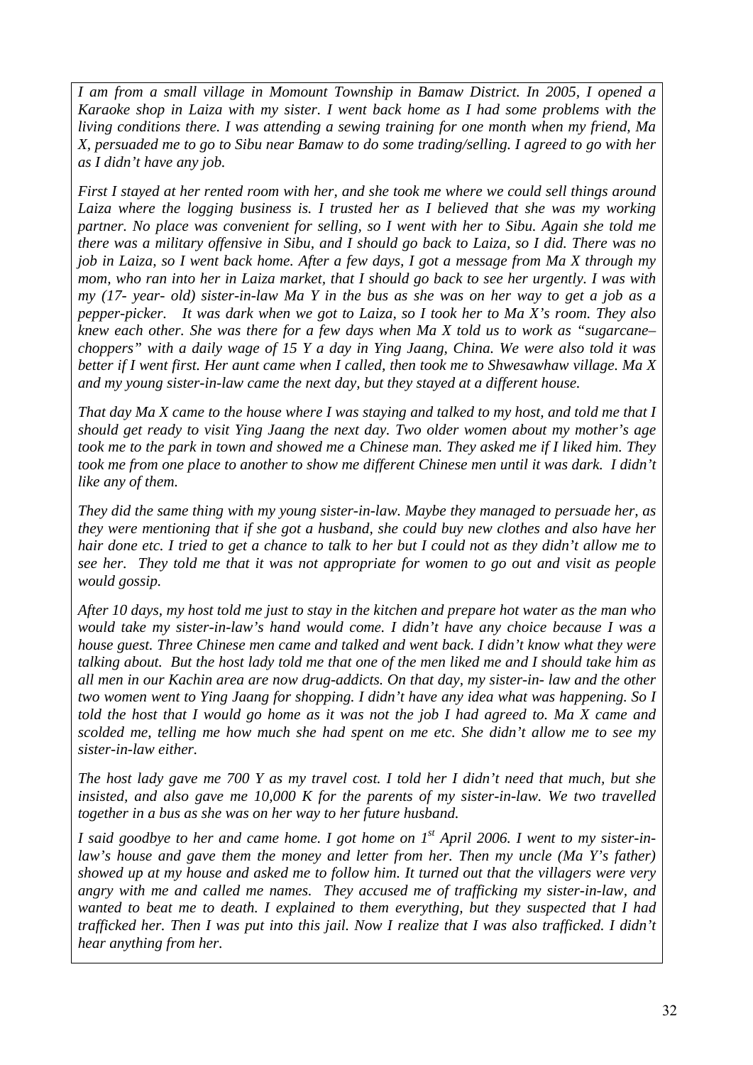*I am from a small village in Momount Township in Bamaw District. In 2005, I opened a Karaoke shop in Laiza with my sister. I went back home as I had some problems with the living conditions there. I was attending a sewing training for one month when my friend, Ma X, persuaded me to go to Sibu near Bamaw to do some trading/selling. I agreed to go with her as I didn't have any job.*

*First I stayed at her rented room with her, and she took me where we could sell things around Laiza where the logging business is. I trusted her as I believed that she was my working partner. No place was convenient for selling, so I went with her to Sibu. Again she told me there was a military offensive in Sibu, and I should go back to Laiza, so I did. There was no job in Laiza, so I went back home. After a few days, I got a message from Ma X through my mom, who ran into her in Laiza market, that I should go back to see her urgently. I was with my (17- year- old) sister-in-law Ma Y in the bus as she was on her way to get a job as a pepper-picker. It was dark when we got to Laiza, so I took her to Ma X's room. They also knew each other. She was there for a few days when Ma X told us to work as "sugarcane–choppers" with a daily wage of 15 Y a day in Ying Jaang, China. We were also told it was better if I went first. Her aunt came when I called, then took me to Shwesawhaw village. Ma X and my young sister-in-law came the next day, but they stayed at a different house.*

*That day Ma X came to the house where I was staying and talked to my host, and told me that I should get ready to visit Ying Jaang the next day. Two older women about my mother's age took me to the park in town and showed me a Chinese man. They asked me if I liked him. They took me from one place to another to show me different Chinese men until it was dark. I didn't like any of them.*

*They did the same thing with my young sister-in-law. Maybe they managed to persuade her, as they were mentioning that if she got a husband, she could buy new clothes and also have her hair done etc. I tried to get a chance to talk to her but I could not as they didn't allow me to see her. They told me that it was not appropriate for women to go out and visit as people would gossip.*

*After 10 days, my host told me just to stay in the kitchen and prepare hot water as the man who would take my sister-in-law's hand would come. I didn't have any choice because I was a house guest. Three Chinese men came and talked and went back. I didn't know what they were talking about. But the host lady told me that one of the men liked me and I should take him as all men in our Kachin area are now drug-addicts. On that day, my sister-in- law and the other two women went to Ying Jaang for shopping. I didn't have any idea what was happening. So I told the host that I would go home as it was not the job I had agreed to. Ma X came and scolded me, telling me how much she had spent on me etc. She didn't allow me to see my sister-in-law either.*

*The host lady gave me 700 Y as my travel cost. I told her I didn't need that much, but she insisted, and also gave me 10,000 K for the parents of my sister-in-law. We two travelled together in a bus as she was on her way to her future husband.*

*I said goodbye to her and came home. I got home on 1st April 2006. I went to my sister-in-law's house and gave them the money and letter from her. Then my uncle (Ma Y's father) showed up at my house and asked me to follow him. It turned out that the villagers were very angry with me and called me names. They accused me of trafficking my sister-in-law, and wanted to beat me to death. I explained to them everything, but they suspected that I had trafficked her. Then I was put into this jail. Now I realize that I was also trafficked. I didn't hear anything from her.*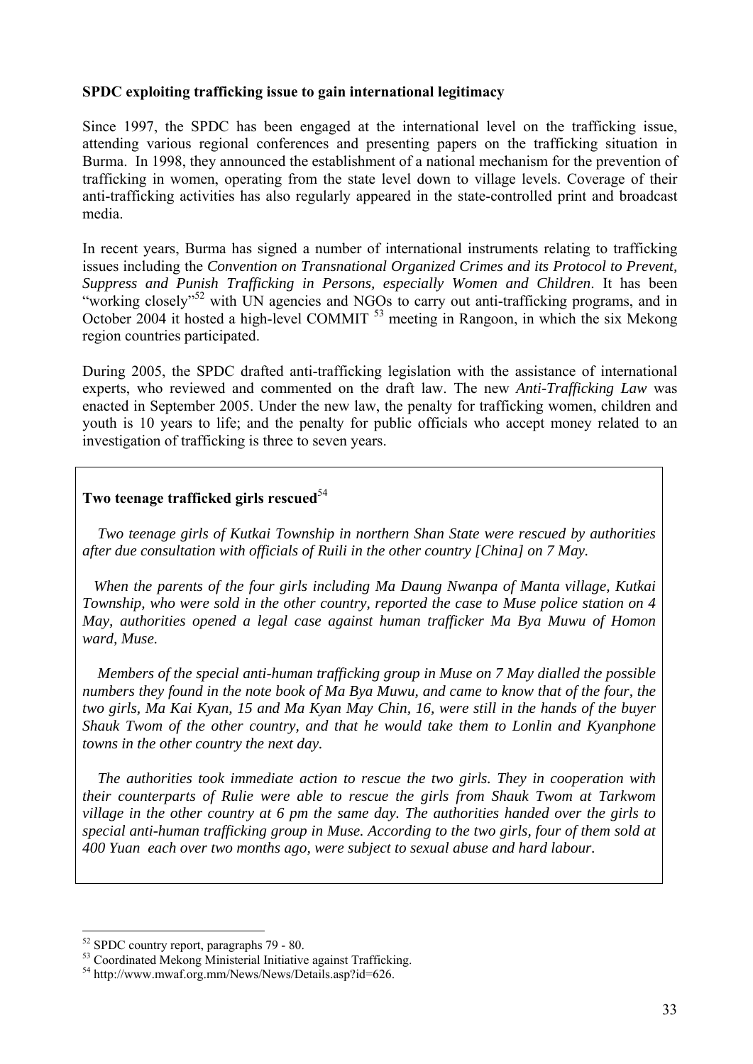**SPDC exploiting trafficking issue to gain international legitimacy**

Since 1997, the SPDC has been engaged at the international level on the trafficking issue, attending various regional conferences and presenting papers on the trafficking situation in Burma. In 1998, they announced the establishment of a national mechanism for the prevention of trafficking in women, operating from the state level down to village levels. Coverage of their anti-trafficking activities has also regularly appeared in the state-controlled print and broadcast media.

In recent years, Burma has signed a number of international instruments relating to trafficking issues including the *Convention on Transnational Organized Crimes and its Protocol to Prevent, Suppress and Punish Trafficking in Persons, especially Women and Children*. It has been "working closely"[52] with UN agencies and NGOs to carry out anti-trafficking programs, and in October 2004 it hosted a high-level COMMIT [53] meeting in Rangoon, in which the six Mekong region countries participated.

During 2005, the SPDC drafted anti-trafficking legislation with the assistance of international experts, who reviewed and commented on the draft law. The new *Anti-Trafficking Law* was enacted in September 2005. Under the new law, the penalty for trafficking women, children and youth is 10 years to life; and the penalty for public officials who accept money related to an investigation of trafficking is three to seven years.

**Two teenage trafficked girls rescued**[54]

*Two teenage girls of Kutkai Township in northern Shan State were rescued by authorities after due consultation with officials of Ruili in the other country [China] on 7 May.*

*When the parents of the four girls including Ma Daung Nwanpa of Manta village, Kutkai Township, who were sold in the other country, reported the case to Muse police station on 4 May, authorities opened a legal case against human trafficker Ma Bya Muwu of Homon ward, Muse.*

*Members of the special anti-human trafficking group in Muse on 7 May dialled the possible numbers they found in the note book of Ma Bya Muwu, and came to know that of the four, the two girls, Ma Kai Kyan, 15 and Ma Kyan May Chin, 16, were still in the hands of the buyer Shauk Twom of the other country, and that he would take them to Lonlin and Kyanphone towns in the other country the next day.*

*The authorities took immediate action to rescue the two girls. They in cooperation with their counterparts of Rulie were able to rescue the girls from Shauk Twom at Tarkwom village in the other country at 6 pm the same day. The authorities handed over the girls to special anti-human trafficking group in Muse. According to the two girls, four of them sold at 400 Yuan each over two months ago, were subject to sexual abuse and hard labour.*

---

[52] SPDC country report, paragraphs 79 - 80.

[53] Coordinated Mekong Ministerial Initiative against Trafficking.

[54] http://www.mwaf.org.mm/News/News/Details.asp?id=626.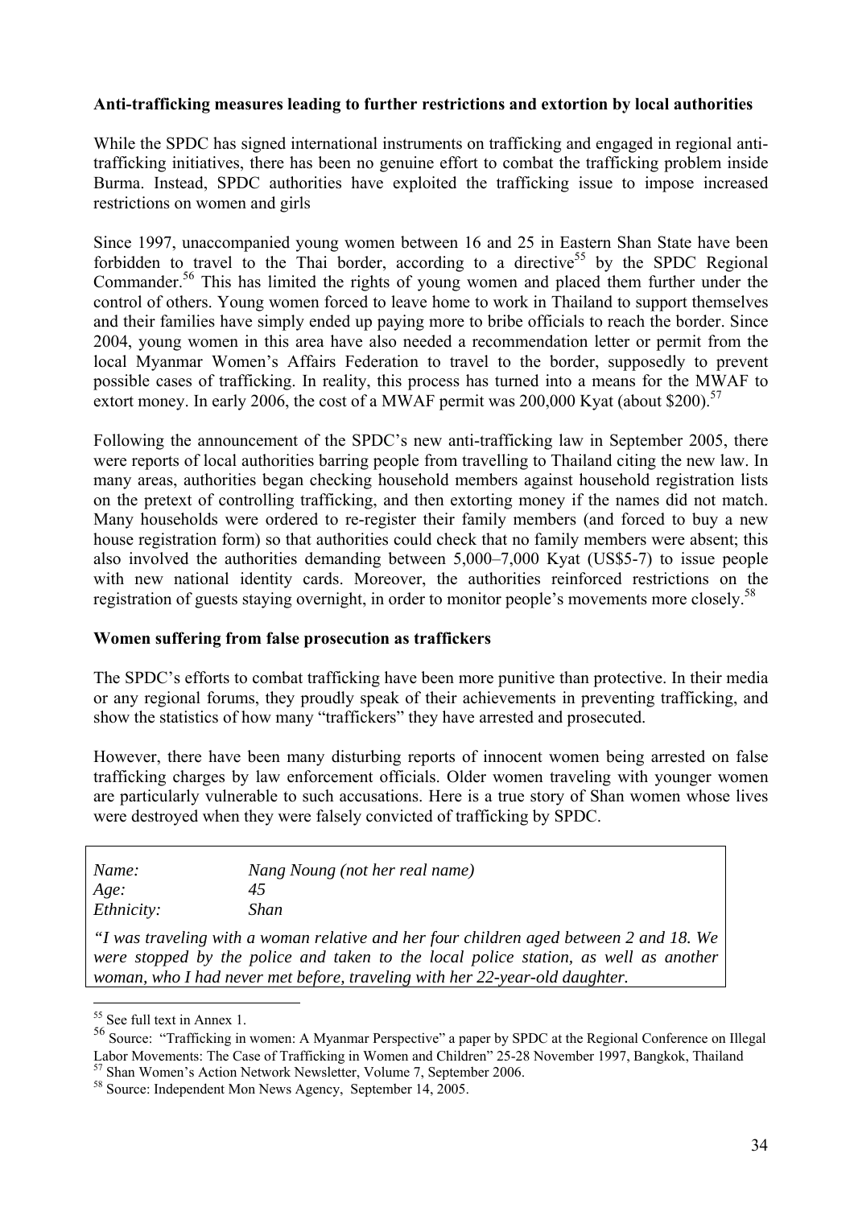**Anti-trafficking measures leading to further restrictions and extortion by local authorities**

While the SPDC has signed international instruments on trafficking and engaged in regional anti-trafficking initiatives, there has been no genuine effort to combat the trafficking problem inside Burma. Instead, SPDC authorities have exploited the trafficking issue to impose increased restrictions on women and girls

Since 1997, unaccompanied young women between 16 and 25 in Eastern Shan State have been forbidden to travel to the Thai border, according to a directive[55] by the SPDC Regional Commander.[56] This has limited the rights of young women and placed them further under the control of others. Young women forced to leave home to work in Thailand to support themselves and their families have simply ended up paying more to bribe officials to reach the border. Since 2004, young women in this area have also needed a recommendation letter or permit from the local Myanmar Women's Affairs Federation to travel to the border, supposedly to prevent possible cases of trafficking. In reality, this process has turned into a means for the MWAF to extort money. In early 2006, the cost of a MWAF permit was 200,000 Kyat (about \$200).[57]

Following the announcement of the SPDC's new anti-trafficking law in September 2005, there were reports of local authorities barring people from travelling to Thailand citing the new law. In many areas, authorities began checking household members against household registration lists on the pretext of controlling trafficking, and then extorting money if the names did not match. Many households were ordered to re-register their family members (and forced to buy a new house registration form) so that authorities could check that no family members were absent; this also involved the authorities demanding between 5,000–7,000 Kyat (US\$5-7) to issue people with new national identity cards. Moreover, the authorities reinforced restrictions on the registration of guests staying overnight, in order to monitor people's movements more closely.[58]

**Women suffering from false prosecution as traffickers**

The SPDC's efforts to combat trafficking have been more punitive than protective. In their media or any regional forums, they proudly speak of their achievements in preventing trafficking, and show the statistics of how many "traffickers" they have arrested and prosecuted.

However, there have been many disturbing reports of innocent women being arrested on false trafficking charges by law enforcement officials. Older women traveling with younger women are particularly vulnerable to such accusations. Here is a true story of Shan women whose lives were destroyed when they were falsely convicted of trafficking by SPDC.

*Name:* *Nang Noung (not her real name)*
*Age:* *45*
*Ethnicity:* *Shan*

*"I was traveling with a woman relative and her four children aged between 2 and 18. We were stopped by the police and taken to the local police station, as well as another woman, who I had never met before, traveling with her 22-year-old daughter.*

---

[55] See full text in Annex 1.

[56] Source: "Trafficking in women: A Myanmar Perspective" a paper by SPDC at the Regional Conference on Illegal Labor Movements: The Case of Trafficking in Women and Children" 25-28 November 1997, Bangkok, Thailand

[57] Shan Women's Action Network Newsletter, Volume 7, September 2006.

[58] Source: Independent Mon News Agency, September 14, 2005.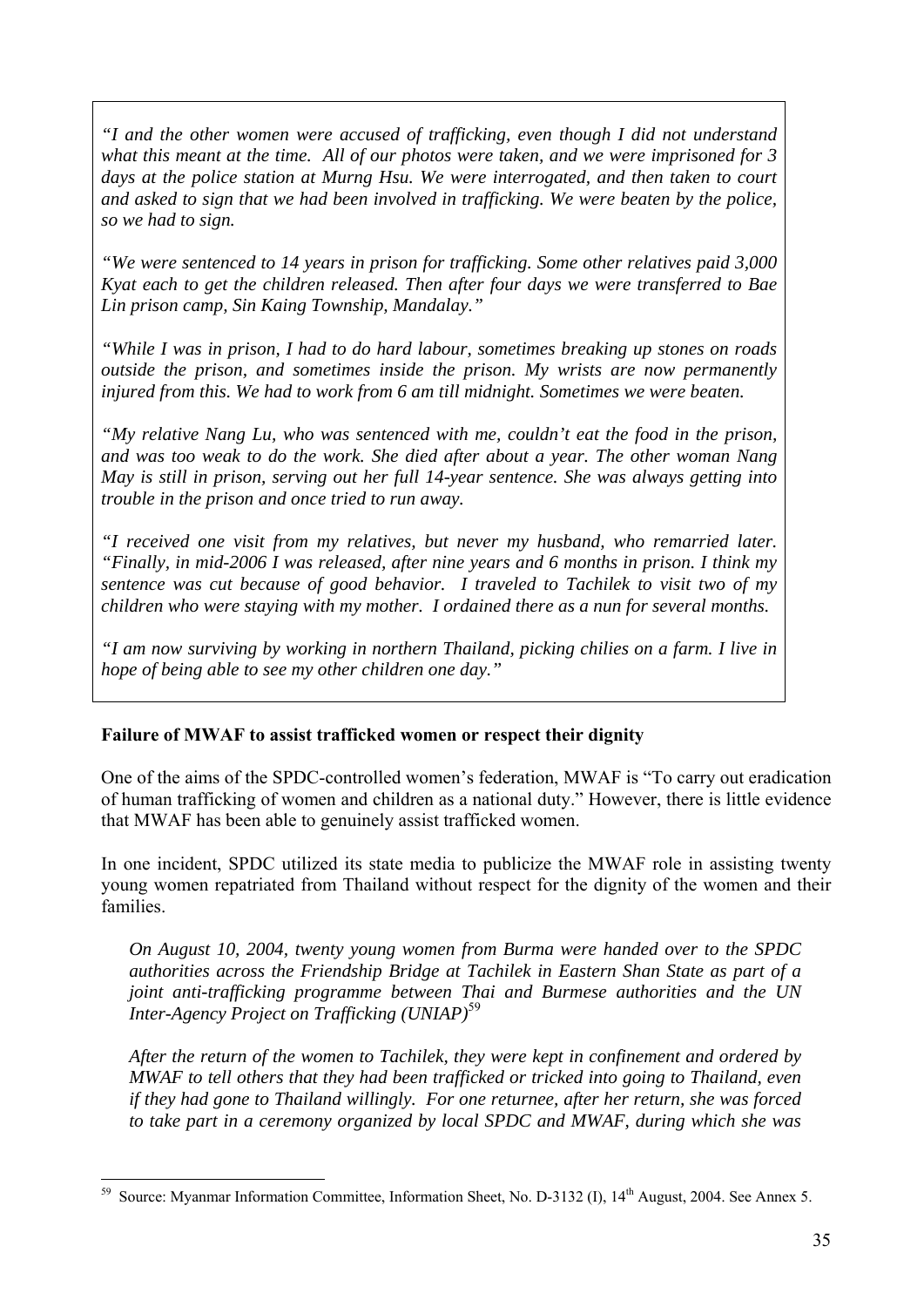*"I and the other women were accused of trafficking, even though I did not understand what this meant at the time. All of our photos were taken, and we were imprisoned for 3 days at the police station at Murng Hsu. We were interrogated, and then taken to court and asked to sign that we had been involved in trafficking. We were beaten by the police, so we had to sign.*

*"We were sentenced to 14 years in prison for trafficking. Some other relatives paid 3,000 Kyat each to get the children released. Then after four days we were transferred to Bae Lin prison camp, Sin Kaing Township, Mandalay."*

*"While I was in prison, I had to do hard labour, sometimes breaking up stones on roads outside the prison, and sometimes inside the prison. My wrists are now permanently injured from this. We had to work from 6 am till midnight. Sometimes we were beaten.*

*"My relative Nang Lu, who was sentenced with me, couldn't eat the food in the prison, and was too weak to do the work. She died after about a year. The other woman Nang May is still in prison, serving out her full 14-year sentence. She was always getting into trouble in the prison and once tried to run away.*

*"I received one visit from my relatives, but never my husband, who remarried later. "Finally, in mid-2006 I was released, after nine years and 6 months in prison. I think my sentence was cut because of good behavior. I traveled to Tachilek to visit two of my children who were staying with my mother. I ordained there as a nun for several months.*

*"I am now surviving by working in northern Thailand, picking chilies on a farm. I live in hope of being able to see my other children one day."*

**Failure of MWAF to assist trafficked women or respect their dignity**

One of the aims of the SPDC-controlled women's federation, MWAF is "To carry out eradication of human trafficking of women and children as a national duty." However, there is little evidence that MWAF has been able to genuinely assist trafficked women.

In one incident, SPDC utilized its state media to publicize the MWAF role in assisting twenty young women repatriated from Thailand without respect for the dignity of the women and their families.

> *On August 10, 2004, twenty young women from Burma were handed over to the SPDC authorities across the Friendship Bridge at Tachilek in Eastern Shan State as part of a joint anti-trafficking programme between Thai and Burmese authorities and the UN Inter-Agency Project on Trafficking (UNIAP)*[59]
>
> *After the return of the women to Tachilek, they were kept in confinement and ordered by MWAF to tell others that they had been trafficked or tricked into going to Thailand, even if they had gone to Thailand willingly. For one returnee, after her return, she was forced to take part in a ceremony organized by local SPDC and MWAF, during which she was*

---

[59] Source: Myanmar Information Committee, Information Sheet, No. D-3132 (I), 14th August, 2004. See Annex 5.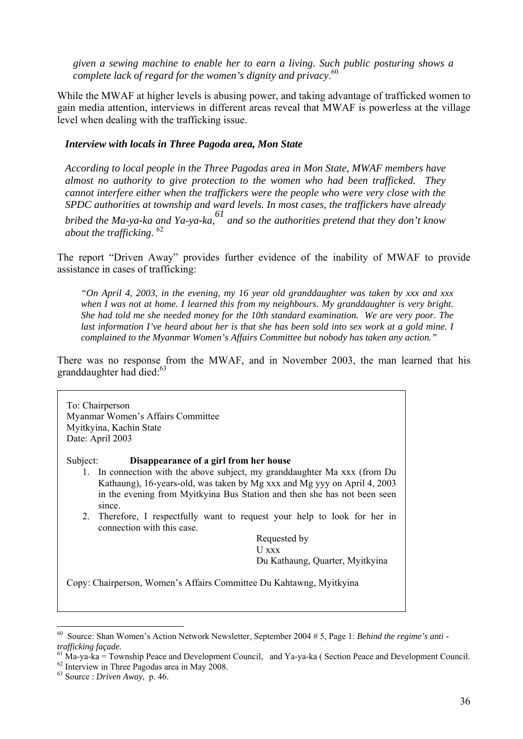*given a sewing machine to enable her to earn a living. Such public posturing shows a complete lack of regard for the women's dignity and privacy*.[60]

While the MWAF at higher levels is abusing power, and taking advantage of trafficked women to gain media attention, interviews in different areas reveal that MWAF is powerless at the village level when dealing with the trafficking issue.

> ***Interview with locals in Three Pagoda area, Mon State***
>
> ***According to local people in the Three Pagodas area in Mon State, MWAF members have almost no authority to give protection to the women who had been trafficked. They cannot interfere either when the traffickers were the people who were very close with the SPDC authorities at township and ward levels. In most cases, the traffickers have already bribed the Ma-ya-ka and Ya-ya-ka,[61] and so the authorities pretend that they don't know about the trafficking.*** [62]

The report "Driven Away" provides further evidence of the inability of MWAF to provide assistance in cases of trafficking:

> *"On April 4, 2003, in the evening, my 16 year old granddaughter was taken by xxx and xxx when I was not at home. I learned this from my neighbours. My granddaughter is very bright. She had told me she needed money for the 10th standard examination. We are very poor. The last information I've heard about her is that she has been sold into sex work at a gold mine. I complained to the Myanmar Women's Affairs Committee but nobody has taken any action."*

There was no response from the MWAF, and in November 2003, the man learned that his granddaughter had died:[63]

> To: Chairperson
> Myanmar Women's Affairs Committee
> Myitkyina, Kachin State
> Date: April 2003
>
> Subject: **Disappearance of a girl from her house**
>
> 1. In connection with the above subject, my granddaughter Ma xxx (from Du Kathaung), 16-years-old, was taken by Mg xxx and Mg yyy on April 4, 2003 in the evening from Myitkyina Bus Station and then she has not been seen since.
> 2. Therefore, I respectfully want to request your help to look for her in connection with this case.
>
> Requested by
> U xxx
> Du Kathaung, Quarter, Myitkyina
>
> Copy: Chairperson, Women's Affairs Committee Du Kahtawng, Myitkyina

---

[60] Source: Shan Women's Action Network Newsletter, September 2004 # 5, Page 1: *Behind the regime's anti -trafficking façade.*

[61] Ma-ya-ka = Township Peace and Development Council, and Ya-ya-ka ( Section Peace and Development Council.

[62] Interview in Three Pagodas area in May 2008.

[63] Source : *Driven Away*, p. 46.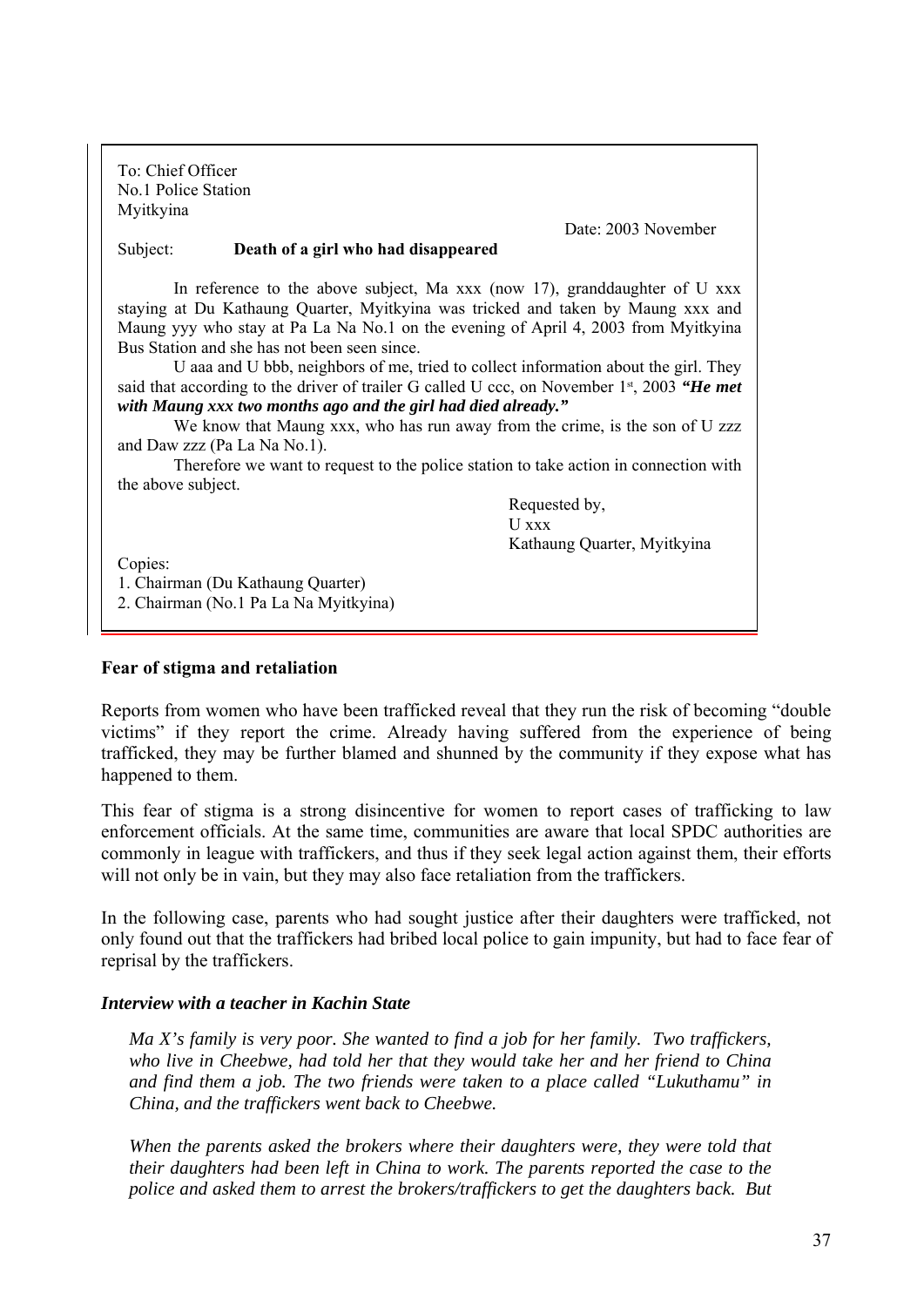To: Chief Officer
No.1 Police Station
Myitkyina

Date: 2003 November

Subject: **Death of a girl who had disappeared**

In reference to the above subject, Ma xxx (now 17), granddaughter of U xxx staying at Du Kathaung Quarter, Myitkyina was tricked and taken by Maung xxx and Maung yyy who stay at Pa La Na No.1 on the evening of April 4, 2003 from Myitkyina Bus Station and she has not been seen since.

U aaa and U bbb, neighbors of me, tried to collect information about the girl. They said that according to the driver of trailer G called U ccc, on November 1st, 2003 ***"He met with Maung xxx two months ago and the girl had died already."***

We know that Maung xxx, who has run away from the crime, is the son of U zzz and Daw zzz (Pa La Na No.1).

Therefore we want to request to the police station to take action in connection with the above subject.

Requested by,
U xxx
Kathaung Quarter, Myitkyina

Copies:
1. Chairman (Du Kathaung Quarter)
2. Chairman (No.1 Pa La Na Myitkyina)

### Fear of stigma and retaliation

Reports from women who have been trafficked reveal that they run the risk of becoming "double victims" if they report the crime. Already having suffered from the experience of being trafficked, they may be further blamed and shunned by the community if they expose what has happened to them.

This fear of stigma is a strong disincentive for women to report cases of trafficking to law enforcement officials. At the same time, communities are aware that local SPDC authorities are commonly in league with traffickers, and thus if they seek legal action against them, their efforts will not only be in vain, but they may also face retaliation from the traffickers.

In the following case, parents who had sought justice after their daughters were trafficked, not only found out that the traffickers had bribed local police to gain impunity, but had to face fear of reprisal by the traffickers.

***Interview with a teacher in Kachin State***

*Ma X's family is very poor. She wanted to find a job for her family. Two traffickers, who live in Cheebwe, had told her that they would take her and her friend to China and find them a job. The two friends were taken to a place called "Lukuthamu" in China, and the traffickers went back to Cheebwe.*

*When the parents asked the brokers where their daughters were, they were told that their daughters had been left in China to work. The parents reported the case to the police and asked them to arrest the brokers/traffickers to get the daughters back. But*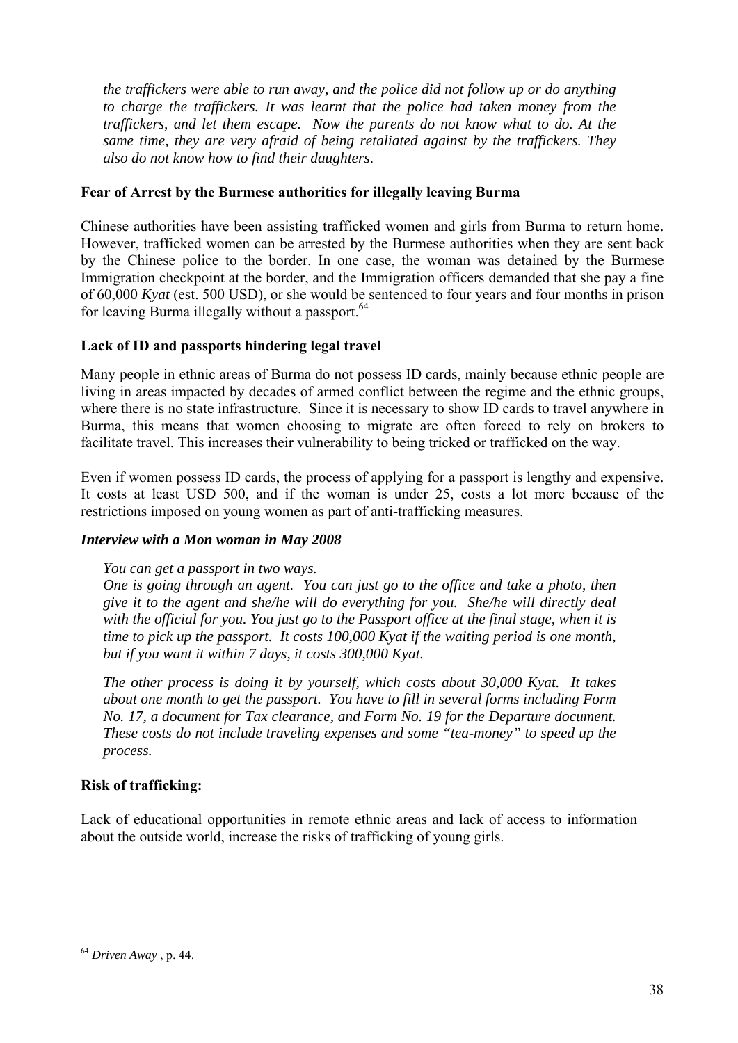*the traffickers were able to run away, and the police did not follow up or do anything to charge the traffickers. It was learnt that the police had taken money from the traffickers, and let them escape. Now the parents do not know what to do. At the same time, they are very afraid of being retaliated against by the traffickers. They also do not know how to find their daughters.*

**Fear of Arrest by the Burmese authorities for illegally leaving Burma**

Chinese authorities have been assisting trafficked women and girls from Burma to return home. However, trafficked women can be arrested by the Burmese authorities when they are sent back by the Chinese police to the border. In one case, the woman was detained by the Burmese Immigration checkpoint at the border, and the Immigration officers demanded that she pay a fine of 60,000 *Kyat* (est. 500 USD), or she would be sentenced to four years and four months in prison for leaving Burma illegally without a passport.[64]

**Lack of ID and passports hindering legal travel**

Many people in ethnic areas of Burma do not possess ID cards, mainly because ethnic people are living in areas impacted by decades of armed conflict between the regime and the ethnic groups, where there is no state infrastructure. Since it is necessary to show ID cards to travel anywhere in Burma, this means that women choosing to migrate are often forced to rely on brokers to facilitate travel. This increases their vulnerability to being tricked or trafficked on the way.

Even if women possess ID cards, the process of applying for a passport is lengthy and expensive. It costs at least USD 500, and if the woman is under 25, costs a lot more because of the restrictions imposed on young women as part of anti-trafficking measures.

***Interview with a Mon woman in May 2008***

*You can get a passport in two ways.*
*One is going through an agent. You can just go to the office and take a photo, then give it to the agent and she/he will do everything for you. She/he will directly deal with the official for you. You just go to the Passport office at the final stage, when it is time to pick up the passport. It costs 100,000 Kyat if the waiting period is one month, but if you want it within 7 days, it costs 300,000 Kyat.*

*The other process is doing it by yourself, which costs about 30,000 Kyat. It takes about one month to get the passport. You have to fill in several forms including Form No. 17, a document for Tax clearance, and Form No. 19 for the Departure document. These costs do not include traveling expenses and some "tea-money" to speed up the process.*

**Risk of trafficking:**

Lack of educational opportunities in remote ethnic areas and lack of access to information about the outside world, increase the risks of trafficking of young girls.

[64] *Driven Away* , p. 44.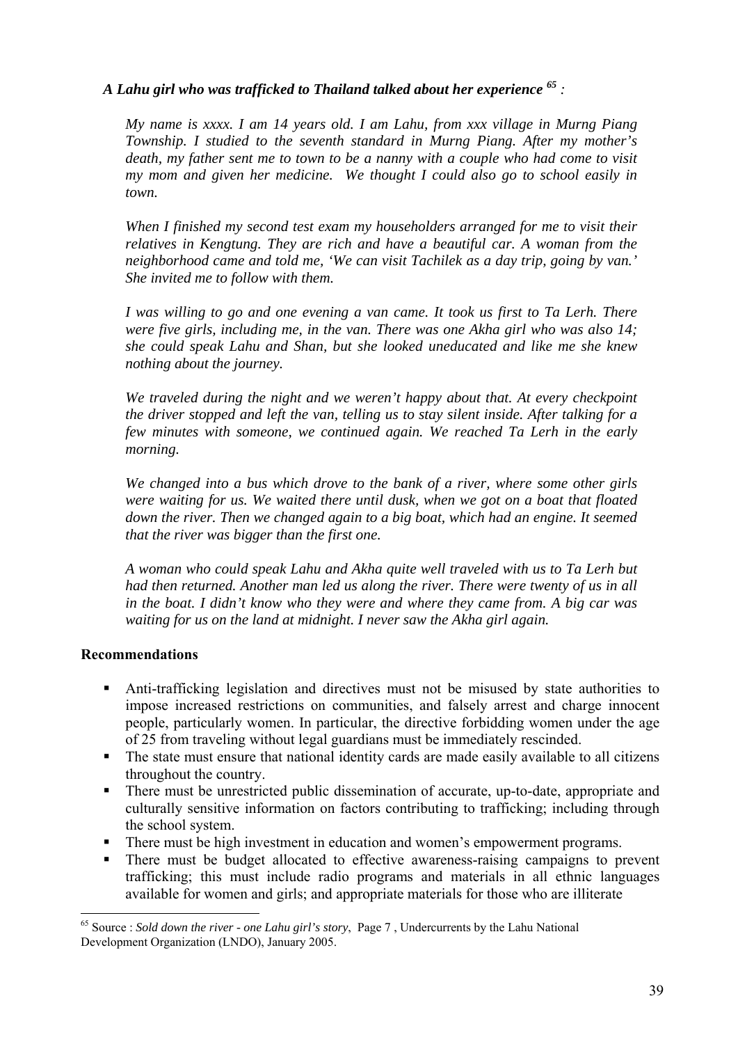***A Lahu girl who was trafficked to Thailand talked about her experience [65] :***

> *My name is xxxx. I am 14 years old. I am Lahu, from xxx village in Murng Piang Township. I studied to the seventh standard in Murng Piang. After my mother's death, my father sent me to town to be a nanny with a couple who had come to visit my mom and given her medicine. We thought I could also go to school easily in town.*
>
> *When I finished my second test exam my householders arranged for me to visit their relatives in Kengtung. They are rich and have a beautiful car. A woman from the neighborhood came and told me, 'We can visit Tachilek as a day trip, going by van.' She invited me to follow with them.*
>
> *I was willing to go and one evening a van came. It took us first to Ta Lerh. There were five girls, including me, in the van. There was one Akha girl who was also 14; she could speak Lahu and Shan, but she looked uneducated and like me she knew nothing about the journey.*
>
> *We traveled during the night and we weren't happy about that. At every checkpoint the driver stopped and left the van, telling us to stay silent inside. After talking for a few minutes with someone, we continued again. We reached Ta Lerh in the early morning.*
>
> *We changed into a bus which drove to the bank of a river, where some other girls were waiting for us. We waited there until dusk, when we got on a boat that floated down the river. Then we changed again to a big boat, which had an engine. It seemed that the river was bigger than the first one.*
>
> *A woman who could speak Lahu and Akha quite well traveled with us to Ta Lerh but had then returned. Another man led us along the river. There were twenty of us in all in the boat. I didn't know who they were and where they came from. A big car was waiting for us on the land at midnight. I never saw the Akha girl again.*

**Recommendations**

- Anti-trafficking legislation and directives must not be misused by state authorities to impose increased restrictions on communities, and falsely arrest and charge innocent people, particularly women. In particular, the directive forbidding women under the age of 25 from traveling without legal guardians must be immediately rescinded.
- The state must ensure that national identity cards are made easily available to all citizens throughout the country.
- There must be unrestricted public dissemination of accurate, up-to-date, appropriate and culturally sensitive information on factors contributing to trafficking; including through the school system.
- There must be high investment in education and women's empowerment programs.
- There must be budget allocated to effective awareness-raising campaigns to prevent trafficking; this must include radio programs and materials in all ethnic languages available for women and girls; and appropriate materials for those who are illiterate

[65] Source : *Sold down the river - one Lahu girl's story*, Page 7 , Undercurrents by the Lahu National Development Organization (LNDO), January 2005.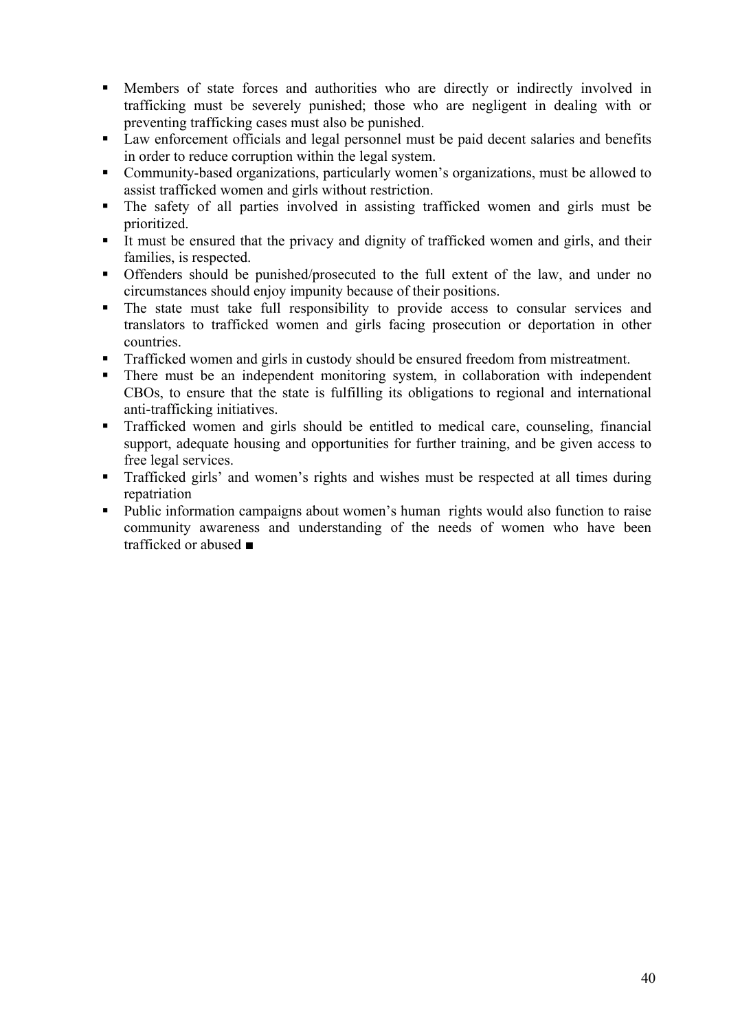- Members of state forces and authorities who are directly or indirectly involved in trafficking must be severely punished; those who are negligent in dealing with or preventing trafficking cases must also be punished.
- Law enforcement officials and legal personnel must be paid decent salaries and benefits in order to reduce corruption within the legal system.
- Community-based organizations, particularly women's organizations, must be allowed to assist trafficked women and girls without restriction.
- The safety of all parties involved in assisting trafficked women and girls must be prioritized.
- It must be ensured that the privacy and dignity of trafficked women and girls, and their families, is respected.
- Offenders should be punished/prosecuted to the full extent of the law, and under no circumstances should enjoy impunity because of their positions.
- The state must take full responsibility to provide access to consular services and translators to trafficked women and girls facing prosecution or deportation in other countries.
- Trafficked women and girls in custody should be ensured freedom from mistreatment.
- There must be an independent monitoring system, in collaboration with independent CBOs, to ensure that the state is fulfilling its obligations to regional and international anti-trafficking initiatives.
- Trafficked women and girls should be entitled to medical care, counseling, financial support, adequate housing and opportunities for further training, and be given access to free legal services.
- Trafficked girls' and women's rights and wishes must be respected at all times during repatriation
- Public information campaigns about women's human rights would also function to raise community awareness and understanding of the needs of women who have been trafficked or abused ■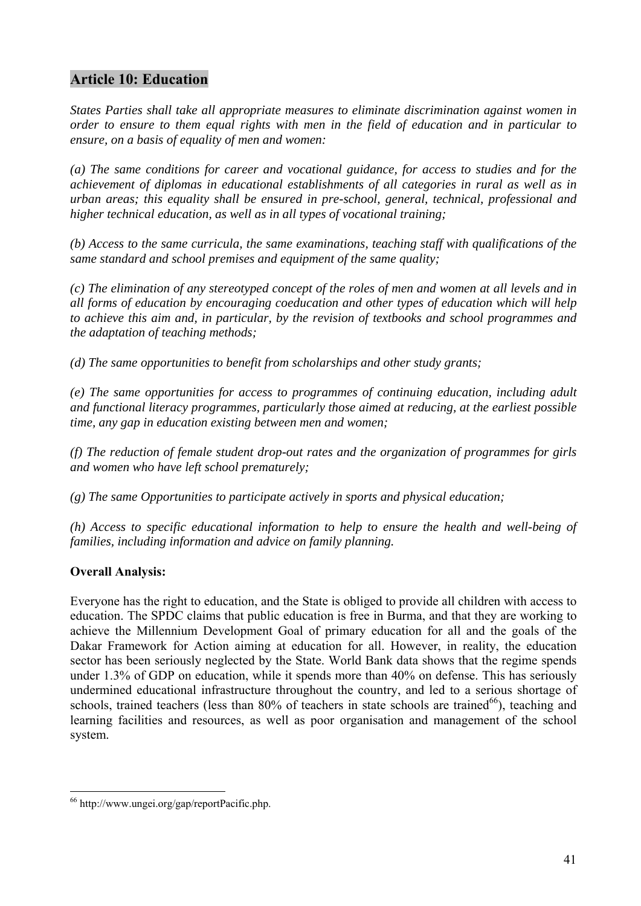## Article 10: Education

*States Parties shall take all appropriate measures to eliminate discrimination against women in order to ensure to them equal rights with men in the field of education and in particular to ensure, on a basis of equality of men and women:*

*(a) The same conditions for career and vocational guidance, for access to studies and for the achievement of diplomas in educational establishments of all categories in rural as well as in urban areas; this equality shall be ensured in pre-school, general, technical, professional and higher technical education, as well as in all types of vocational training;*

*(b) Access to the same curricula, the same examinations, teaching staff with qualifications of the same standard and school premises and equipment of the same quality;*

*(c) The elimination of any stereotyped concept of the roles of men and women at all levels and in all forms of education by encouraging coeducation and other types of education which will help to achieve this aim and, in particular, by the revision of textbooks and school programmes and the adaptation of teaching methods;*

*(d) The same opportunities to benefit from scholarships and other study grants;*

*(e) The same opportunities for access to programmes of continuing education, including adult and functional literacy programmes, particularly those aimed at reducing, at the earliest possible time, any gap in education existing between men and women;*

*(f) The reduction of female student drop-out rates and the organization of programmes for girls and women who have left school prematurely;*

*(g) The same Opportunities to participate actively in sports and physical education;*

*(h) Access to specific educational information to help to ensure the health and well-being of families, including information and advice on family planning.*

**Overall Analysis:**

Everyone has the right to education, and the State is obliged to provide all children with access to education. The SPDC claims that public education is free in Burma, and that they are working to achieve the Millennium Development Goal of primary education for all and the goals of the Dakar Framework for Action aiming at education for all. However, in reality, the education sector has been seriously neglected by the State. World Bank data shows that the regime spends under 1.3% of GDP on education, while it spends more than 40% on defense. This has seriously undermined educational infrastructure throughout the country, and led to a serious shortage of schools, trained teachers (less than 80% of teachers in state schools are trained[66]), teaching and learning facilities and resources, as well as poor organisation and management of the school system.

---

[66] http://www.ungei.org/gap/reportPacific.php.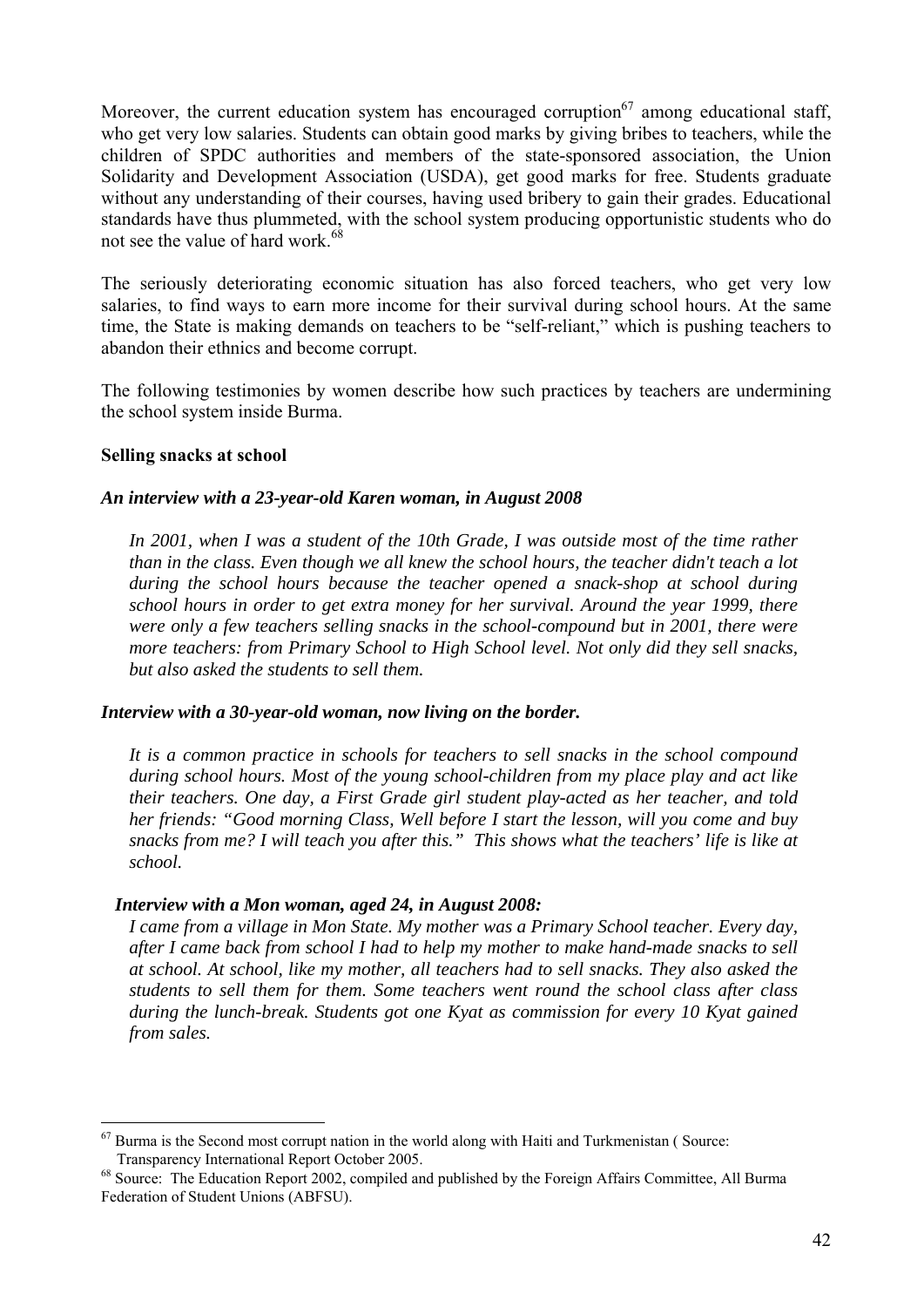Moreover, the current education system has encouraged corruption[67] among educational staff, who get very low salaries. Students can obtain good marks by giving bribes to teachers, while the children of SPDC authorities and members of the state-sponsored association, the Union Solidarity and Development Association (USDA), get good marks for free. Students graduate without any understanding of their courses, having used bribery to gain their grades. Educational standards have thus plummeted, with the school system producing opportunistic students who do not see the value of hard work.[68]

The seriously deteriorating economic situation has also forced teachers, who get very low salaries, to find ways to earn more income for their survival during school hours. At the same time, the State is making demands on teachers to be "self-reliant," which is pushing teachers to abandon their ethnics and become corrupt.

The following testimonies by women describe how such practices by teachers are undermining the school system inside Burma.

**Selling snacks at school**

***An interview with a 23-year-old Karen woman, in August 2008***

> *In 2001, when I was a student of the 10th Grade, I was outside most of the time rather than in the class. Even though we all knew the school hours, the teacher didn't teach a lot during the school hours because the teacher opened a snack-shop at school during school hours in order to get extra money for her survival. Around the year 1999, there were only a few teachers selling snacks in the school-compound but in 2001, there were more teachers: from Primary School to High School level. Not only did they sell snacks, but also asked the students to sell them.*

***Interview with a 30-year-old woman, now living on the border.***

> *It is a common practice in schools for teachers to sell snacks in the school compound during school hours. Most of the young school-children from my place play and act like their teachers. One day, a First Grade girl student play-acted as her teacher, and told her friends: "Good morning Class, Well before I start the lesson, will you come and buy snacks from me? I will teach you after this." This shows what the teachers' life is like at school.*

***Interview with a Mon woman, aged 24, in August 2008:***

> *I came from a village in Mon State. My mother was a Primary School teacher. Every day, after I came back from school I had to help my mother to make hand-made snacks to sell at school. At school, like my mother, all teachers had to sell snacks. They also asked the students to sell them for them. Some teachers went round the school class after class during the lunch-break. Students got one Kyat as commission for every 10 Kyat gained from sales.*

---

[67] Burma is the Second most corrupt nation in the world along with Haiti and Turkmenistan ( Source: Transparency International Report October 2005.

[68] Source: The Education Report 2002, compiled and published by the Foreign Affairs Committee, All Burma Federation of Student Unions (ABFSU).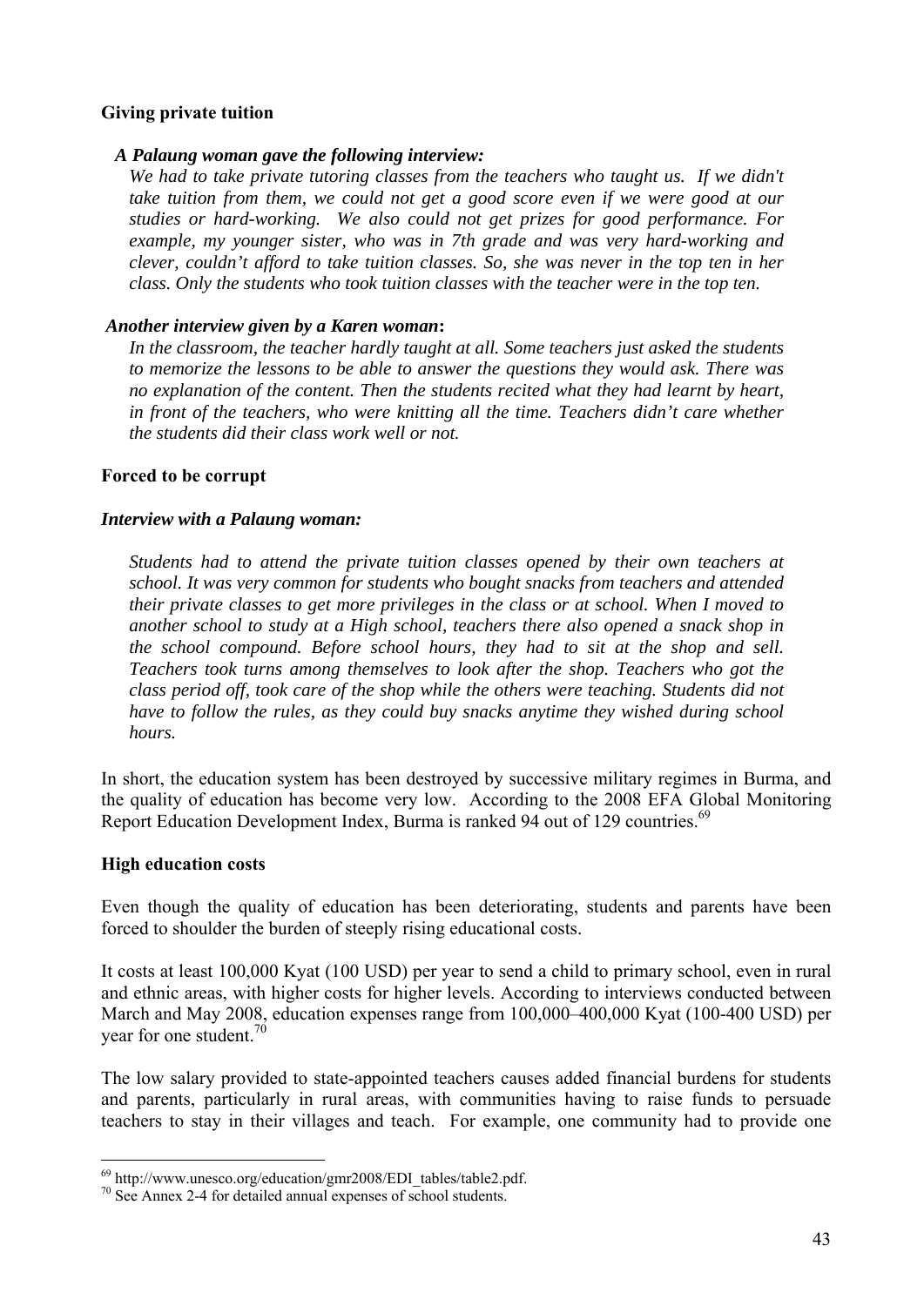**Giving private tuition**

***A Palaung woman gave the following interview:***

*We had to take private tutoring classes from the teachers who taught us. If we didn't take tuition from them, we could not get a good score even if we were good at our studies or hard-working. We also could not get prizes for good performance. For example, my younger sister, who was in 7th grade and was very hard-working and clever, couldn't afford to take tuition classes. So, she was never in the top ten in her class. Only the students who took tuition classes with the teacher were in the top ten.*

***Another interview given by a Karen woman*:**

*In the classroom, the teacher hardly taught at all. Some teachers just asked the students to memorize the lessons to be able to answer the questions they would ask. There was no explanation of the content. Then the students recited what they had learnt by heart, in front of the teachers, who were knitting all the time. Teachers didn't care whether the students did their class work well or not.*

**Forced to be corrupt**

***Interview with a Palaung woman:***

*Students had to attend the private tuition classes opened by their own teachers at school. It was very common for students who bought snacks from teachers and attended their private classes to get more privileges in the class or at school. When I moved to another school to study at a High school, teachers there also opened a snack shop in the school compound. Before school hours, they had to sit at the shop and sell. Teachers took turns among themselves to look after the shop. Teachers who got the class period off, took care of the shop while the others were teaching. Students did not have to follow the rules, as they could buy snacks anytime they wished during school hours.*

In short, the education system has been destroyed by successive military regimes in Burma, and the quality of education has become very low. According to the 2008 EFA Global Monitoring Report Education Development Index, Burma is ranked 94 out of 129 countries.[69]

**High education costs**

Even though the quality of education has been deteriorating, students and parents have been forced to shoulder the burden of steeply rising educational costs.

It costs at least 100,000 Kyat (100 USD) per year to send a child to primary school, even in rural and ethnic areas, with higher costs for higher levels. According to interviews conducted between March and May 2008, education expenses range from 100,000–400,000 Kyat (100-400 USD) per year for one student.[70]

The low salary provided to state-appointed teachers causes added financial burdens for students and parents, particularly in rural areas, with communities having to raise funds to persuade teachers to stay in their villages and teach. For example, one community had to provide one

---

[69] http://www.unesco.org/education/gmr2008/EDI_tables/table2.pdf.

[70] See Annex 2-4 for detailed annual expenses of school students.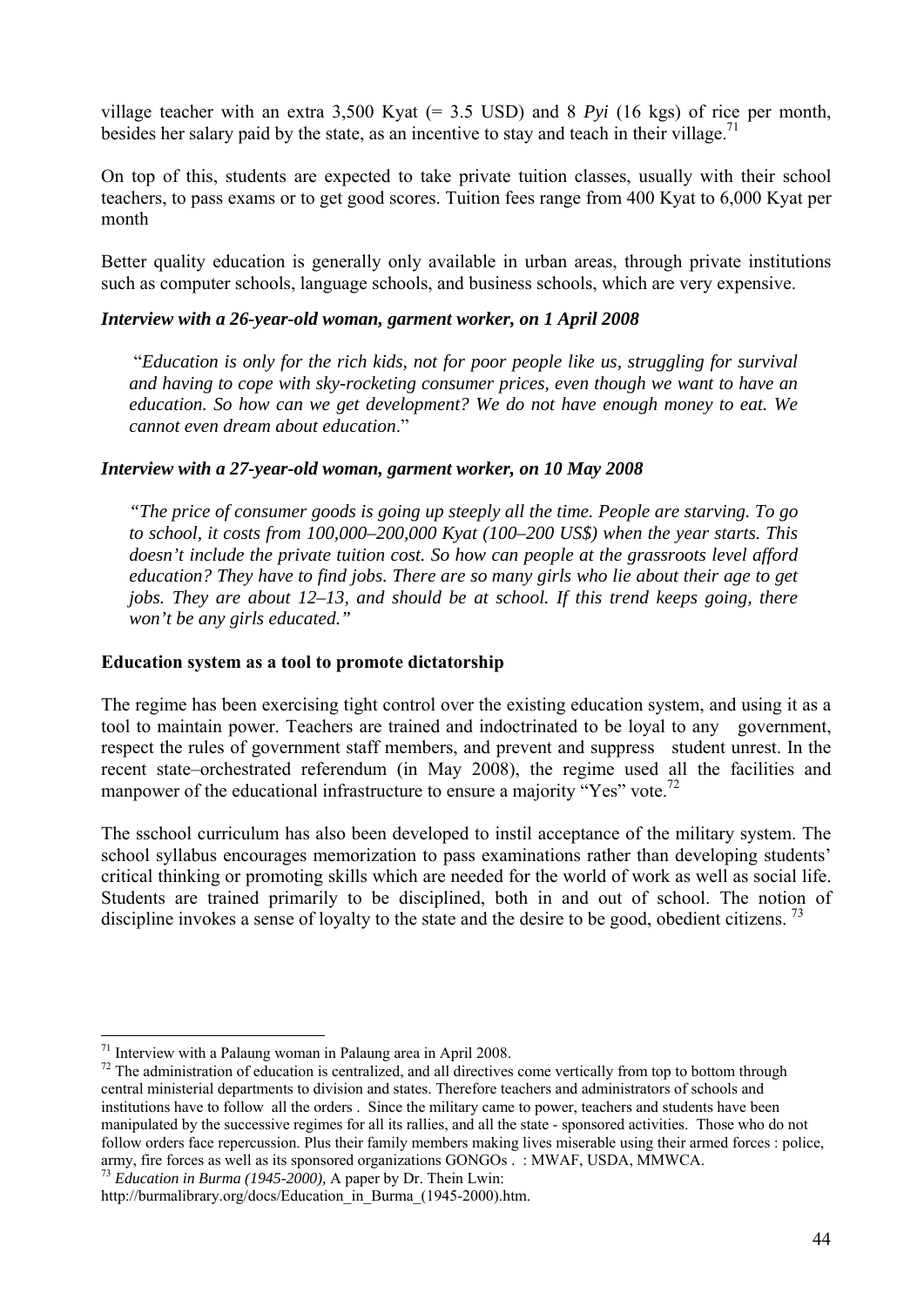village teacher with an extra 3,500 Kyat (= 3.5 USD) and 8 *Pyi* (16 kgs) of rice per month, besides her salary paid by the state, as an incentive to stay and teach in their village.[71]

On top of this, students are expected to take private tuition classes, usually with their school teachers, to pass exams or to get good scores. Tuition fees range from 400 Kyat to 6,000 Kyat per month

Better quality education is generally only available in urban areas, through private institutions such as computer schools, language schools, and business schools, which are very expensive.

***Interview with a 26-year-old woman, garment worker, on 1 April 2008***

> "*Education is only for the rich kids, not for poor people like us, struggling for survival and having to cope with sky-rocketing consumer prices, even though we want to have an education. So how can we get development? We do not have enough money to eat. We cannot even dream about education*."

***Interview with a 27-year-old woman, garment worker, on 10 May 2008***

> *"The price of consumer goods is going up steeply all the time. People are starving. To go to school, it costs from 100,000–200,000 Kyat (100–200 US$) when the year starts. This doesn't include the private tuition cost. So how can people at the grassroots level afford education? They have to find jobs. There are so many girls who lie about their age to get jobs. They are about 12–13, and should be at school. If this trend keeps going, there won't be any girls educated."*

**Education system as a tool to promote dictatorship**

The regime has been exercising tight control over the existing education system, and using it as a tool to maintain power. Teachers are trained and indoctrinated to be loyal to any government, respect the rules of government staff members, and prevent and suppress student unrest. In the recent state–orchestrated referendum (in May 2008), the regime used all the facilities and manpower of the educational infrastructure to ensure a majority "Yes" vote.[72]

The sschool curriculum has also been developed to instil acceptance of the military system. The school syllabus encourages memorization to pass examinations rather than developing students' critical thinking or promoting skills which are needed for the world of work as well as social life. Students are trained primarily to be disciplined, both in and out of school. The notion of discipline invokes a sense of loyalty to the state and the desire to be good, obedient citizens. [73]

---

[71] Interview with a Palaung woman in Palaung area in April 2008.

[72] The administration of education is centralized, and all directives come vertically from top to bottom through central ministerial departments to division and states. Therefore teachers and administrators of schools and institutions have to follow all the orders . Since the military came to power, teachers and students have been manipulated by the successive regimes for all its rallies, and all the state - sponsored activities. Those who do not follow orders face repercussion. Plus their family members making lives miserable using their armed forces : police, army, fire forces as well as its sponsored organizations GONGOs . : MWAF, USDA, MMWCA.

[73] *Education in Burma (1945-2000)*, A paper by Dr. Thein Lwin: http://burmalibrary.org/docs/Education_in_Burma_(1945-2000).htm.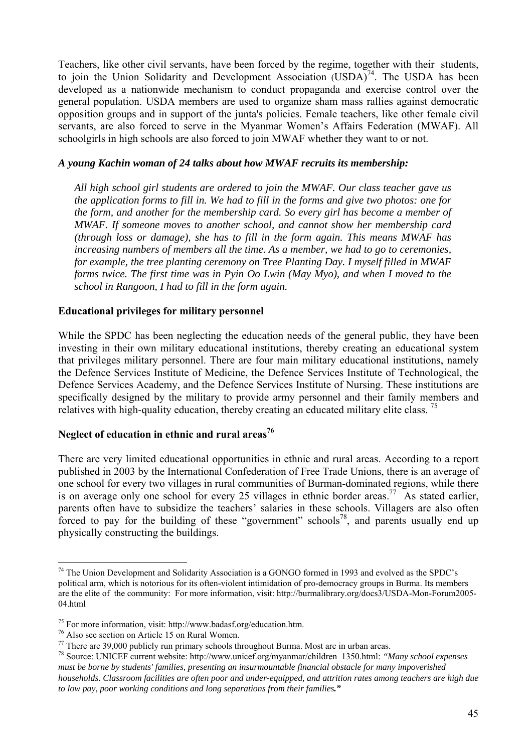Teachers, like other civil servants, have been forced by the regime, together with their students, to join the Union Solidarity and Development Association (USDA)[74]. The USDA has been developed as a nationwide mechanism to conduct propaganda and exercise control over the general population. USDA members are used to organize sham mass rallies against democratic opposition groups and in support of the junta's policies. Female teachers, like other female civil servants, are also forced to serve in the Myanmar Women's Affairs Federation (MWAF). All schoolgirls in high schools are also forced to join MWAF whether they want to or not.

***A young Kachin woman of 24 talks about how MWAF recruits its membership:***

> *All high school girl students are ordered to join the MWAF. Our class teacher gave us the application forms to fill in. We had to fill in the forms and give two photos: one for the form, and another for the membership card. So every girl has become a member of MWAF. If someone moves to another school, and cannot show her membership card (through loss or damage), she has to fill in the form again. This means MWAF has increasing numbers of members all the time. As a member, we had to go to ceremonies, for example, the tree planting ceremony on Tree Planting Day. I myself filled in MWAF forms twice. The first time was in Pyin Oo Lwin (May Myo), and when I moved to the school in Rangoon, I had to fill in the form again.*

**Educational privileges for military personnel**

While the SPDC has been neglecting the education needs of the general public, they have been investing in their own military educational institutions, thereby creating an educational system that privileges military personnel. There are four main military educational institutions, namely the Defence Services Institute of Medicine, the Defence Services Institute of Technological, the Defence Services Academy, and the Defence Services Institute of Nursing. These institutions are specifically designed by the military to provide army personnel and their family members and relatives with high-quality education, thereby creating an educated military elite class. [75]

**Neglect of education in ethnic and rural areas[76]**

There are very limited educational opportunities in ethnic and rural areas. According to a report published in 2003 by the International Confederation of Free Trade Unions, there is an average of one school for every two villages in rural communities of Burman-dominated regions, while there is on average only one school for every 25 villages in ethnic border areas.[77] As stated earlier, parents often have to subsidize the teachers' salaries in these schools. Villagers are also often forced to pay for the building of these "government" schools[78], and parents usually end up physically constructing the buildings.

---

[74] The Union Development and Solidarity Association is a GONGO formed in 1993 and evolved as the SPDC's political arm, which is notorious for its often-violent intimidation of pro-democracy groups in Burma. Its members are the elite of the community: For more information, visit: http://burmalibrary.org/docs3/USDA-Mon-Forum2005-04.html

[75] For more information, visit: http://www.badasf.org/education.htm.

[76] Also see section on Article 15 on Rural Women.

[77] There are 39,000 publicly run primary schools throughout Burma. Most are in urban areas.

[78] Source: UNICEF current website: http://www.unicef.org/myanmar/children_1350.html: *"Many school expenses must be borne by students' families, presenting an insurmountable financial obstacle for many impoverished households. Classroom facilities are often poor and under-equipped, and attrition rates among teachers are high due to low pay, poor working conditions and long separations from their families."*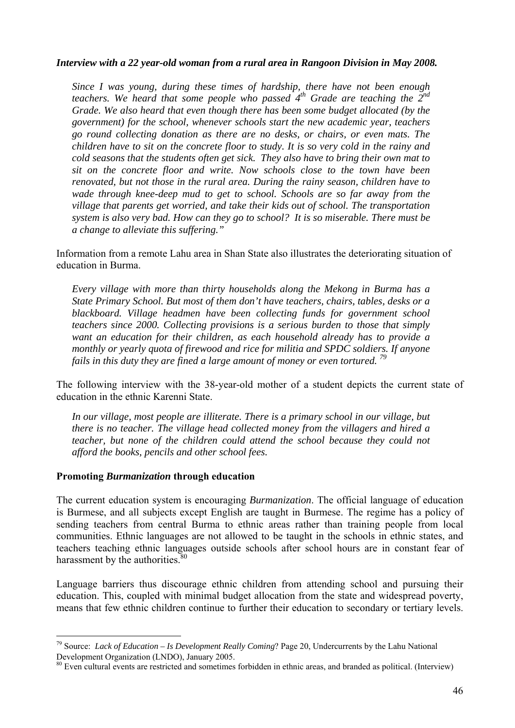***Interview with a 22 year-old woman from a rural area in Rangoon Division in May 2008.***

> *Since I was young, during these times of hardship, there have not been enough teachers. We heard that some people who passed 4th Grade are teaching the 2nd Grade. We also heard that even though there has been some budget allocated (by the government) for the school, whenever schools start the new academic year, teachers go round collecting donation as there are no desks, or chairs, or even mats. The children have to sit on the concrete floor to study. It is so very cold in the rainy and cold seasons that the students often get sick. They also have to bring their own mat to sit on the concrete floor and write. Now schools close to the town have been renovated, but not those in the rural area. During the rainy season, children have to wade through knee-deep mud to get to school. Schools are so far away from the village that parents get worried, and take their kids out of school. The transportation system is also very bad. How can they go to school? It is so miserable. There must be a change to alleviate this suffering."*

Information from a remote Lahu area in Shan State also illustrates the deteriorating situation of education in Burma.

> *Every village with more than thirty households along the Mekong in Burma has a State Primary School. But most of them don't have teachers, chairs, tables, desks or a blackboard. Village headmen have been collecting funds for government school teachers since 2000. Collecting provisions is a serious burden to those that simply want an education for their children, as each household already has to provide a monthly or yearly quota of firewood and rice for militia and SPDC soldiers. If anyone fails in this duty they are fined a large amount of money or even tortured.* [79]

The following interview with the 38-year-old mother of a student depicts the current state of education in the ethnic Karenni State.

> *In our village, most people are illiterate. There is a primary school in our village, but there is no teacher. The village head collected money from the villagers and hired a teacher, but none of the children could attend the school because they could not afford the books, pencils and other school fees.*

**Promoting *Burmanization* through education**

The current education system is encouraging *Burmanization*. The official language of education is Burmese, and all subjects except English are taught in Burmese. The regime has a policy of sending teachers from central Burma to ethnic areas rather than training people from local communities. Ethnic languages are not allowed to be taught in the schools in ethnic states, and teachers teaching ethnic languages outside schools after school hours are in constant fear of harassment by the authorities.[80]

Language barriers thus discourage ethnic children from attending school and pursuing their education. This, coupled with minimal budget allocation from the state and widespread poverty, means that few ethnic children continue to further their education to secondary or tertiary levels.

---

[79] Source: *Lack of Education – Is Development Really Coming*? Page 20, Undercurrents by the Lahu National Development Organization (LNDO), January 2005.

[80] Even cultural events are restricted and sometimes forbidden in ethnic areas, and branded as political. (Interview)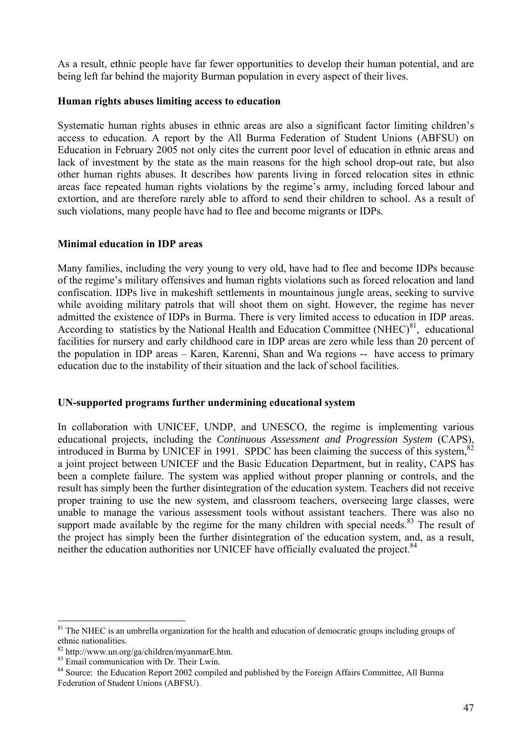As a result, ethnic people have far fewer opportunities to develop their human potential, and are being left far behind the majority Burman population in every aspect of their lives.

**Human rights abuses limiting access to education**

Systematic human rights abuses in ethnic areas are also a significant factor limiting children's access to education. A report by the All Burma Federation of Student Unions (ABFSU) on Education in February 2005 not only cites the current poor level of education in ethnic areas and lack of investment by the state as the main reasons for the high school drop-out rate, but also other human rights abuses. It describes how parents living in forced relocation sites in ethnic areas face repeated human rights violations by the regime's army, including forced labour and extortion, and are therefore rarely able to afford to send their children to school. As a result of such violations, many people have had to flee and become migrants or IDPs.

**Minimal education in IDP areas**

Many families, including the very young to very old, have had to flee and become IDPs because of the regime's military offensives and human rights violations such as forced relocation and land confiscation. IDPs live in makeshift settlements in mountainous jungle areas, seeking to survive while avoiding military patrols that will shoot them on sight. However, the regime has never admitted the existence of IDPs in Burma. There is very limited access to education in IDP areas. According to statistics by the National Health and Education Committee (NHEC)[81], educational facilities for nursery and early childhood care in IDP areas are zero while less than 20 percent of the population in IDP areas – Karen, Karenni, Shan and Wa regions -- have access to primary education due to the instability of their situation and the lack of school facilities.

**UN-supported programs further undermining educational system**

In collaboration with UNICEF, UNDP, and UNESCO, the regime is implementing various educational projects, including the *Continuous Assessment and Progression System* (CAPS), introduced in Burma by UNICEF in 1991. SPDC has been claiming the success of this system,[82] a joint project between UNICEF and the Basic Education Department, but in reality, CAPS has been a complete failure. The system was applied without proper planning or controls, and the result has simply been the further disintegration of the education system. Teachers did not receive proper training to use the new system, and classroom teachers, overseeing large classes, were unable to manage the various assessment tools without assistant teachers. There was also no support made available by the regime for the many children with special needs.[83] The result of the project has simply been the further disintegration of the education system, and, as a result, neither the education authorities nor UNICEF have officially evaluated the project.[84]

---

[81] The NHEC is an umbrella organization for the health and education of democratic groups including groups of ethnic nationalities.

[82] http://www.un.org/ga/children/myanmarE.htm.

[83] Email communication with Dr. Their Lwin.

[84] Source: the Education Report 2002 compiled and published by the Foreign Affairs Committee, All Burma Federation of Student Unions (ABFSU).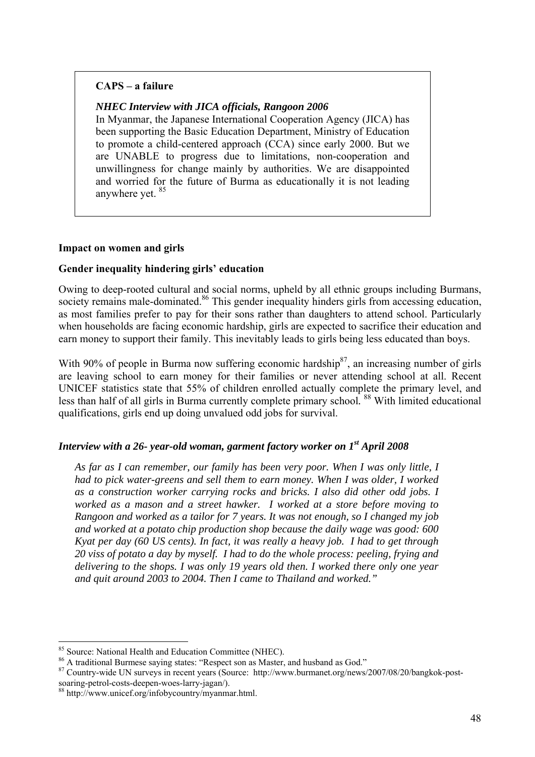**CAPS – a failure**

***NHEC Interview with JICA officials, Rangoon 2006***

In Myanmar, the Japanese International Cooperation Agency (JICA) has been supporting the Basic Education Department, Ministry of Education to promote a child-centered approach (CCA) since early 2000. But we are UNABLE to progress due to limitations, non-cooperation and unwillingness for change mainly by authorities. We are disappointed and worried for the future of Burma as educationally it is not leading anywhere yet. [85]

**Impact on women and girls**

**Gender inequality hindering girls' education**

Owing to deep-rooted cultural and social norms, upheld by all ethnic groups including Burmans, society remains male-dominated.[86] This gender inequality hinders girls from accessing education, as most families prefer to pay for their sons rather than daughters to attend school. Particularly when households are facing economic hardship, girls are expected to sacrifice their education and earn money to support their family. This inevitably leads to girls being less educated than boys.

With 90% of people in Burma now suffering economic hardship[87], an increasing number of girls are leaving school to earn money for their families or never attending school at all. Recent UNICEF statistics state that 55% of children enrolled actually complete the primary level, and less than half of all girls in Burma currently complete primary school. [88] With limited educational qualifications, girls end up doing unvalued odd jobs for survival.

***Interview with a 26- year-old woman, garment factory worker on 1st April 2008***

*As far as I can remember, our family has been very poor. When I was only little, I had to pick water-greens and sell them to earn money. When I was older, I worked as a construction worker carrying rocks and bricks. I also did other odd jobs. I worked as a mason and a street hawker. I worked at a store before moving to Rangoon and worked as a tailor for 7 years. It was not enough, so I changed my job and worked at a potato chip production shop because the daily wage was good: 600 Kyat per day (60 US cents). In fact, it was really a heavy job. I had to get through 20 viss of potato a day by myself. I had to do the whole process: peeling, frying and delivering to the shops. I was only 19 years old then. I worked there only one year and quit around 2003 to 2004. Then I came to Thailand and worked."*

---

[85] Source: National Health and Education Committee (NHEC).

[86] A traditional Burmese saying states: "Respect son as Master, and husband as God."

[87] Country-wide UN surveys in recent years (Source: http://www.burmanet.org/news/2007/08/20/bangkok-post-soaring-petrol-costs-deepen-woes-larry-jagan/).

[88] http://www.unicef.org/infobycountry/myanmar.html.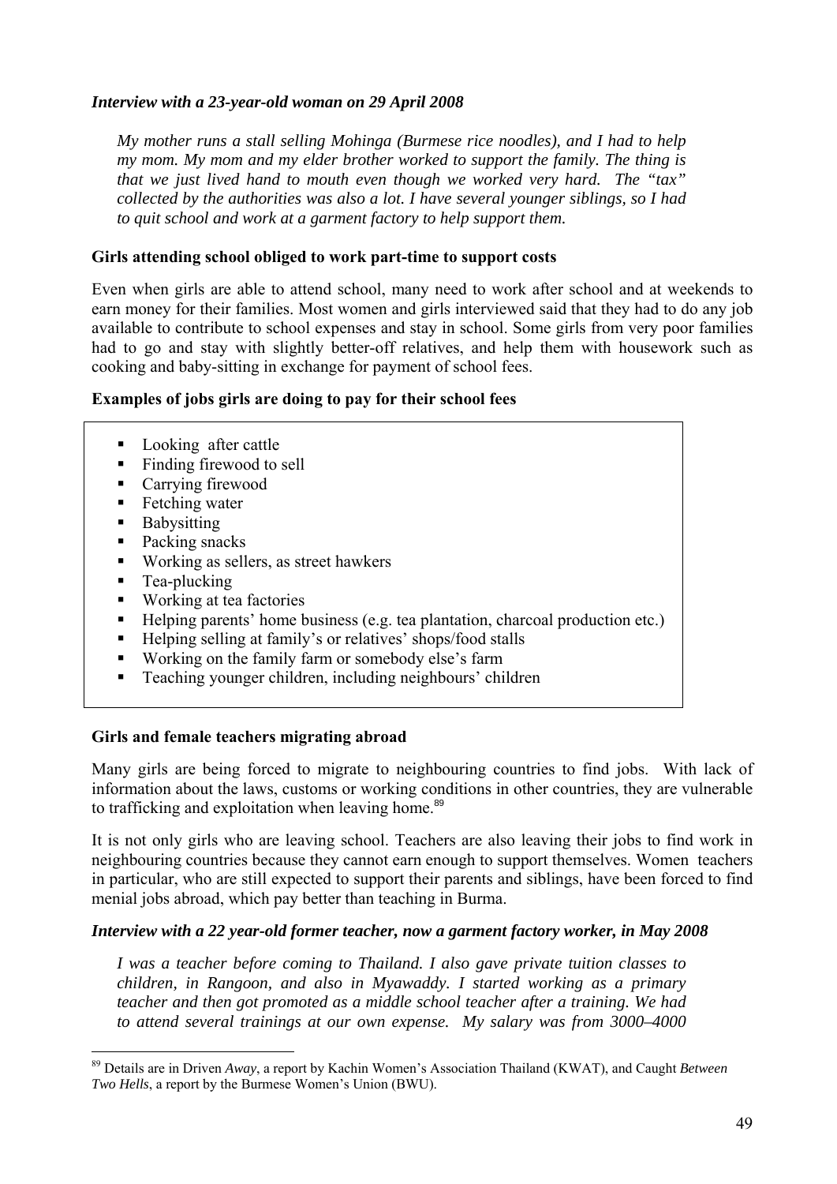***Interview with a 23-year-old woman on 29 April 2008***

> *My mother runs a stall selling Mohinga (Burmese rice noodles), and I had to help my mom. My mom and my elder brother worked to support the family. The thing is that we just lived hand to mouth even though we worked very hard. The "tax" collected by the authorities was also a lot. I have several younger siblings, so I had to quit school and work at a garment factory to help support them.*

**Girls attending school obliged to work part-time to support costs**

Even when girls are able to attend school, many need to work after school and at weekends to earn money for their families. Most women and girls interviewed said that they had to do any job available to contribute to school expenses and stay in school. Some girls from very poor families had to go and stay with slightly better-off relatives, and help them with housework such as cooking and baby-sitting in exchange for payment of school fees.

**Examples of jobs girls are doing to pay for their school fees**

- Looking after cattle
- Finding firewood to sell
- Carrying firewood
- Fetching water
- Babysitting
- Packing snacks
- Working as sellers, as street hawkers
- Tea-plucking
- Working at tea factories
- Helping parents' home business (e.g. tea plantation, charcoal production etc.)
- Helping selling at family's or relatives' shops/food stalls
- Working on the family farm or somebody else's farm
- Teaching younger children, including neighbours' children

**Girls and female teachers migrating abroad**

Many girls are being forced to migrate to neighbouring countries to find jobs. With lack of information about the laws, customs or working conditions in other countries, they are vulnerable to trafficking and exploitation when leaving home.[89]

It is not only girls who are leaving school. Teachers are also leaving their jobs to find work in neighbouring countries because they cannot earn enough to support themselves. Women teachers in particular, who are still expected to support their parents and siblings, have been forced to find menial jobs abroad, which pay better than teaching in Burma.

***Interview with a 22 year-old former teacher, now a garment factory worker, in May 2008***

> *I was a teacher before coming to Thailand. I also gave private tuition classes to children, in Rangoon, and also in Myawaddy. I started working as a primary teacher and then got promoted as a middle school teacher after a training. We had to attend several trainings at our own expense. My salary was from 3000–4000*

[89] Details are in Driven *Away*, a report by Kachin Women's Association Thailand (KWAT), and Caught *Between Two Hells*, a report by the Burmese Women's Union (BWU).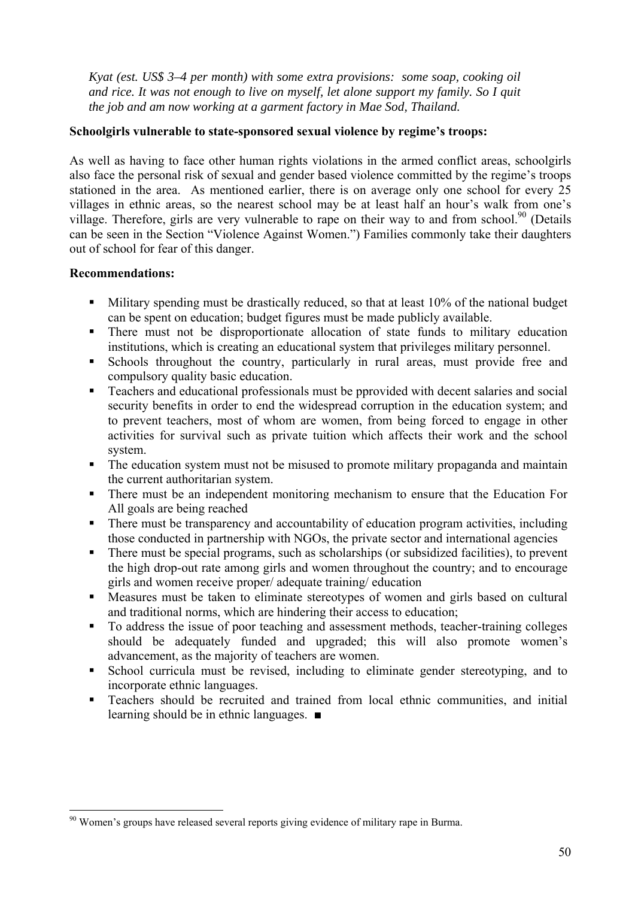*Kyat (est. US$ 3–4 per month) with some extra provisions: some soap, cooking oil and rice. It was not enough to live on myself, let alone support my family. So I quit the job and am now working at a garment factory in Mae Sod, Thailand.*

**Schoolgirls vulnerable to state-sponsored sexual violence by regime's troops:**

As well as having to face other human rights violations in the armed conflict areas, schoolgirls also face the personal risk of sexual and gender based violence committed by the regime's troops stationed in the area. As mentioned earlier, there is on average only one school for every 25 villages in ethnic areas, so the nearest school may be at least half an hour's walk from one's village. Therefore, girls are very vulnerable to rape on their way to and from school.[90] (Details can be seen in the Section "Violence Against Women.") Families commonly take their daughters out of school for fear of this danger.

**Recommendations:**

- Military spending must be drastically reduced, so that at least 10% of the national budget can be spent on education; budget figures must be made publicly available.
- There must not be disproportionate allocation of state funds to military education institutions, which is creating an educational system that privileges military personnel.
- Schools throughout the country, particularly in rural areas, must provide free and compulsory quality basic education.
- Teachers and educational professionals must be pprovided with decent salaries and social security benefits in order to end the widespread corruption in the education system; and to prevent teachers, most of whom are women, from being forced to engage in other activities for survival such as private tuition which affects their work and the school system.
- The education system must not be misused to promote military propaganda and maintain the current authoritarian system.
- There must be an independent monitoring mechanism to ensure that the Education For All goals are being reached
- There must be transparency and accountability of education program activities, including those conducted in partnership with NGOs, the private sector and international agencies
- There must be special programs, such as scholarships (or subsidized facilities), to prevent the high drop-out rate among girls and women throughout the country; and to encourage girls and women receive proper/ adequate training/ education
- Measures must be taken to eliminate stereotypes of women and girls based on cultural and traditional norms, which are hindering their access to education;
- To address the issue of poor teaching and assessment methods, teacher-training colleges should be adequately funded and upgraded; this will also promote women's advancement, as the majority of teachers are women.
- School curricula must be revised, including to eliminate gender stereotyping, and to incorporate ethnic languages.
- Teachers should be recruited and trained from local ethnic communities, and initial learning should be in ethnic languages. ■

---

[90] Women's groups have released several reports giving evidence of military rape in Burma.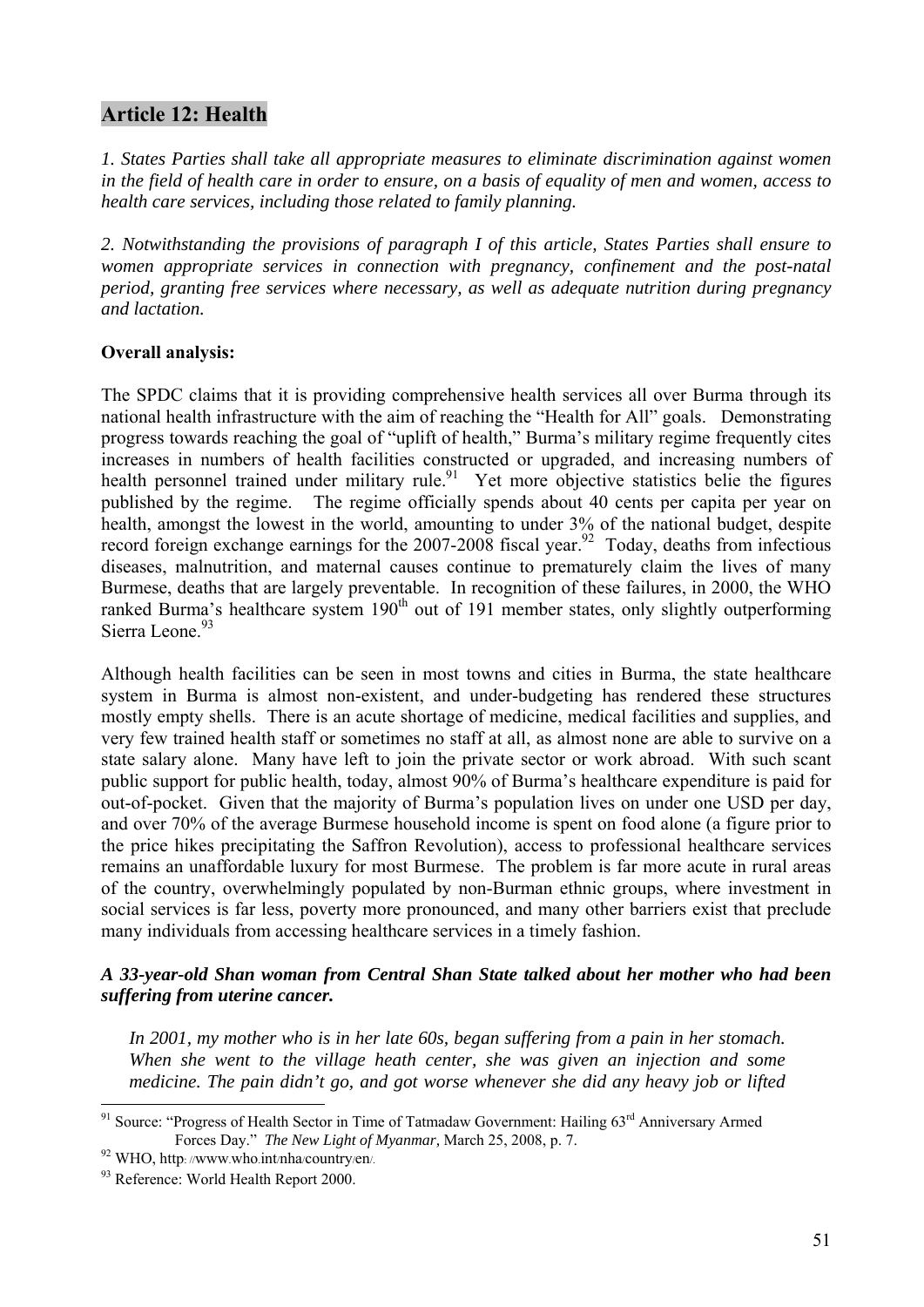## Article 12: Health

*1. States Parties shall take all appropriate measures to eliminate discrimination against women in the field of health care in order to ensure, on a basis of equality of men and women, access to health care services, including those related to family planning.*

*2. Notwithstanding the provisions of paragraph I of this article, States Parties shall ensure to women appropriate services in connection with pregnancy, confinement and the post-natal period, granting free services where necessary, as well as adequate nutrition during pregnancy and lactation.*

**Overall analysis:**

The SPDC claims that it is providing comprehensive health services all over Burma through its national health infrastructure with the aim of reaching the "Health for All" goals. Demonstrating progress towards reaching the goal of "uplift of health," Burma's military regime frequently cites increases in numbers of health facilities constructed or upgraded, and increasing numbers of health personnel trained under military rule.[91] Yet more objective statistics belie the figures published by the regime. The regime officially spends about 40 cents per capita per year on health, amongst the lowest in the world, amounting to under 3% of the national budget, despite record foreign exchange earnings for the 2007-2008 fiscal year.[92] Today, deaths from infectious diseases, malnutrition, and maternal causes continue to prematurely claim the lives of many Burmese, deaths that are largely preventable. In recognition of these failures, in 2000, the WHO ranked Burma's healthcare system 190th out of 191 member states, only slightly outperforming Sierra Leone.[93]

Although health facilities can be seen in most towns and cities in Burma, the state healthcare system in Burma is almost non-existent, and under-budgeting has rendered these structures mostly empty shells. There is an acute shortage of medicine, medical facilities and supplies, and very few trained health staff or sometimes no staff at all, as almost none are able to survive on a state salary alone. Many have left to join the private sector or work abroad. With such scant public support for public health, today, almost 90% of Burma's healthcare expenditure is paid for out-of-pocket. Given that the majority of Burma's population lives on under one USD per day, and over 70% of the average Burmese household income is spent on food alone (a figure prior to the price hikes precipitating the Saffron Revolution), access to professional healthcare services remains an unaffordable luxury for most Burmese. The problem is far more acute in rural areas of the country, overwhelmingly populated by non-Burman ethnic groups, where investment in social services is far less, poverty more pronounced, and many other barriers exist that preclude many individuals from accessing healthcare services in a timely fashion.

***A 33-year-old Shan woman from Central Shan State talked about her mother who had been suffering from uterine cancer.***

> *In 2001, my mother who is in her late 60s, began suffering from a pain in her stomach. When she went to the village heath center, she was given an injection and some medicine. The pain didn't go, and got worse whenever she did any heavy job or lifted*

[91] Source: "Progress of Health Sector in Time of Tatmadaw Government: Hailing 63rd Anniversary Armed Forces Day." *The New Light of Myanmar*, March 25, 2008, p. 7.

[92] WHO, http://www.who.int/nha/country/en/.

[93] Reference: World Health Report 2000.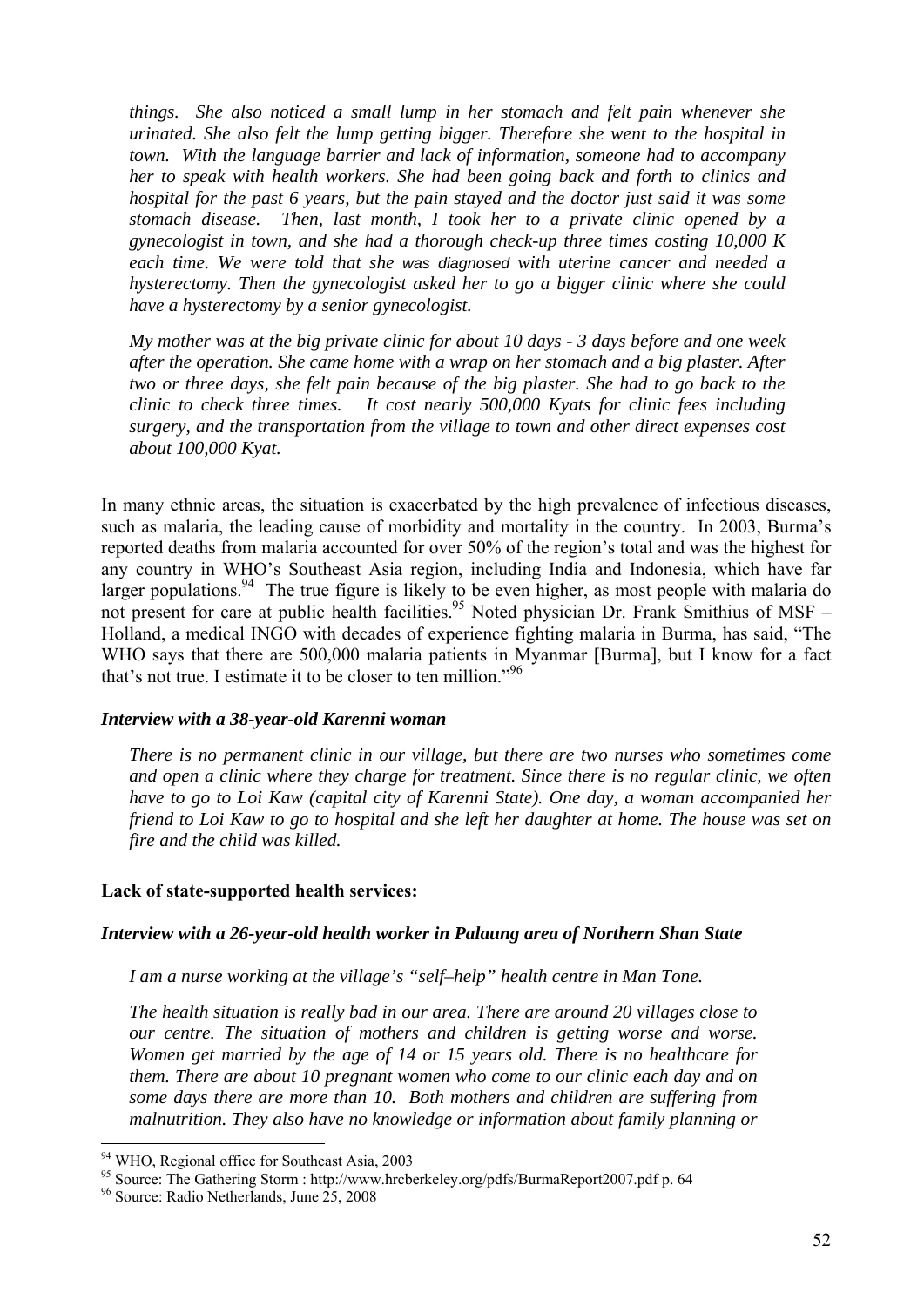*things. She also noticed a small lump in her stomach and felt pain whenever she urinated. She also felt the lump getting bigger. Therefore she went to the hospital in town. With the language barrier and lack of information, someone had to accompany her to speak with health workers. She had been going back and forth to clinics and hospital for the past 6 years, but the pain stayed and the doctor just said it was some stomach disease. Then, last month, I took her to a private clinic opened by a gynecologist in town, and she had a thorough check-up three times costing 10,000 K each time. We were told that she was diagnosed with uterine cancer and needed a hysterectomy. Then the gynecologist asked her to go a bigger clinic where she could have a hysterectomy by a senior gynecologist.*

*My mother was at the big private clinic for about 10 days - 3 days before and one week after the operation. She came home with a wrap on her stomach and a big plaster. After two or three days, she felt pain because of the big plaster. She had to go back to the clinic to check three times. It cost nearly 500,000 Kyats for clinic fees including surgery, and the transportation from the village to town and other direct expenses cost about 100,000 Kyat.*

In many ethnic areas, the situation is exacerbated by the high prevalence of infectious diseases, such as malaria, the leading cause of morbidity and mortality in the country. In 2003, Burma's reported deaths from malaria accounted for over 50% of the region's total and was the highest for any country in WHO's Southeast Asia region, including India and Indonesia, which have far larger populations.[94] The true figure is likely to be even higher, as most people with malaria do not present for care at public health facilities.[95] Noted physician Dr. Frank Smithius of MSF – Holland, a medical INGO with decades of experience fighting malaria in Burma, has said, "The WHO says that there are 500,000 malaria patients in Myanmar [Burma], but I know for a fact that's not true. I estimate it to be closer to ten million."[96]

***Interview with a 38-year-old Karenni woman***

*There is no permanent clinic in our village, but there are two nurses who sometimes come and open a clinic where they charge for treatment. Since there is no regular clinic, we often have to go to Loi Kaw (capital city of Karenni State). One day, a woman accompanied her friend to Loi Kaw to go to hospital and she left her daughter at home. The house was set on fire and the child was killed.*

**Lack of state-supported health services:**

***Interview with a 26-year-old health worker in Palaung area of Northern Shan State***

*I am a nurse working at the village's "self–help" health centre in Man Tone.*

*The health situation is really bad in our area. There are around 20 villages close to our centre. The situation of mothers and children is getting worse and worse. Women get married by the age of 14 or 15 years old. There is no healthcare for them. There are about 10 pregnant women who come to our clinic each day and on some days there are more than 10. Both mothers and children are suffering from malnutrition. They also have no knowledge or information about family planning or*

---

[94] WHO, Regional office for Southeast Asia, 2003

[95] Source: The Gathering Storm : http://www.hrcberkeley.org/pdfs/BurmaReport2007.pdf p. 64

[96] Source: Radio Netherlands, June 25, 2008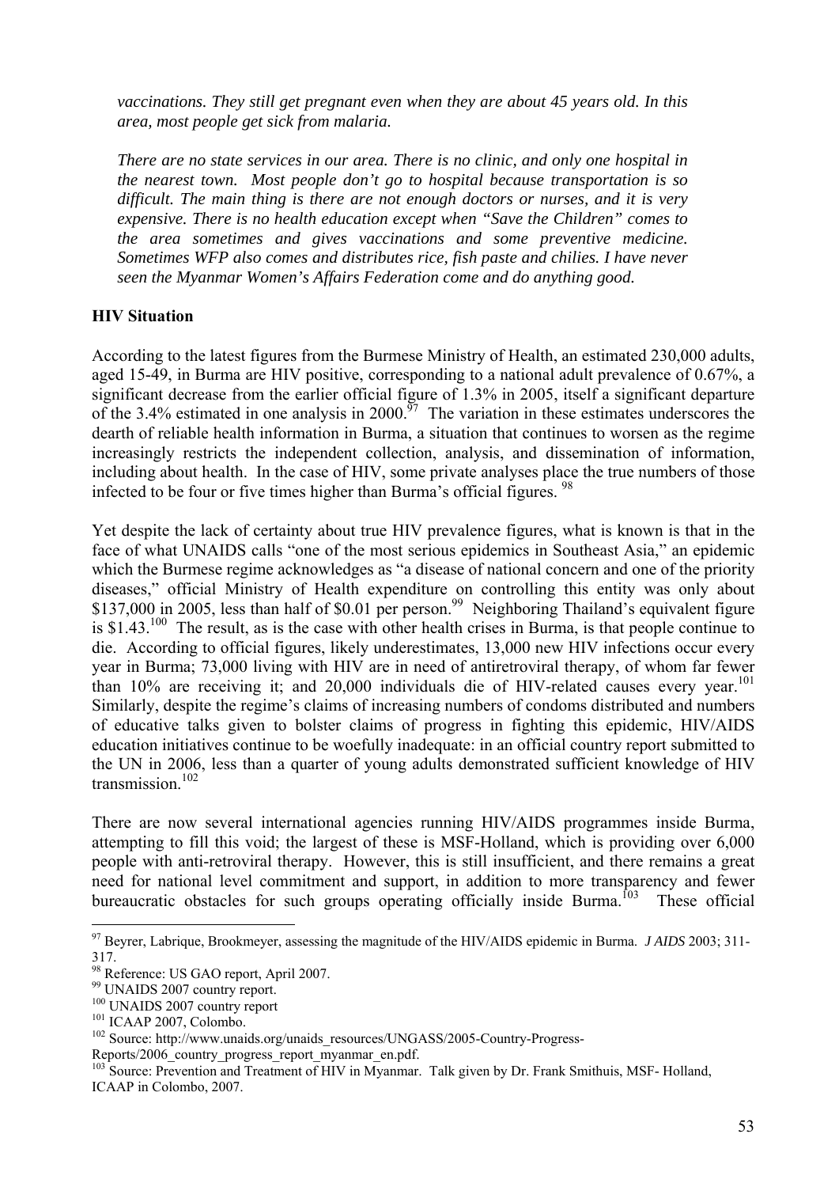*vaccinations. They still get pregnant even when they are about 45 years old. In this area, most people get sick from malaria.*

*There are no state services in our area. There is no clinic, and only one hospital in the nearest town. Most people don't go to hospital because transportation is so difficult. The main thing is there are not enough doctors or nurses, and it is very expensive. There is no health education except when "Save the Children" comes to the area sometimes and gives vaccinations and some preventive medicine. Sometimes WFP also comes and distributes rice, fish paste and chilies. I have never seen the Myanmar Women's Affairs Federation come and do anything good.*

**HIV Situation**

According to the latest figures from the Burmese Ministry of Health, an estimated 230,000 adults, aged 15-49, in Burma are HIV positive, corresponding to a national adult prevalence of 0.67%, a significant decrease from the earlier official figure of 1.3% in 2005, itself a significant departure of the 3.4% estimated in one analysis in 2000.[97] The variation in these estimates underscores the dearth of reliable health information in Burma, a situation that continues to worsen as the regime increasingly restricts the independent collection, analysis, and dissemination of information, including about health. In the case of HIV, some private analyses place the true numbers of those infected to be four or five times higher than Burma's official figures. [98]

Yet despite the lack of certainty about true HIV prevalence figures, what is known is that in the face of what UNAIDS calls "one of the most serious epidemics in Southeast Asia," an epidemic which the Burmese regime acknowledges as "a disease of national concern and one of the priority diseases," official Ministry of Health expenditure on controlling this entity was only about $137,000 in 2005, less than half of $0.01 per person.[99] Neighboring Thailand's equivalent figure is $1.43.[100] The result, as is the case with other health crises in Burma, is that people continue to die. According to official figures, likely underestimates, 13,000 new HIV infections occur every year in Burma; 73,000 living with HIV are in need of antiretroviral therapy, of whom far fewer than 10% are receiving it; and 20,000 individuals die of HIV-related causes every year.[101] Similarly, despite the regime's claims of increasing numbers of condoms distributed and numbers of educative talks given to bolster claims of progress in fighting this epidemic, HIV/AIDS education initiatives continue to be woefully inadequate: in an official country report submitted to the UN in 2006, less than a quarter of young adults demonstrated sufficient knowledge of HIV transmission.[102]

There are now several international agencies running HIV/AIDS programmes inside Burma, attempting to fill this void; the largest of these is MSF-Holland, which is providing over 6,000 people with anti-retroviral therapy. However, this is still insufficient, and there remains a great need for national level commitment and support, in addition to more transparency and fewer bureaucratic obstacles for such groups operating officially inside Burma.[103] These official

---

[97] Beyrer, Labrique, Brookmeyer, assessing the magnitude of the HIV/AIDS epidemic in Burma. *J AIDS* 2003; 311-317.

[98] Reference: US GAO report, April 2007.

[99] UNAIDS 2007 country report.

[100] UNAIDS 2007 country report

[101] ICAAP 2007, Colombo.

[102] Source: http://www.unaids.org/unaids_resources/UNGASS/2005-Country-Progress-Reports/2006_country_progress_report_myanmar_en.pdf.

[103] Source: Prevention and Treatment of HIV in Myanmar. Talk given by Dr. Frank Smithuis, MSF- Holland, ICAAP in Colombo, 2007.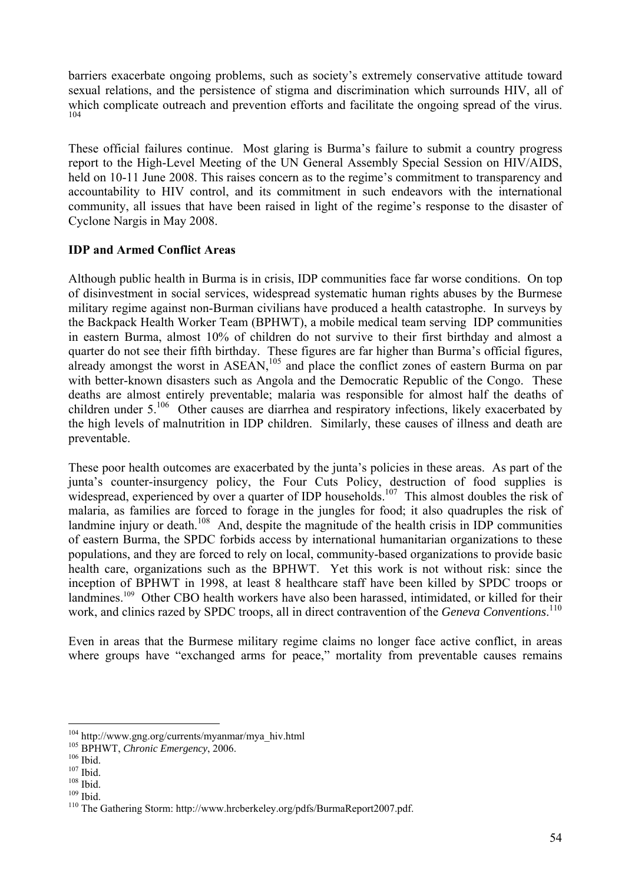barriers exacerbate ongoing problems, such as society's extremely conservative attitude toward sexual relations, and the persistence of stigma and discrimination which surrounds HIV, all of which complicate outreach and prevention efforts and facilitate the ongoing spread of the virus.[104]

These official failures continue. Most glaring is Burma's failure to submit a country progress report to the High-Level Meeting of the UN General Assembly Special Session on HIV/AIDS, held on 10-11 June 2008. This raises concern as to the regime's commitment to transparency and accountability to HIV control, and its commitment in such endeavors with the international community, all issues that have been raised in light of the regime's response to the disaster of Cyclone Nargis in May 2008.

**IDP and Armed Conflict Areas**

Although public health in Burma is in crisis, IDP communities face far worse conditions. On top of disinvestment in social services, widespread systematic human rights abuses by the Burmese military regime against non-Burman civilians have produced a health catastrophe. In surveys by the Backpack Health Worker Team (BPHWT), a mobile medical team serving IDP communities in eastern Burma, almost 10% of children do not survive to their first birthday and almost a quarter do not see their fifth birthday. These figures are far higher than Burma's official figures, already amongst the worst in ASEAN,[105] and place the conflict zones of eastern Burma on par with better-known disasters such as Angola and the Democratic Republic of the Congo. These deaths are almost entirely preventable; malaria was responsible for almost half the deaths of children under 5.[106] Other causes are diarrhea and respiratory infections, likely exacerbated by the high levels of malnutrition in IDP children. Similarly, these causes of illness and death are preventable.

These poor health outcomes are exacerbated by the junta's policies in these areas. As part of the junta's counter-insurgency policy, the Four Cuts Policy, destruction of food supplies is widespread, experienced by over a quarter of IDP households.[107] This almost doubles the risk of malaria, as families are forced to forage in the jungles for food; it also quadruples the risk of landmine injury or death.[108] And, despite the magnitude of the health crisis in IDP communities of eastern Burma, the SPDC forbids access by international humanitarian organizations to these populations, and they are forced to rely on local, community-based organizations to provide basic health care, organizations such as the BPHWT. Yet this work is not without risk: since the inception of BPHWT in 1998, at least 8 healthcare staff have been killed by SPDC troops or landmines.[109] Other CBO health workers have also been harassed, intimidated, or killed for their work, and clinics razed by SPDC troops, all in direct contravention of the *Geneva Conventions*.[110]

Even in areas that the Burmese military regime claims no longer face active conflict, in areas where groups have "exchanged arms for peace," mortality from preventable causes remains

---

[104] http://www.gng.org/currents/myanmar/mya_hiv.html
[105] BPHWT, *Chronic Emergency*, 2006.
[106] Ibid.
[107] Ibid.
[108] Ibid.
[109] Ibid.
[110] The Gathering Storm: http://www.hrcberkeley.org/pdfs/BurmaReport2007.pdf.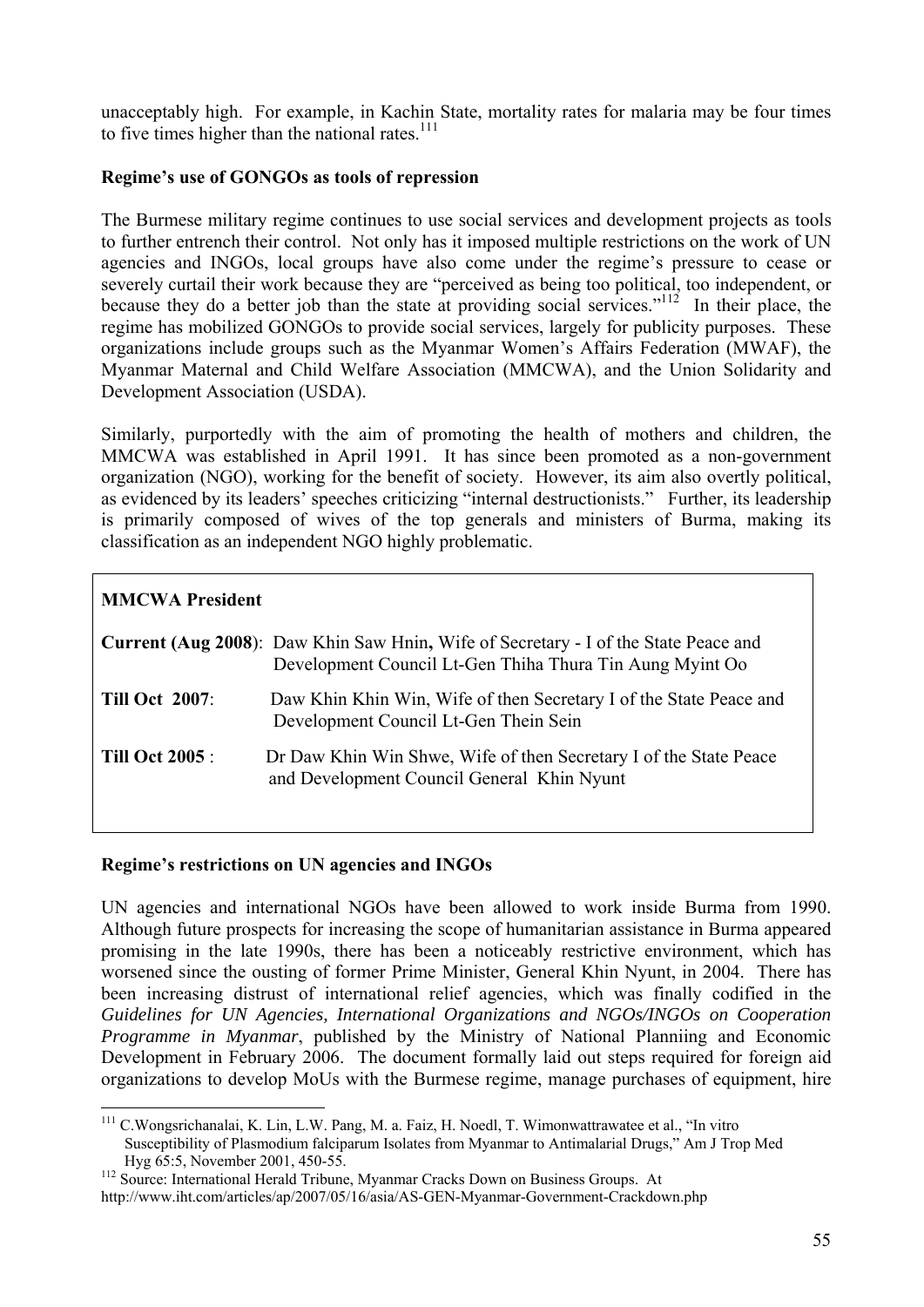unacceptably high. For example, in Kachin State, mortality rates for malaria may be four times to five times higher than the national rates.[111]

**Regime's use of GONGOs as tools of repression**

The Burmese military regime continues to use social services and development projects as tools to further entrench their control. Not only has it imposed multiple restrictions on the work of UN agencies and INGOs, local groups have also come under the regime's pressure to cease or severely curtail their work because they are "perceived as being too political, too independent, or because they do a better job than the state at providing social services."[112] In their place, the regime has mobilized GONGOs to provide social services, largely for publicity purposes. These organizations include groups such as the Myanmar Women's Affairs Federation (MWAF), the Myanmar Maternal and Child Welfare Association (MMCWA), and the Union Solidarity and Development Association (USDA).

Similarly, purportedly with the aim of promoting the health of mothers and children, the MMCWA was established in April 1991. It has since been promoted as a non-government organization (NGO), working for the benefit of society. However, its aim also overtly political, as evidenced by its leaders' speeches criticizing "internal destructionists." Further, its leadership is primarily composed of wives of the top generals and ministers of Burma, making its classification as an independent NGO highly problematic.

| **MMCWA President** | |
|---|---|
| **Current (Aug 2008)**: | Daw Khin Saw Hnin**,** Wife of Secretary - I of the State Peace and Development Council Lt-Gen Thiha Thura Tin Aung Myint Oo |
| **Till Oct 2007**: | Daw Khin Khin Win, Wife of then Secretary I of the State Peace and Development Council Lt-Gen Thein Sein |
| **Till Oct 2005** : | Dr Daw Khin Win Shwe, Wife of then Secretary I of the State Peace and Development Council General Khin Nyunt |

**Regime's restrictions on UN agencies and INGOs**

UN agencies and international NGOs have been allowed to work inside Burma from 1990. Although future prospects for increasing the scope of humanitarian assistance in Burma appeared promising in the late 1990s, there has been a noticeably restrictive environment, which has worsened since the ousting of former Prime Minister, General Khin Nyunt, in 2004. There has been increasing distrust of international relief agencies, which was finally codified in the *Guidelines for UN Agencies, International Organizations and NGOs/INGOs on Cooperation Programme in Myanmar*, published by the Ministry of National Planniing and Economic Development in February 2006. The document formally laid out steps required for foreign aid organizations to develop MoUs with the Burmese regime, manage purchases of equipment, hire

---

[111] C.Wongsrichanalai, K. Lin, L.W. Pang, M. a. Faiz, H. Noedl, T. Wimonwattrawatee et al., "In vitro Susceptibility of Plasmodium falciparum Isolates from Myanmar to Antimalarial Drugs," Am J Trop Med Hyg 65:5, November 2001, 450-55.

[112] Source: International Herald Tribune, Myanmar Cracks Down on Business Groups. At http://www.iht.com/articles/ap/2007/05/16/asia/AS-GEN-Myanmar-Government-Crackdown.php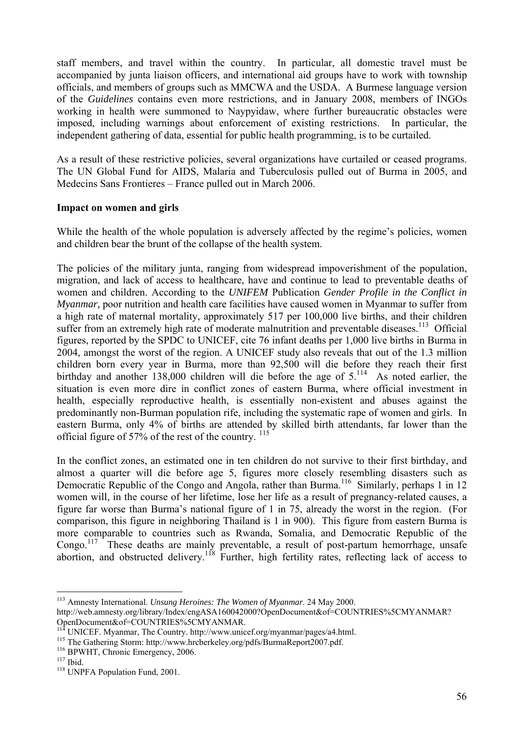staff members, and travel within the country. In particular, all domestic travel must be accompanied by junta liaison officers, and international aid groups have to work with township officials, and members of groups such as MMCWA and the USDA. A Burmese language version of the *Guidelines* contains even more restrictions, and in January 2008, members of INGOs working in health were summoned to Naypyidaw, where further bureaucratic obstacles were imposed, including warnings about enforcement of existing restrictions. In particular, the independent gathering of data, essential for public health programming, is to be curtailed.

As a result of these restrictive policies, several organizations have curtailed or ceased programs. The UN Global Fund for AIDS, Malaria and Tuberculosis pulled out of Burma in 2005, and Medecins Sans Frontieres – France pulled out in March 2006.

**Impact on women and girls**

While the health of the whole population is adversely affected by the regime's policies, women and children bear the brunt of the collapse of the health system.

The policies of the military junta, ranging from widespread impoverishment of the population, migration, and lack of access to healthcare, have and continue to lead to preventable deaths of women and children. According to the *UNIFEM* Publication *Gender Profile in the Conflict in Myanmar,* poor nutrition and health care facilities have caused women in Myanmar to suffer from a high rate of maternal mortality, approximately 517 per 100,000 live births, and their children suffer from an extremely high rate of moderate malnutrition and preventable diseases.[113] Official figures, reported by the SPDC to UNICEF, cite 76 infant deaths per 1,000 live births in Burma in 2004, amongst the worst of the region. A UNICEF study also reveals that out of the 1.3 million children born every year in Burma, more than 92,500 will die before they reach their first birthday and another 138,000 children will die before the age of 5.[114] As noted earlier, the situation is even more dire in conflict zones of eastern Burma, where official investment in health, especially reproductive health, is essentially non-existent and abuses against the predominantly non-Burman population rife, including the systematic rape of women and girls. In eastern Burma, only 4% of births are attended by skilled birth attendants, far lower than the official figure of 57% of the rest of the country. [115]

In the conflict zones, an estimated one in ten children do not survive to their first birthday, and almost a quarter will die before age 5, figures more closely resembling disasters such as Democratic Republic of the Congo and Angola, rather than Burma.[116] Similarly, perhaps 1 in 12 women will, in the course of her lifetime, lose her life as a result of pregnancy-related causes, a figure far worse than Burma's national figure of 1 in 75, already the worst in the region. (For comparison, this figure in neighboring Thailand is 1 in 900). This figure from eastern Burma is more comparable to countries such as Rwanda, Somalia, and Democratic Republic of the Congo.[117] These deaths are mainly preventable, a result of post-partum hemorrhage, unsafe abortion, and obstructed delivery.[118] Further, high fertility rates, reflecting lack of access to

---

[113] Amnesty International. *Unsung Heroines: The Women of Myanmar*. 24 May 2000. http://web.amnesty.org/library/Index/engASA160042000?OpenDocument&of=COUNTRIES%5CMYANMAR?OpenDocument&of=COUNTRIES%5CMYANMAR.

[114] UNICEF. Myanmar, The Country. http://www.unicef.org/myanmar/pages/a4.html.

[115] The Gathering Storm: http://www.hrcberkeley.org/pdfs/BurmaReport2007.pdf.

[116] BPWHT, Chronic Emergency, 2006.

[117] Ibid.

[118] UNPFA Population Fund, 2001.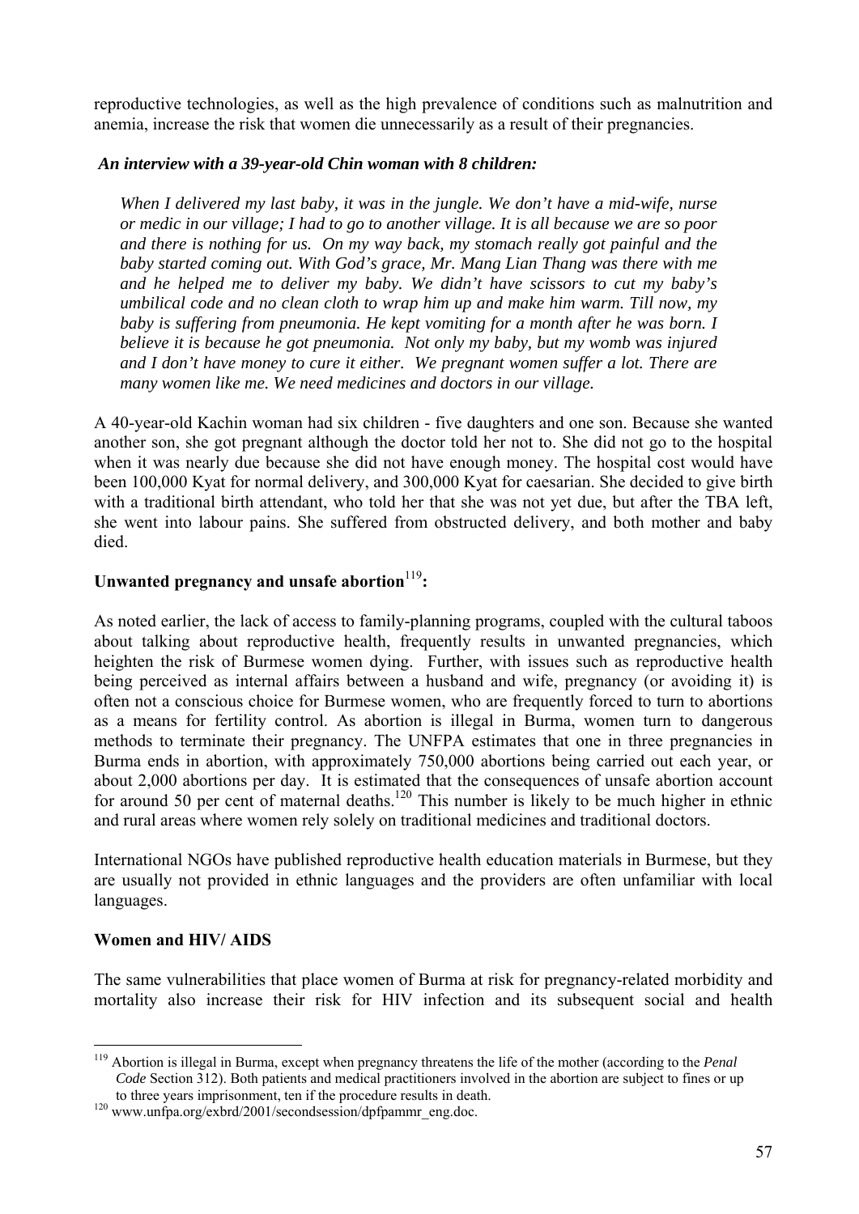reproductive technologies, as well as the high prevalence of conditions such as malnutrition and anemia, increase the risk that women die unnecessarily as a result of their pregnancies.

***An interview with a 39-year-old Chin woman with 8 children:***

> *When I delivered my last baby, it was in the jungle. We don't have a mid-wife, nurse or medic in our village; I had to go to another village. It is all because we are so poor and there is nothing for us. On my way back, my stomach really got painful and the baby started coming out. With God's grace, Mr. Mang Lian Thang was there with me and he helped me to deliver my baby. We didn't have scissors to cut my baby's umbilical code and no clean cloth to wrap him up and make him warm. Till now, my baby is suffering from pneumonia. He kept vomiting for a month after he was born. I believe it is because he got pneumonia. Not only my baby, but my womb was injured and I don't have money to cure it either. We pregnant women suffer a lot. There are many women like me. We need medicines and doctors in our village.*

A 40-year-old Kachin woman had six children - five daughters and one son. Because she wanted another son, she got pregnant although the doctor told her not to. She did not go to the hospital when it was nearly due because she did not have enough money. The hospital cost would have been 100,000 Kyat for normal delivery, and 300,000 Kyat for caesarian. She decided to give birth with a traditional birth attendant, who told her that she was not yet due, but after the TBA left, she went into labour pains. She suffered from obstructed delivery, and both mother and baby died.

**Unwanted pregnancy and unsafe abortion[119]:**

As noted earlier, the lack of access to family-planning programs, coupled with the cultural taboos about talking about reproductive health, frequently results in unwanted pregnancies, which heighten the risk of Burmese women dying. Further, with issues such as reproductive health being perceived as internal affairs between a husband and wife, pregnancy (or avoiding it) is often not a conscious choice for Burmese women, who are frequently forced to turn to abortions as a means for fertility control. As abortion is illegal in Burma, women turn to dangerous methods to terminate their pregnancy. The UNFPA estimates that one in three pregnancies in Burma ends in abortion, with approximately 750,000 abortions being carried out each year, or about 2,000 abortions per day. It is estimated that the consequences of unsafe abortion account for around 50 per cent of maternal deaths.[120] This number is likely to be much higher in ethnic and rural areas where women rely solely on traditional medicines and traditional doctors.

International NGOs have published reproductive health education materials in Burmese, but they are usually not provided in ethnic languages and the providers are often unfamiliar with local languages.

**Women and HIV/ AIDS**

The same vulnerabilities that place women of Burma at risk for pregnancy-related morbidity and mortality also increase their risk for HIV infection and its subsequent social and health

---

[119] Abortion is illegal in Burma, except when pregnancy threatens the life of the mother (according to the *Penal Code* Section 312). Both patients and medical practitioners involved in the abortion are subject to fines or up to three years imprisonment, ten if the procedure results in death.

[120] www.unfpa.org/exbrd/2001/secondsession/dpfpammr_eng.doc.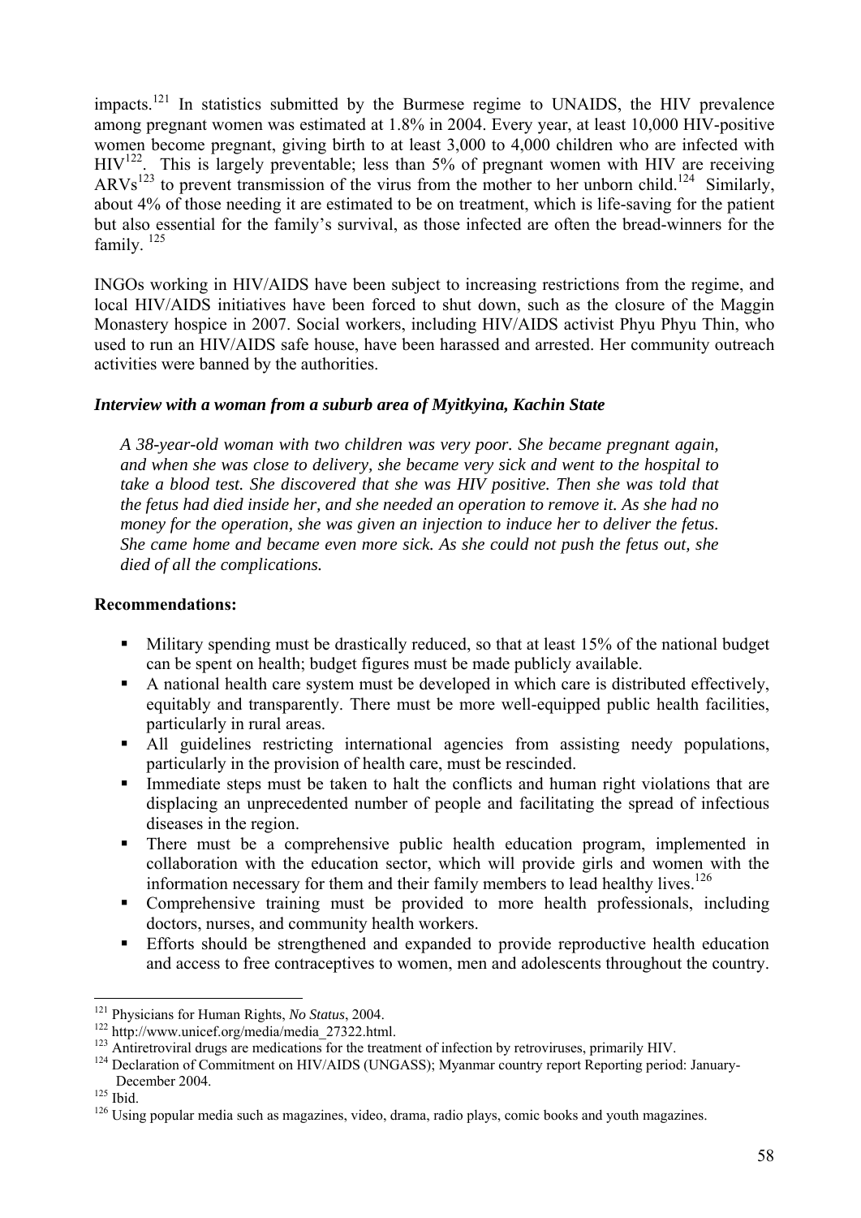impacts.[121] In statistics submitted by the Burmese regime to UNAIDS, the HIV prevalence among pregnant women was estimated at 1.8% in 2004. Every year, at least 10,000 HIV-positive women become pregnant, giving birth to at least 3,000 to 4,000 children who are infected with HIV[122]. This is largely preventable; less than 5% of pregnant women with HIV are receiving ARVs[123] to prevent transmission of the virus from the mother to her unborn child.[124] Similarly, about 4% of those needing it are estimated to be on treatment, which is life-saving for the patient but also essential for the family's survival, as those infected are often the bread-winners for the family. [125]

INGOs working in HIV/AIDS have been subject to increasing restrictions from the regime, and local HIV/AIDS initiatives have been forced to shut down, such as the closure of the Maggin Monastery hospice in 2007. Social workers, including HIV/AIDS activist Phyu Phyu Thin, who used to run an HIV/AIDS safe house, have been harassed and arrested. Her community outreach activities were banned by the authorities.

***Interview with a woman from a suburb area of Myitkyina, Kachin State***

> *A 38-year-old woman with two children was very poor. She became pregnant again, and when she was close to delivery, she became very sick and went to the hospital to take a blood test. She discovered that she was HIV positive. Then she was told that the fetus had died inside her, and she needed an operation to remove it. As she had no money for the operation, she was given an injection to induce her to deliver the fetus. She came home and became even more sick. As she could not push the fetus out, she died of all the complications.*

**Recommendations:**

- Military spending must be drastically reduced, so that at least 15% of the national budget can be spent on health; budget figures must be made publicly available.
- A national health care system must be developed in which care is distributed effectively, equitably and transparently. There must be more well-equipped public health facilities, particularly in rural areas.
- All guidelines restricting international agencies from assisting needy populations, particularly in the provision of health care, must be rescinded.
- Immediate steps must be taken to halt the conflicts and human right violations that are displacing an unprecedented number of people and facilitating the spread of infectious diseases in the region.
- There must be a comprehensive public health education program, implemented in collaboration with the education sector, which will provide girls and women with the information necessary for them and their family members to lead healthy lives.[126]
- Comprehensive training must be provided to more health professionals, including doctors, nurses, and community health workers.
- Efforts should be strengthened and expanded to provide reproductive health education and access to free contraceptives to women, men and adolescents throughout the country.

---

[121] Physicians for Human Rights, *No Status*, 2004.

[122] http://www.unicef.org/media/media_27322.html.

[123] Antiretroviral drugs are medications for the treatment of infection by retroviruses, primarily HIV.

[124] Declaration of Commitment on HIV/AIDS (UNGASS); Myanmar country report Reporting period: January-December 2004.

[125] Ibid.

[126] Using popular media such as magazines, video, drama, radio plays, comic books and youth magazines.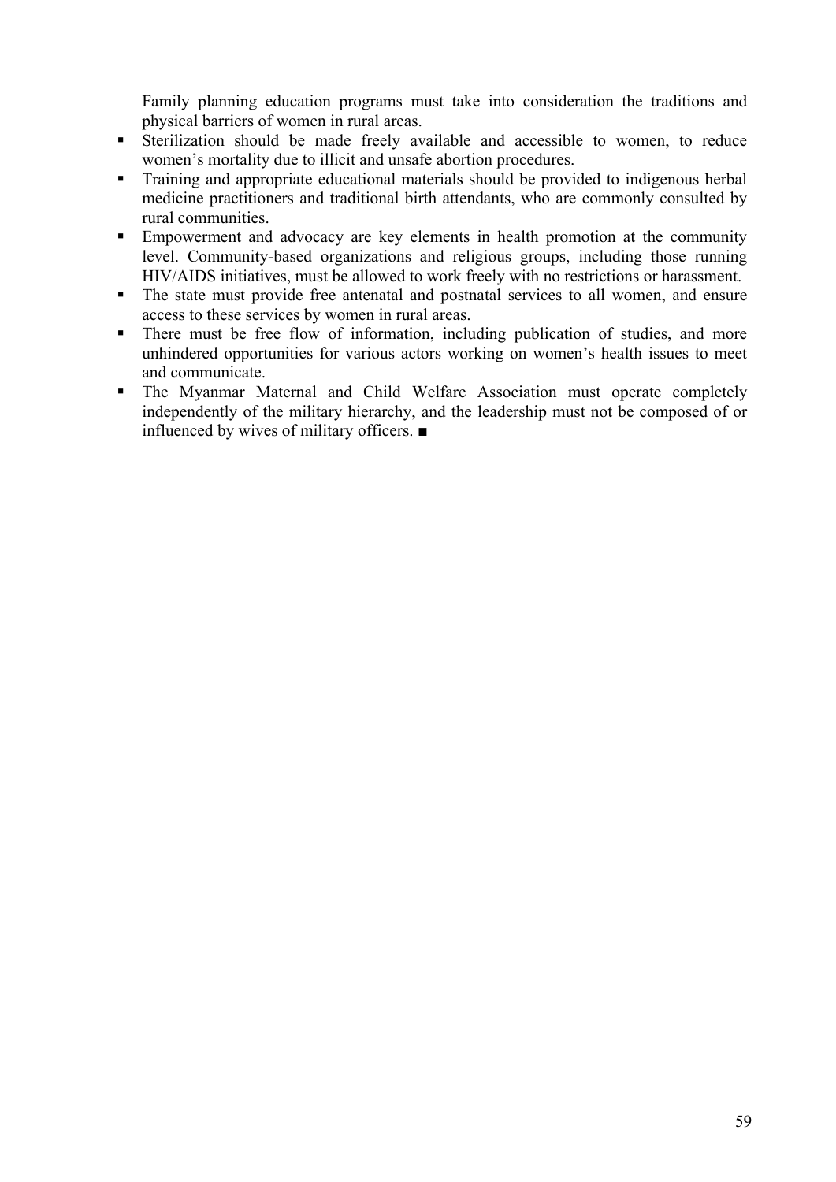Family planning education programs must take into consideration the traditions and physical barriers of women in rural areas.

- Sterilization should be made freely available and accessible to women, to reduce women's mortality due to illicit and unsafe abortion procedures.
- Training and appropriate educational materials should be provided to indigenous herbal medicine practitioners and traditional birth attendants, who are commonly consulted by rural communities.
- Empowerment and advocacy are key elements in health promotion at the community level. Community-based organizations and religious groups, including those running HIV/AIDS initiatives, must be allowed to work freely with no restrictions or harassment.
- The state must provide free antenatal and postnatal services to all women, and ensure access to these services by women in rural areas.
- There must be free flow of information, including publication of studies, and more unhindered opportunities for various actors working on women's health issues to meet and communicate.
- The Myanmar Maternal and Child Welfare Association must operate completely independently of the military hierarchy, and the leadership must not be composed of or influenced by wives of military officers. ■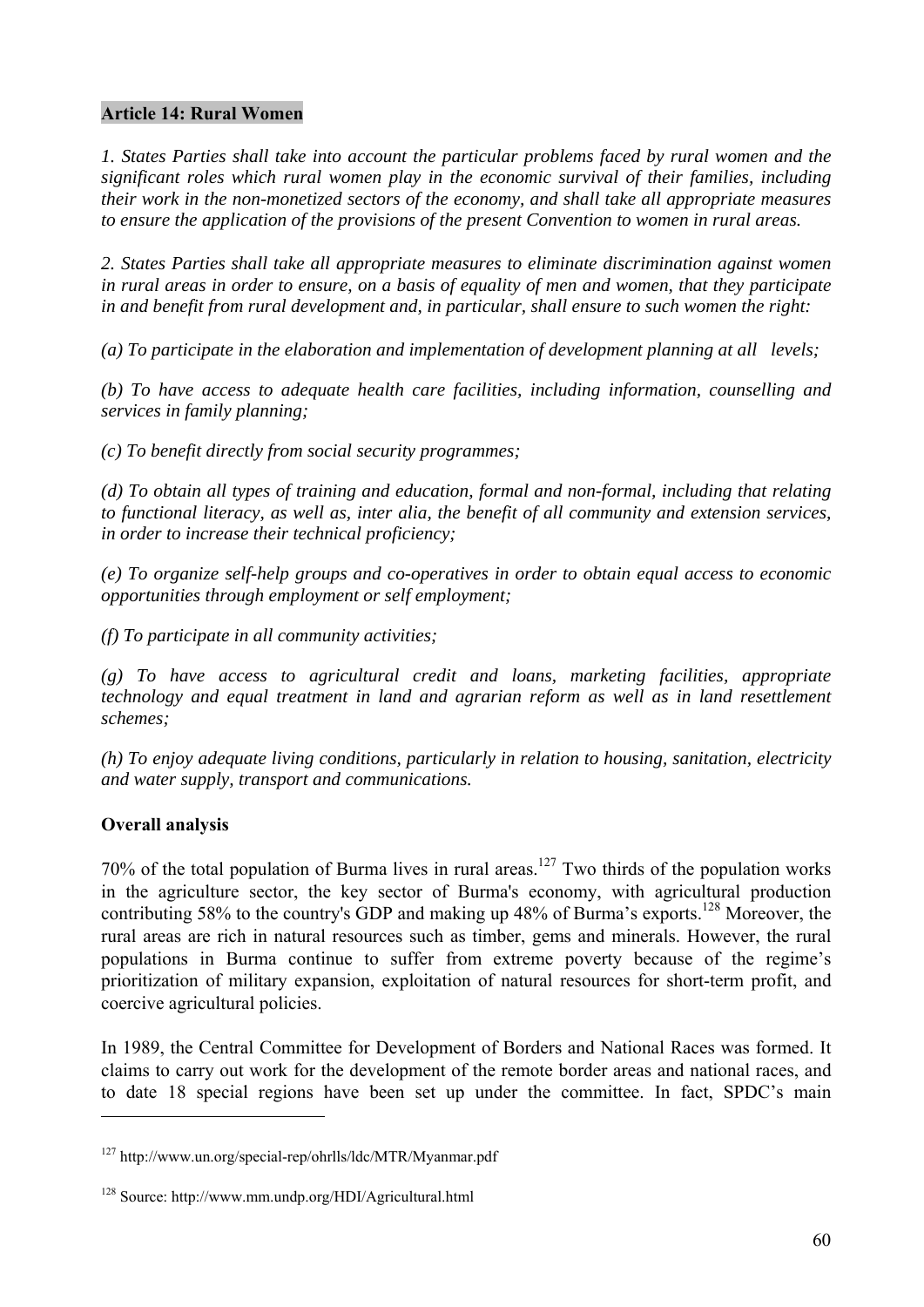## Article 14: Rural Women

*1. States Parties shall take into account the particular problems faced by rural women and the significant roles which rural women play in the economic survival of their families, including their work in the non-monetized sectors of the economy, and shall take all appropriate measures to ensure the application of the provisions of the present Convention to women in rural areas.*

*2. States Parties shall take all appropriate measures to eliminate discrimination against women in rural areas in order to ensure, on a basis of equality of men and women, that they participate in and benefit from rural development and, in particular, shall ensure to such women the right:*

*(a) To participate in the elaboration and implementation of development planning at all levels;*

*(b) To have access to adequate health care facilities, including information, counselling and services in family planning;*

*(c) To benefit directly from social security programmes;*

*(d) To obtain all types of training and education, formal and non-formal, including that relating to functional literacy, as well as, inter alia, the benefit of all community and extension services, in order to increase their technical proficiency;*

*(e) To organize self-help groups and co-operatives in order to obtain equal access to economic opportunities through employment or self employment;*

*(f) To participate in all community activities;*

*(g) To have access to agricultural credit and loans, marketing facilities, appropriate technology and equal treatment in land and agrarian reform as well as in land resettlement schemes;*

*(h) To enjoy adequate living conditions, particularly in relation to housing, sanitation, electricity and water supply, transport and communications.*

### Overall analysis

70% of the total population of Burma lives in rural areas.[127] Two thirds of the population works in the agriculture sector, the key sector of Burma's economy, with agricultural production contributing 58% to the country's GDP and making up 48% of Burma's exports.[128] Moreover, the rural areas are rich in natural resources such as timber, gems and minerals. However, the rural populations in Burma continue to suffer from extreme poverty because of the regime's prioritization of military expansion, exploitation of natural resources for short-term profit, and coercive agricultural policies.

In 1989, the Central Committee for Development of Borders and National Races was formed. It claims to carry out work for the development of the remote border areas and national races, and to date 18 special regions have been set up under the committee. In fact, SPDC's main

---

[127] http://www.un.org/special-rep/ohrlls/ldc/MTR/Myanmar.pdf

[128] Source: http://www.mm.undp.org/HDI/Agricultural.html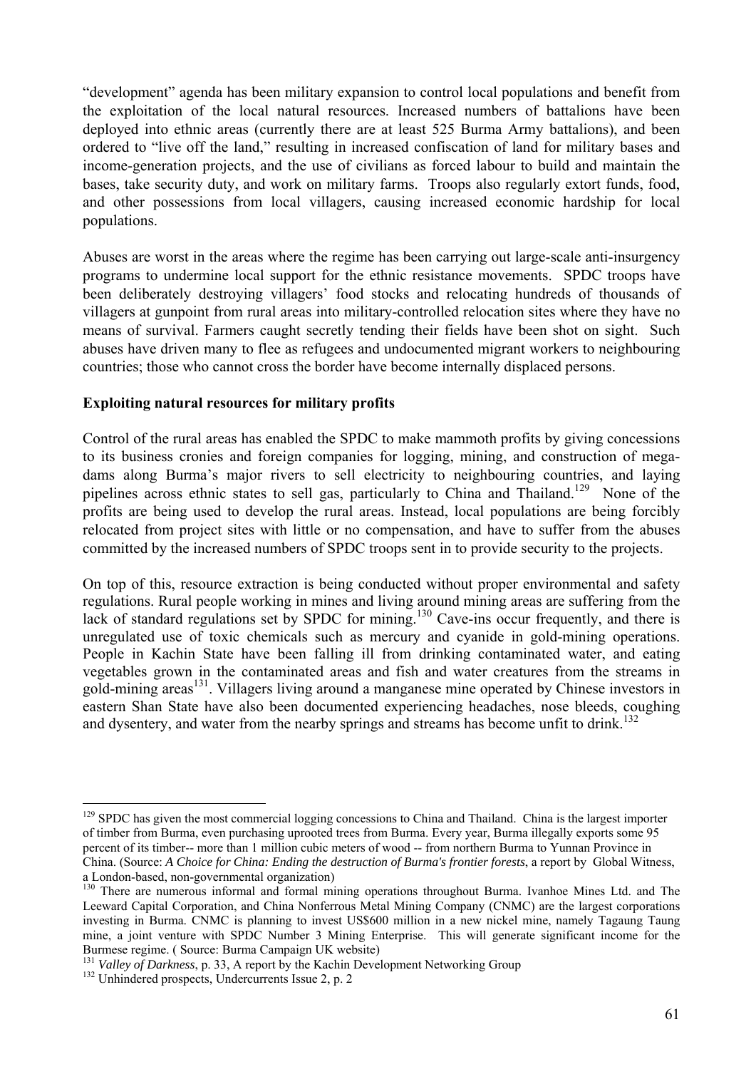"development" agenda has been military expansion to control local populations and benefit from the exploitation of the local natural resources. Increased numbers of battalions have been deployed into ethnic areas (currently there are at least 525 Burma Army battalions), and been ordered to "live off the land," resulting in increased confiscation of land for military bases and income-generation projects, and the use of civilians as forced labour to build and maintain the bases, take security duty, and work on military farms. Troops also regularly extort funds, food, and other possessions from local villagers, causing increased economic hardship for local populations.

Abuses are worst in the areas where the regime has been carrying out large-scale anti-insurgency programs to undermine local support for the ethnic resistance movements. SPDC troops have been deliberately destroying villagers' food stocks and relocating hundreds of thousands of villagers at gunpoint from rural areas into military-controlled relocation sites where they have no means of survival. Farmers caught secretly tending their fields have been shot on sight. Such abuses have driven many to flee as refugees and undocumented migrant workers to neighbouring countries; those who cannot cross the border have become internally displaced persons.

**Exploiting natural resources for military profits**

Control of the rural areas has enabled the SPDC to make mammoth profits by giving concessions to its business cronies and foreign companies for logging, mining, and construction of mega-dams along Burma's major rivers to sell electricity to neighbouring countries, and laying pipelines across ethnic states to sell gas, particularly to China and Thailand.[129] None of the profits are being used to develop the rural areas. Instead, local populations are being forcibly relocated from project sites with little or no compensation, and have to suffer from the abuses committed by the increased numbers of SPDC troops sent in to provide security to the projects.

On top of this, resource extraction is being conducted without proper environmental and safety regulations. Rural people working in mines and living around mining areas are suffering from the lack of standard regulations set by SPDC for mining.[130] Cave-ins occur frequently, and there is unregulated use of toxic chemicals such as mercury and cyanide in gold-mining operations. People in Kachin State have been falling ill from drinking contaminated water, and eating vegetables grown in the contaminated areas and fish and water creatures from the streams in gold-mining areas[131]. Villagers living around a manganese mine operated by Chinese investors in eastern Shan State have also been documented experiencing headaches, nose bleeds, coughing and dysentery, and water from the nearby springs and streams has become unfit to drink.[132]

---

[129] SPDC has given the most commercial logging concessions to China and Thailand. China is the largest importer of timber from Burma, even purchasing uprooted trees from Burma. Every year, Burma illegally exports some 95 percent of its timber-- more than 1 million cubic meters of wood -- from northern Burma to Yunnan Province in China. (Source: *A Choice for China: Ending the destruction of Burma's frontier forests*, a report by Global Witness, a London-based, non-governmental organization)

[130] There are numerous informal and formal mining operations throughout Burma. Ivanhoe Mines Ltd. and The Leeward Capital Corporation, and China Nonferrous Metal Mining Company (CNMC) are the largest corporations investing in Burma. CNMC is planning to invest US$600 million in a new nickel mine, namely Tagaung Taung mine, a joint venture with SPDC Number 3 Mining Enterprise. This will generate significant income for the Burmese regime. ( Source: Burma Campaign UK website)

[131] *Valley of Darkness*, p. 33, A report by the Kachin Development Networking Group

[132] Unhindered prospects, Undercurrents Issue 2, p. 2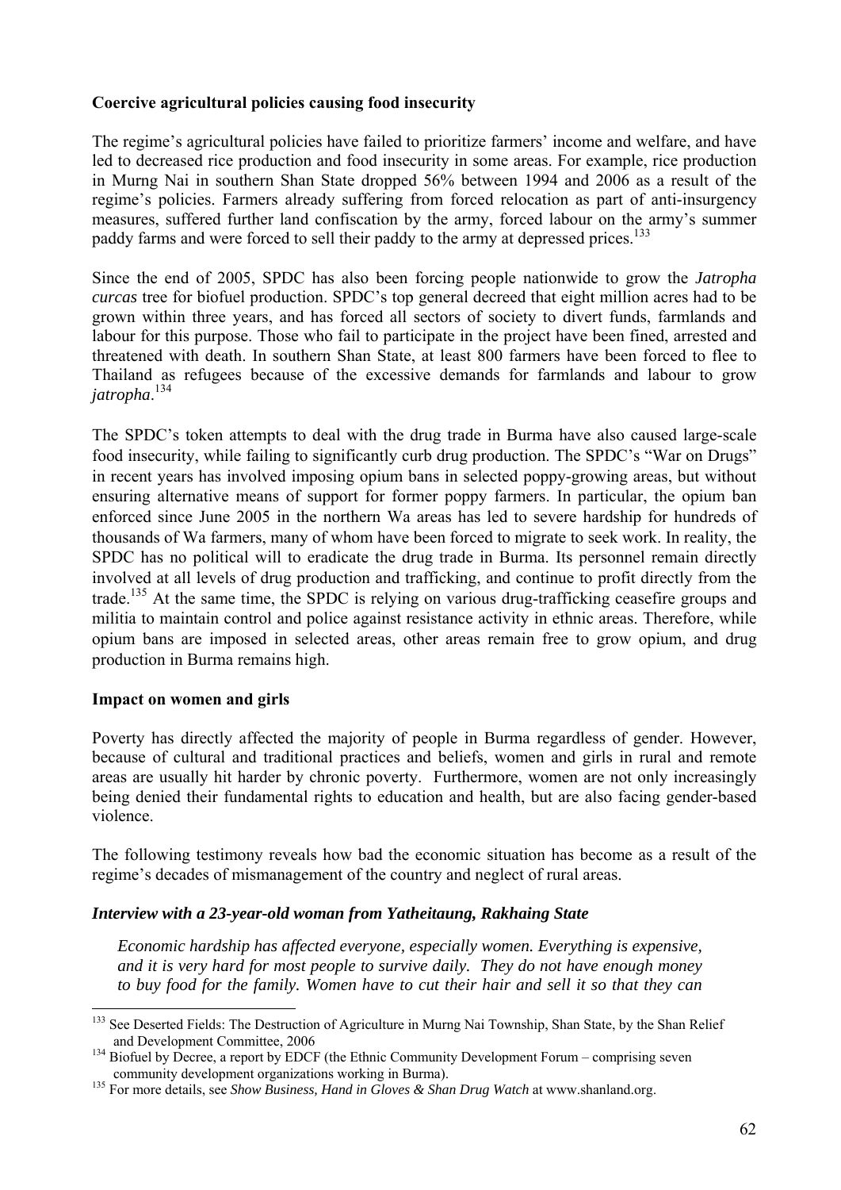**Coercive agricultural policies causing food insecurity**

The regime's agricultural policies have failed to prioritize farmers' income and welfare, and have led to decreased rice production and food insecurity in some areas. For example, rice production in Murng Nai in southern Shan State dropped 56% between 1994 and 2006 as a result of the regime's policies. Farmers already suffering from forced relocation as part of anti-insurgency measures, suffered further land confiscation by the army, forced labour on the army's summer paddy farms and were forced to sell their paddy to the army at depressed prices.[133]

Since the end of 2005, SPDC has also been forcing people nationwide to grow the *Jatropha curcas* tree for biofuel production. SPDC's top general decreed that eight million acres had to be grown within three years, and has forced all sectors of society to divert funds, farmlands and labour for this purpose. Those who fail to participate in the project have been fined, arrested and threatened with death. In southern Shan State, at least 800 farmers have been forced to flee to Thailand as refugees because of the excessive demands for farmlands and labour to grow *jatropha*.[134]

The SPDC's token attempts to deal with the drug trade in Burma have also caused large-scale food insecurity, while failing to significantly curb drug production. The SPDC's "War on Drugs" in recent years has involved imposing opium bans in selected poppy-growing areas, but without ensuring alternative means of support for former poppy farmers. In particular, the opium ban enforced since June 2005 in the northern Wa areas has led to severe hardship for hundreds of thousands of Wa farmers, many of whom have been forced to migrate to seek work. In reality, the SPDC has no political will to eradicate the drug trade in Burma. Its personnel remain directly involved at all levels of drug production and trafficking, and continue to profit directly from the trade.[135] At the same time, the SPDC is relying on various drug-trafficking ceasefire groups and militia to maintain control and police against resistance activity in ethnic areas. Therefore, while opium bans are imposed in selected areas, other areas remain free to grow opium, and drug production in Burma remains high.

**Impact on women and girls**

Poverty has directly affected the majority of people in Burma regardless of gender. However, because of cultural and traditional practices and beliefs, women and girls in rural and remote areas are usually hit harder by chronic poverty. Furthermore, women are not only increasingly being denied their fundamental rights to education and health, but are also facing gender-based violence.

The following testimony reveals how bad the economic situation has become as a result of the regime's decades of mismanagement of the country and neglect of rural areas.

***Interview with a 23-year-old woman from Yatheitaung, Rakhaing State***

> *Economic hardship has affected everyone, especially women. Everything is expensive, and it is very hard for most people to survive daily. They do not have enough money to buy food for the family. Women have to cut their hair and sell it so that they can*

---

[133] See Deserted Fields: The Destruction of Agriculture in Murng Nai Township, Shan State, by the Shan Relief and Development Committee, 2006

[134] Biofuel by Decree, a report by EDCF (the Ethnic Community Development Forum – comprising seven community development organizations working in Burma).

[135] For more details, see *Show Business, Hand in Gloves & Shan Drug Watch* at www.shanland.org.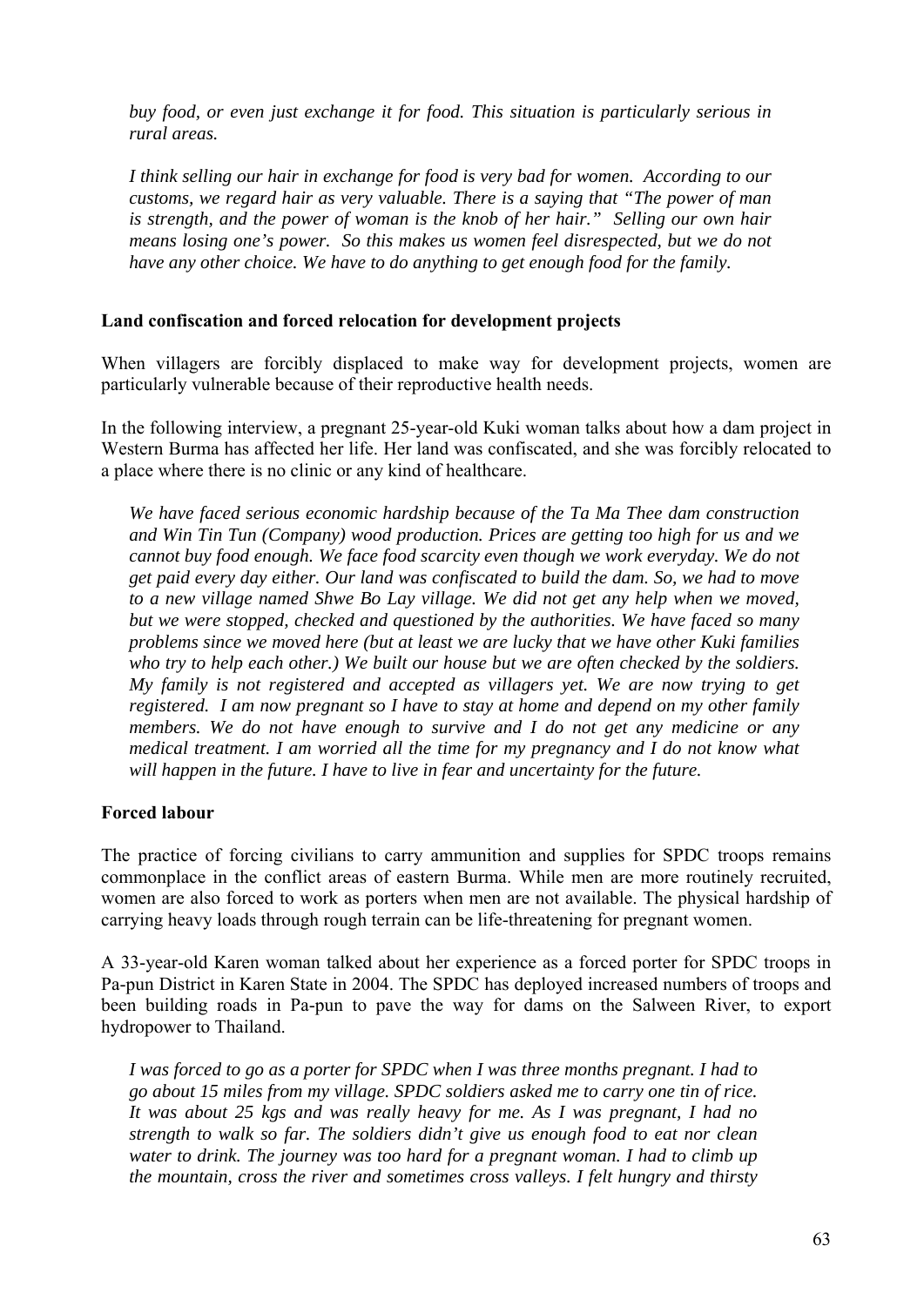*buy food, or even just exchange it for food. This situation is particularly serious in rural areas.*

*I think selling our hair in exchange for food is very bad for women. According to our customs, we regard hair as very valuable. There is a saying that "The power of man is strength, and the power of woman is the knob of her hair." Selling our own hair means losing one's power. So this makes us women feel disrespected, but we do not have any other choice. We have to do anything to get enough food for the family.*

**Land confiscation and forced relocation for development projects**

When villagers are forcibly displaced to make way for development projects, women are particularly vulnerable because of their reproductive health needs.

In the following interview, a pregnant 25-year-old Kuki woman talks about how a dam project in Western Burma has affected her life. Her land was confiscated, and she was forcibly relocated to a place where there is no clinic or any kind of healthcare.

*We have faced serious economic hardship because of the Ta Ma Thee dam construction and Win Tin Tun (Company) wood production. Prices are getting too high for us and we cannot buy food enough. We face food scarcity even though we work everyday. We do not get paid every day either. Our land was confiscated to build the dam. So, we had to move to a new village named Shwe Bo Lay village. We did not get any help when we moved, but we were stopped, checked and questioned by the authorities. We have faced so many problems since we moved here (but at least we are lucky that we have other Kuki families who try to help each other.) We built our house but we are often checked by the soldiers. My family is not registered and accepted as villagers yet. We are now trying to get registered. I am now pregnant so I have to stay at home and depend on my other family members. We do not have enough to survive and I do not get any medicine or any medical treatment. I am worried all the time for my pregnancy and I do not know what will happen in the future. I have to live in fear and uncertainty for the future.*

**Forced labour**

The practice of forcing civilians to carry ammunition and supplies for SPDC troops remains commonplace in the conflict areas of eastern Burma. While men are more routinely recruited, women are also forced to work as porters when men are not available. The physical hardship of carrying heavy loads through rough terrain can be life-threatening for pregnant women.

A 33-year-old Karen woman talked about her experience as a forced porter for SPDC troops in Pa-pun District in Karen State in 2004. The SPDC has deployed increased numbers of troops and been building roads in Pa-pun to pave the way for dams on the Salween River, to export hydropower to Thailand.

*I was forced to go as a porter for SPDC when I was three months pregnant. I had to go about 15 miles from my village. SPDC soldiers asked me to carry one tin of rice. It was about 25 kgs and was really heavy for me. As I was pregnant, I had no strength to walk so far. The soldiers didn't give us enough food to eat nor clean water to drink. The journey was too hard for a pregnant woman. I had to climb up the mountain, cross the river and sometimes cross valleys. I felt hungry and thirsty*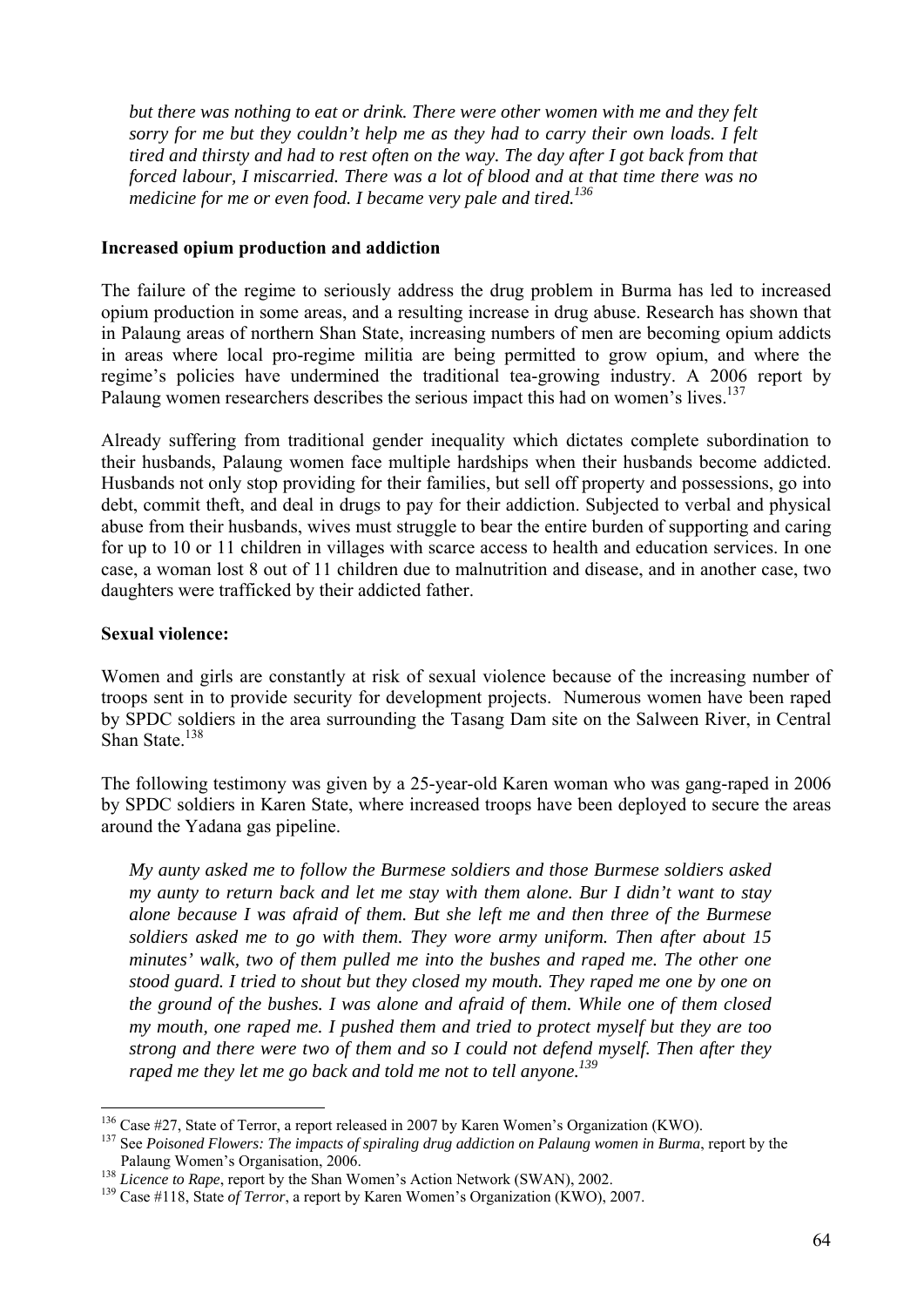*but there was nothing to eat or drink. There were other women with me and they felt sorry for me but they couldn't help me as they had to carry their own loads. I felt tired and thirsty and had to rest often on the way. The day after I got back from that forced labour, I miscarried. There was a lot of blood and at that time there was no medicine for me or even food. I became very pale and tired.*[136]

**Increased opium production and addiction**

The failure of the regime to seriously address the drug problem in Burma has led to increased opium production in some areas, and a resulting increase in drug abuse. Research has shown that in Palaung areas of northern Shan State, increasing numbers of men are becoming opium addicts in areas where local pro-regime militia are being permitted to grow opium, and where the regime's policies have undermined the traditional tea-growing industry. A 2006 report by Palaung women researchers describes the serious impact this had on women's lives.[137]

Already suffering from traditional gender inequality which dictates complete subordination to their husbands, Palaung women face multiple hardships when their husbands become addicted. Husbands not only stop providing for their families, but sell off property and possessions, go into debt, commit theft, and deal in drugs to pay for their addiction. Subjected to verbal and physical abuse from their husbands, wives must struggle to bear the entire burden of supporting and caring for up to 10 or 11 children in villages with scarce access to health and education services. In one case, a woman lost 8 out of 11 children due to malnutrition and disease, and in another case, two daughters were trafficked by their addicted father.

**Sexual violence:**

Women and girls are constantly at risk of sexual violence because of the increasing number of troops sent in to provide security for development projects. Numerous women have been raped by SPDC soldiers in the area surrounding the Tasang Dam site on the Salween River, in Central Shan State.[138]

The following testimony was given by a 25-year-old Karen woman who was gang-raped in 2006 by SPDC soldiers in Karen State, where increased troops have been deployed to secure the areas around the Yadana gas pipeline.

*My aunty asked me to follow the Burmese soldiers and those Burmese soldiers asked my aunty to return back and let me stay with them alone. Bur I didn't want to stay alone because I was afraid of them. But she left me and then three of the Burmese soldiers asked me to go with them. They wore army uniform. Then after about 15 minutes' walk, two of them pulled me into the bushes and raped me. The other one stood guard. I tried to shout but they closed my mouth. They raped me one by one on the ground of the bushes. I was alone and afraid of them. While one of them closed my mouth, one raped me. I pushed them and tried to protect myself but they are too strong and there were two of them and so I could not defend myself. Then after they raped me they let me go back and told me not to tell anyone.*[139]

---

[136] Case #27, State of Terror, a report released in 2007 by Karen Women's Organization (KWO).

[137] See *Poisoned Flowers: The impacts of spiraling drug addiction on Palaung women in Burma*, report by the Palaung Women's Organisation, 2006.

[138] *Licence to Rape*, report by the Shan Women's Action Network (SWAN), 2002.

[139] Case #118, State *of Terror*, a report by Karen Women's Organization (KWO), 2007.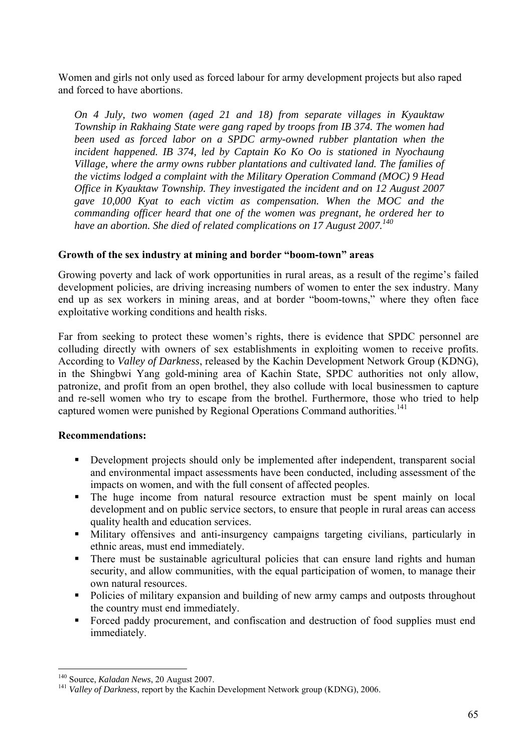Women and girls not only used as forced labour for army development projects but also raped and forced to have abortions.

> *On 4 July, two women (aged 21 and 18) from separate villages in Kyauktaw Township in Rakhaing State were gang raped by troops from IB 374. The women had been used as forced labor on a SPDC army-owned rubber plantation when the incident happened. IB 374, led by Captain Ko Ko Oo is stationed in Nyochaung Village, where the army owns rubber plantations and cultivated land. The families of the victims lodged a complaint with the Military Operation Command (MOC) 9 Head Office in Kyauktaw Township. They investigated the incident and on 12 August 2007 gave 10,000 Kyat to each victim as compensation. When the MOC and the commanding officer heard that one of the women was pregnant, he ordered her to have an abortion. She died of related complications on 17 August 2007.*[140]

**Growth of the sex industry at mining and border "boom-town" areas**

Growing poverty and lack of work opportunities in rural areas, as a result of the regime's failed development policies, are driving increasing numbers of women to enter the sex industry. Many end up as sex workers in mining areas, and at border "boom-towns," where they often face exploitative working conditions and health risks.

Far from seeking to protect these women's rights, there is evidence that SPDC personnel are colluding directly with owners of sex establishments in exploiting women to receive profits. According to *Valley of Darkness*, released by the Kachin Development Network Group (KDNG), in the Shingbwi Yang gold-mining area of Kachin State, SPDC authorities not only allow, patronize, and profit from an open brothel, they also collude with local businessmen to capture and re-sell women who try to escape from the brothel. Furthermore, those who tried to help captured women were punished by Regional Operations Command authorities.[141]

**Recommendations:**

- Development projects should only be implemented after independent, transparent social and environmental impact assessments have been conducted, including assessment of the impacts on women, and with the full consent of affected peoples.
- The huge income from natural resource extraction must be spent mainly on local development and on public service sectors, to ensure that people in rural areas can access quality health and education services.
- Military offensives and anti-insurgency campaigns targeting civilians, particularly in ethnic areas, must end immediately.
- There must be sustainable agricultural policies that can ensure land rights and human security, and allow communities, with the equal participation of women, to manage their own natural resources.
- Policies of military expansion and building of new army camps and outposts throughout the country must end immediately.
- Forced paddy procurement, and confiscation and destruction of food supplies must end immediately.

---

[140] Source, *Kaladan News*, 20 August 2007.

[141] *Valley of Darkness*, report by the Kachin Development Network group (KDNG), 2006.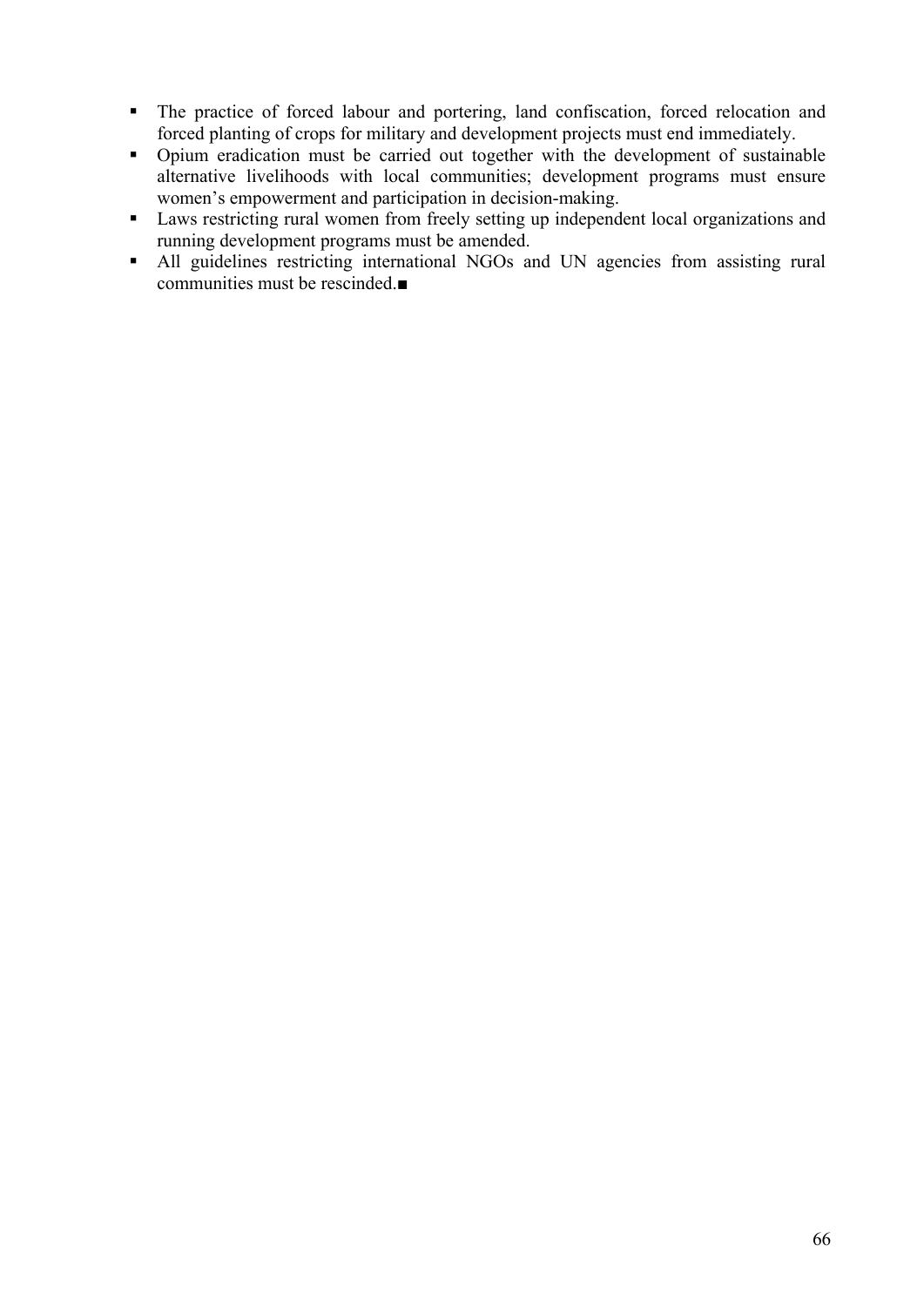- The practice of forced labour and portering, land confiscation, forced relocation and forced planting of crops for military and development projects must end immediately.
- Opium eradication must be carried out together with the development of sustainable alternative livelihoods with local communities; development programs must ensure women's empowerment and participation in decision-making.
- Laws restricting rural women from freely setting up independent local organizations and running development programs must be amended.
- All guidelines restricting international NGOs and UN agencies from assisting rural communities must be rescinded.■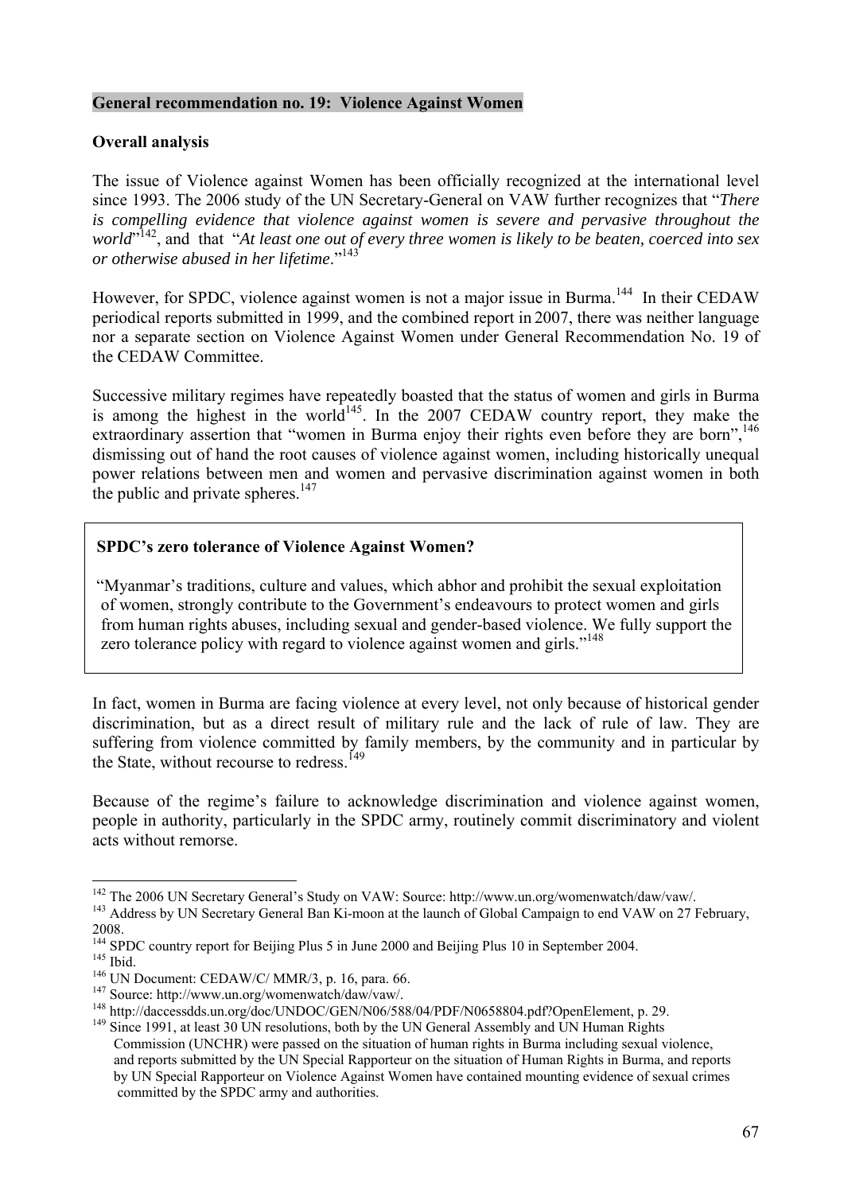**General recommendation no. 19: Violence Against Women**

**Overall analysis**

The issue of Violence against Women has been officially recognized at the international level since 1993. The 2006 study of the UN Secretary-General on VAW further recognizes that "*There is compelling evidence that violence against women is severe and pervasive throughout the world*"[142], and that "*At least one out of every three women is likely to be beaten, coerced into sex or otherwise abused in her lifetime*."[143]

However, for SPDC, violence against women is not a major issue in Burma.[144] In their CEDAW periodical reports submitted in 1999, and the combined report in 2007, there was neither language nor a separate section on Violence Against Women under General Recommendation No. 19 of the CEDAW Committee.

Successive military regimes have repeatedly boasted that the status of women and girls in Burma is among the highest in the world[145]. In the 2007 CEDAW country report, they make the extraordinary assertion that "women in Burma enjoy their rights even before they are born",[146] dismissing out of hand the root causes of violence against women, including historically unequal power relations between men and women and pervasive discrimination against women in both the public and private spheres.[147]

> **SPDC's zero tolerance of Violence Against Women?**
>
> "Myanmar's traditions, culture and values, which abhor and prohibit the sexual exploitation of women, strongly contribute to the Government's endeavours to protect women and girls from human rights abuses, including sexual and gender-based violence. We fully support the zero tolerance policy with regard to violence against women and girls."[148]

In fact, women in Burma are facing violence at every level, not only because of historical gender discrimination, but as a direct result of military rule and the lack of rule of law. They are suffering from violence committed by family members, by the community and in particular by the State, without recourse to redress.[149]

Because of the regime's failure to acknowledge discrimination and violence against women, people in authority, particularly in the SPDC army, routinely commit discriminatory and violent acts without remorse.

---

[142] The 2006 UN Secretary General's Study on VAW: Source: http://www.un.org/womenwatch/daw/vaw/.
[143] Address by UN Secretary General Ban Ki-moon at the launch of Global Campaign to end VAW on 27 February, 2008.
[144] SPDC country report for Beijing Plus 5 in June 2000 and Beijing Plus 10 in September 2004.
[145] Ibid.
[146] UN Document: CEDAW/C/ MMR/3, p. 16, para. 66.
[147] Source: http://www.un.org/womenwatch/daw/vaw/.
[148] http://daccessdds.un.org/doc/UNDOC/GEN/N06/588/04/PDF/N0658804.pdf?OpenElement, p. 29.
[149] Since 1991, at least 30 UN resolutions, both by the UN General Assembly and UN Human Rights Commission (UNCHR) were passed on the situation of human rights in Burma including sexual violence, and reports submitted by the UN Special Rapporteur on the situation of Human Rights in Burma, and reports by UN Special Rapporteur on Violence Against Women have contained mounting evidence of sexual crimes committed by the SPDC army and authorities.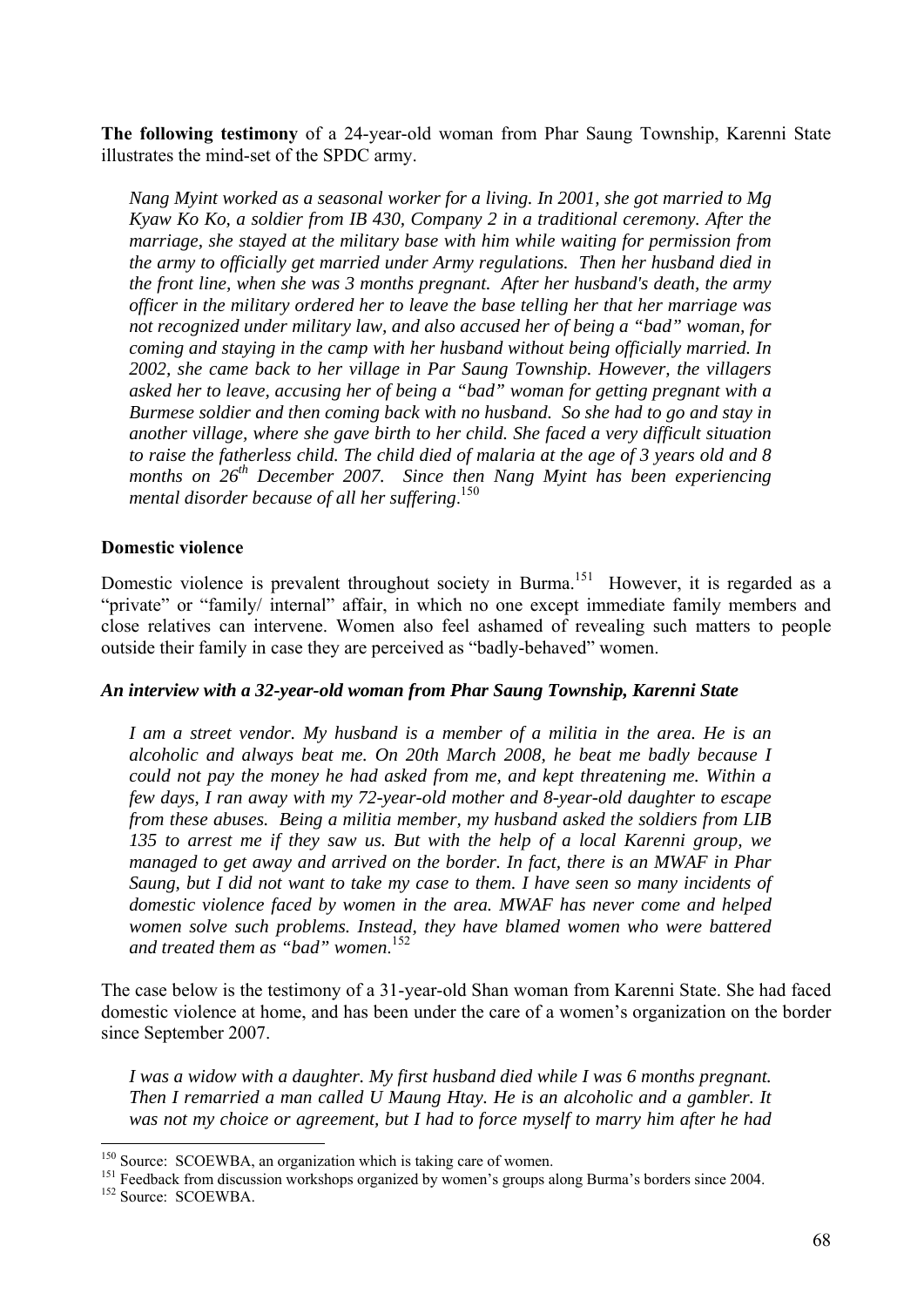**The following testimony** of a 24-year-old woman from Phar Saung Township, Karenni State illustrates the mind-set of the SPDC army.

> *Nang Myint worked as a seasonal worker for a living. In 2001, she got married to Mg Kyaw Ko Ko, a soldier from IB 430, Company 2 in a traditional ceremony. After the marriage, she stayed at the military base with him while waiting for permission from the army to officially get married under Army regulations. Then her husband died in the front line, when she was 3 months pregnant. After her husband's death, the army officer in the military ordered her to leave the base telling her that her marriage was not recognized under military law, and also accused her of being a "bad" woman, for coming and staying in the camp with her husband without being officially married. In 2002, she came back to her village in Par Saung Township. However, the villagers asked her to leave, accusing her of being a "bad" woman for getting pregnant with a Burmese soldier and then coming back with no husband. So she had to go and stay in another village, where she gave birth to her child. She faced a very difficult situation to raise the fatherless child. The child died of malaria at the age of 3 years old and 8 months on 26th December 2007. Since then Nang Myint has been experiencing mental disorder because of all her suffering.*[150]

### Domestic violence

Domestic violence is prevalent throughout society in Burma.[151] However, it is regarded as a "private" or "family/ internal" affair, in which no one except immediate family members and close relatives can intervene. Women also feel ashamed of revealing such matters to people outside their family in case they are perceived as "badly-behaved" women.

***An interview with a 32-year-old woman from Phar Saung Township, Karenni State***

> *I am a street vendor. My husband is a member of a militia in the area. He is an alcoholic and always beat me. On 20th March 2008, he beat me badly because I could not pay the money he had asked from me, and kept threatening me. Within a few days, I ran away with my 72-year-old mother and 8-year-old daughter to escape from these abuses. Being a militia member, my husband asked the soldiers from LIB 135 to arrest me if they saw us. But with the help of a local Karenni group, we managed to get away and arrived on the border. In fact, there is an MWAF in Phar Saung, but I did not want to take my case to them. I have seen so many incidents of domestic violence faced by women in the area. MWAF has never come and helped women solve such problems. Instead, they have blamed women who were battered and treated them as "bad" women.*[152]

The case below is the testimony of a 31-year-old Shan woman from Karenni State. She had faced domestic violence at home, and has been under the care of a women's organization on the border since September 2007.

> *I was a widow with a daughter. My first husband died while I was 6 months pregnant. Then I remarried a man called U Maung Htay. He is an alcoholic and a gambler. It was not my choice or agreement, but I had to force myself to marry him after he had*

---

[150] Source: SCOEWBA, an organization which is taking care of women.

[151] Feedback from discussion workshops organized by women's groups along Burma's borders since 2004.

[152] Source: SCOEWBA.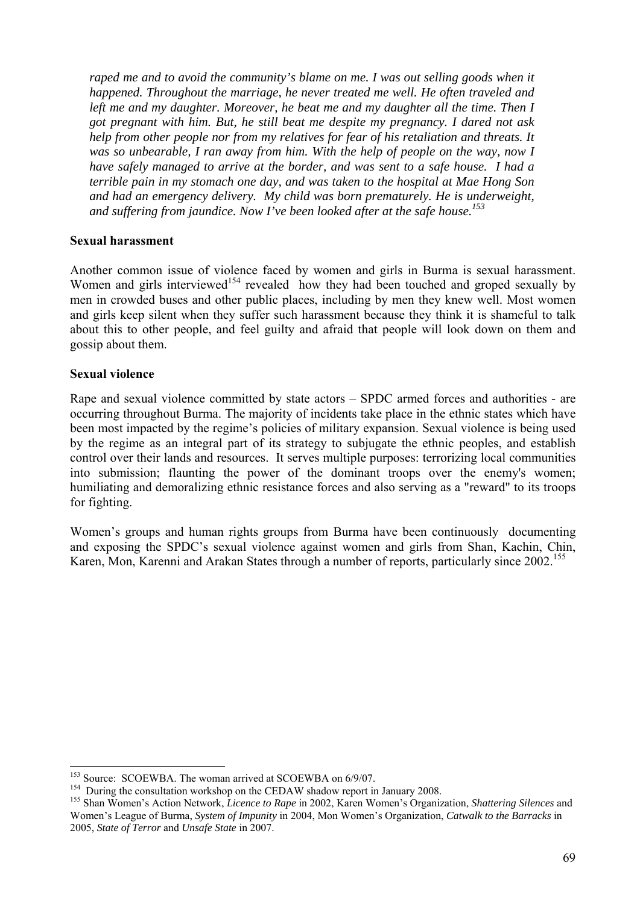*raped me and to avoid the community's blame on me. I was out selling goods when it happened. Throughout the marriage, he never treated me well. He often traveled and left me and my daughter. Moreover, he beat me and my daughter all the time. Then I got pregnant with him. But, he still beat me despite my pregnancy. I dared not ask help from other people nor from my relatives for fear of his retaliation and threats. It was so unbearable, I ran away from him. With the help of people on the way, now I have safely managed to arrive at the border, and was sent to a safe house. I had a terrible pain in my stomach one day, and was taken to the hospital at Mae Hong Son and had an emergency delivery. My child was born prematurely. He is underweight, and suffering from jaundice. Now I've been looked after at the safe house.*[153]

**Sexual harassment**

Another common issue of violence faced by women and girls in Burma is sexual harassment. Women and girls interviewed[154] revealed how they had been touched and groped sexually by men in crowded buses and other public places, including by men they knew well. Most women and girls keep silent when they suffer such harassment because they think it is shameful to talk about this to other people, and feel guilty and afraid that people will look down on them and gossip about them.

**Sexual violence**

Rape and sexual violence committed by state actors – SPDC armed forces and authorities - are occurring throughout Burma. The majority of incidents take place in the ethnic states which have been most impacted by the regime's policies of military expansion. Sexual violence is being used by the regime as an integral part of its strategy to subjugate the ethnic peoples, and establish control over their lands and resources. It serves multiple purposes: terrorizing local communities into submission; flaunting the power of the dominant troops over the enemy's women; humiliating and demoralizing ethnic resistance forces and also serving as a "reward" to its troops for fighting.

Women's groups and human rights groups from Burma have been continuously documenting and exposing the SPDC's sexual violence against women and girls from Shan, Kachin, Chin, Karen, Mon, Karenni and Arakan States through a number of reports, particularly since 2002.[155]

---

[153] Source: SCOEWBA. The woman arrived at SCOEWBA on 6/9/07.

[154] During the consultation workshop on the CEDAW shadow report in January 2008.

[155] Shan Women's Action Network, *Licence to Rape* in 2002, Karen Women's Organization, *Shattering Silences* and Women's League of Burma, *System of Impunity* in 2004, Mon Women's Organization, *Catwalk to the Barracks* in 2005, *State of Terror* and *Unsafe State* in 2007.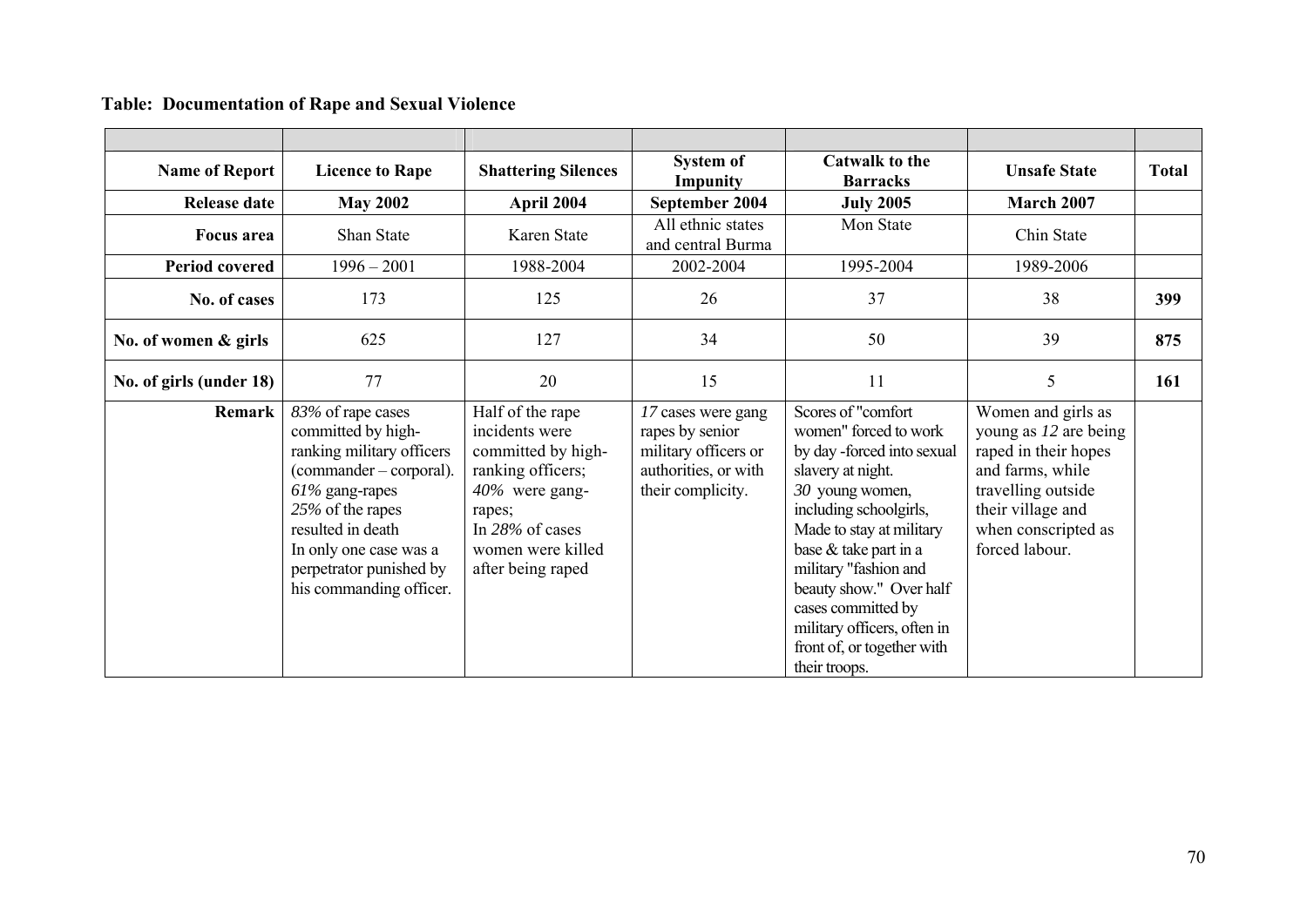**Table: Documentation of Rape and Sexual Violence**

| Name of Report | Licence to Rape | Shattering Silences | System of Impunity | Catwalk to the Barracks | Unsafe State | Total |
|---|---|---|---|---|---|---|
| **Release date** | **May 2002** | **April 2004** | **September 2004** | **July 2005** | **March 2007** | |
| **Focus area** | Shan State | Karen State | All ethnic states and central Burma | Mon State | Chin State | |
| **Period covered** | 1996 – 2001 | 1988-2004 | 2002-2004 | 1995-2004 | 1989-2006 | |
| **No. of cases** | 173 | 125 | 26 | 37 | 38 | **399** |
| **No. of women & girls** | 625 | 127 | 34 | 50 | 39 | **875** |
| **No. of girls (under 18)** | 77 | 20 | 15 | 11 | 5 | **161** |
| **Remark** | *83%* of rape cases committed by high-ranking military officers (commander – corporal). *61%* gang-rapes *25%* of the rapes resulted in death In only one case was a perpetrator punished by his commanding officer. | Half of the rape incidents were committed by high-ranking officers; *40%* were gang-rapes; In *28%* of cases women were killed after being raped | *17* cases were gang rapes by senior military officers or authorities, or with their complicity. | Scores of "comfort women" forced to work by day -forced into sexual slavery at night. *30* young women, including schoolgirls, Made to stay at military base & take part in a military "fashion and beauty show." Over half cases committed by military officers, often in front of, or together with their troops. | Women and girls as young as *12* are being raped in their hopes and farms, while travelling outside their village and when conscripted as forced labour. | |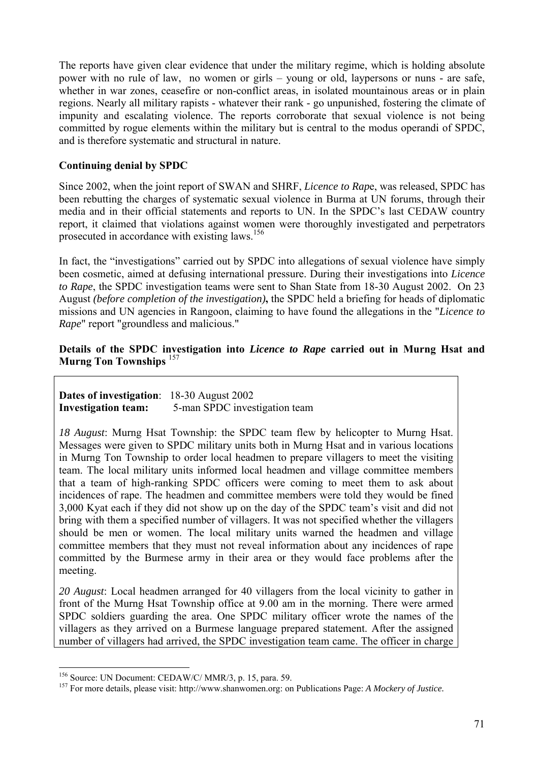The reports have given clear evidence that under the military regime, which is holding absolute power with no rule of law, no women or girls – young or old, laypersons or nuns - are safe, whether in war zones, ceasefire or non-conflict areas, in isolated mountainous areas or in plain regions. Nearly all military rapists - whatever their rank - go unpunished, fostering the climate of impunity and escalating violence. The reports corroborate that sexual violence is not being committed by rogue elements within the military but is central to the modus operandi of SPDC, and is therefore systematic and structural in nature.

**Continuing denial by SPDC**

Since 2002, when the joint report of SWAN and SHRF, *Licence to Rape*, was released, SPDC has been rebutting the charges of systematic sexual violence in Burma at UN forums, through their media and in their official statements and reports to UN. In the SPDC's last CEDAW country report, it claimed that violations against women were thoroughly investigated and perpetrators prosecuted in accordance with existing laws.[156]

In fact, the "investigations" carried out by SPDC into allegations of sexual violence have simply been cosmetic, aimed at defusing international pressure. During their investigations into *Licence to Rape*, the SPDC investigation teams were sent to Shan State from 18-30 August 2002. On 23 August *(before completion of the investigation)***,** the SPDC held a briefing for heads of diplomatic missions and UN agencies in Rangoon, claiming to have found the allegations in the "*Licence to Rape*" report "groundless and malicious."

**Details of the SPDC investigation into *Licence to Rape* carried out in Murng Hsat and Murng Ton Townships** [157]

**Dates of investigation**: 18-30 August 2002
**Investigation team:** 5-man SPDC investigation team

*18 August*: Murng Hsat Township: the SPDC team flew by helicopter to Murng Hsat. Messages were given to SPDC military units both in Murng Hsat and in various locations in Murng Ton Township to order local headmen to prepare villagers to meet the visiting team. The local military units informed local headmen and village committee members that a team of high-ranking SPDC officers were coming to meet them to ask about incidences of rape. The headmen and committee members were told they would be fined 3,000 Kyat each if they did not show up on the day of the SPDC team's visit and did not bring with them a specified number of villagers. It was not specified whether the villagers should be men or women. The local military units warned the headmen and village committee members that they must not reveal information about any incidences of rape committed by the Burmese army in their area or they would face problems after the meeting.

*20 August*: Local headmen arranged for 40 villagers from the local vicinity to gather in front of the Murng Hsat Township office at 9.00 am in the morning. There were armed SPDC soldiers guarding the area. One SPDC military officer wrote the names of the villagers as they arrived on a Burmese language prepared statement. After the assigned number of villagers had arrived, the SPDC investigation team came. The officer in charge

---

[156] Source: UN Document: CEDAW/C/ MMR/3, p. 15, para. 59.

[157] For more details, please visit: http://www.shanwomen.org: on Publications Page: *A Mockery of Justice.*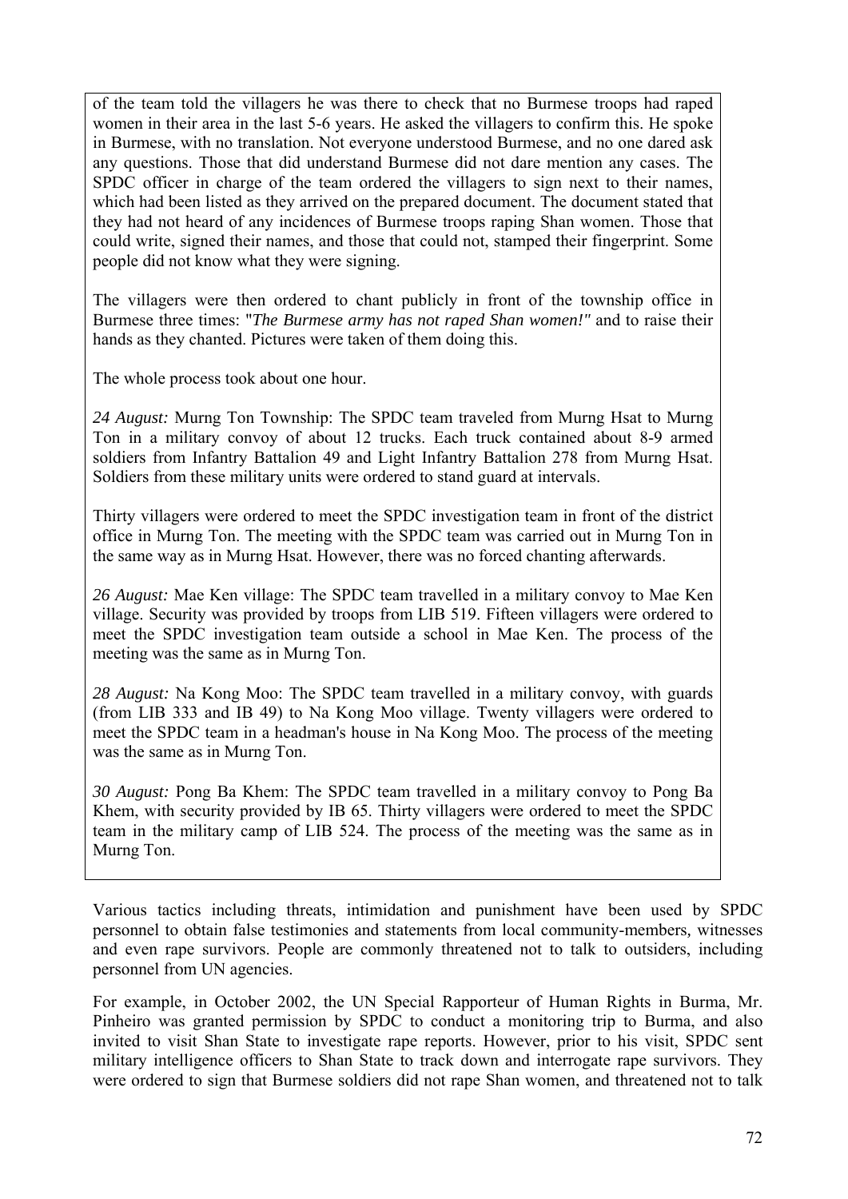of the team told the villagers he was there to check that no Burmese troops had raped women in their area in the last 5-6 years. He asked the villagers to confirm this. He spoke in Burmese, with no translation. Not everyone understood Burmese, and no one dared ask any questions. Those that did understand Burmese did not dare mention any cases. The SPDC officer in charge of the team ordered the villagers to sign next to their names, which had been listed as they arrived on the prepared document. The document stated that they had not heard of any incidences of Burmese troops raping Shan women. Those that could write, signed their names, and those that could not, stamped their fingerprint. Some people did not know what they were signing.

The villagers were then ordered to chant publicly in front of the township office in Burmese three times: "*The Burmese army has not raped Shan women!"* and to raise their hands as they chanted. Pictures were taken of them doing this.

The whole process took about one hour.

*24 August:* Murng Ton Township: The SPDC team traveled from Murng Hsat to Murng Ton in a military convoy of about 12 trucks. Each truck contained about 8-9 armed soldiers from Infantry Battalion 49 and Light Infantry Battalion 278 from Murng Hsat. Soldiers from these military units were ordered to stand guard at intervals.

Thirty villagers were ordered to meet the SPDC investigation team in front of the district office in Murng Ton. The meeting with the SPDC team was carried out in Murng Ton in the same way as in Murng Hsat. However, there was no forced chanting afterwards.

*26 August:* Mae Ken village: The SPDC team travelled in a military convoy to Mae Ken village. Security was provided by troops from LIB 519. Fifteen villagers were ordered to meet the SPDC investigation team outside a school in Mae Ken. The process of the meeting was the same as in Murng Ton.

*28 August:* Na Kong Moo: The SPDC team travelled in a military convoy, with guards (from LIB 333 and IB 49) to Na Kong Moo village. Twenty villagers were ordered to meet the SPDC team in a headman's house in Na Kong Moo. The process of the meeting was the same as in Murng Ton.

*30 August:* Pong Ba Khem: The SPDC team travelled in a military convoy to Pong Ba Khem, with security provided by IB 65. Thirty villagers were ordered to meet the SPDC team in the military camp of LIB 524. The process of the meeting was the same as in Murng Ton.

Various tactics including threats, intimidation and punishment have been used by SPDC personnel to obtain false testimonies and statements from local community-members, witnesses and even rape survivors. People are commonly threatened not to talk to outsiders, including personnel from UN agencies.

For example, in October 2002, the UN Special Rapporteur of Human Rights in Burma, Mr. Pinheiro was granted permission by SPDC to conduct a monitoring trip to Burma, and also invited to visit Shan State to investigate rape reports. However, prior to his visit, SPDC sent military intelligence officers to Shan State to track down and interrogate rape survivors. They were ordered to sign that Burmese soldiers did not rape Shan women, and threatened not to talk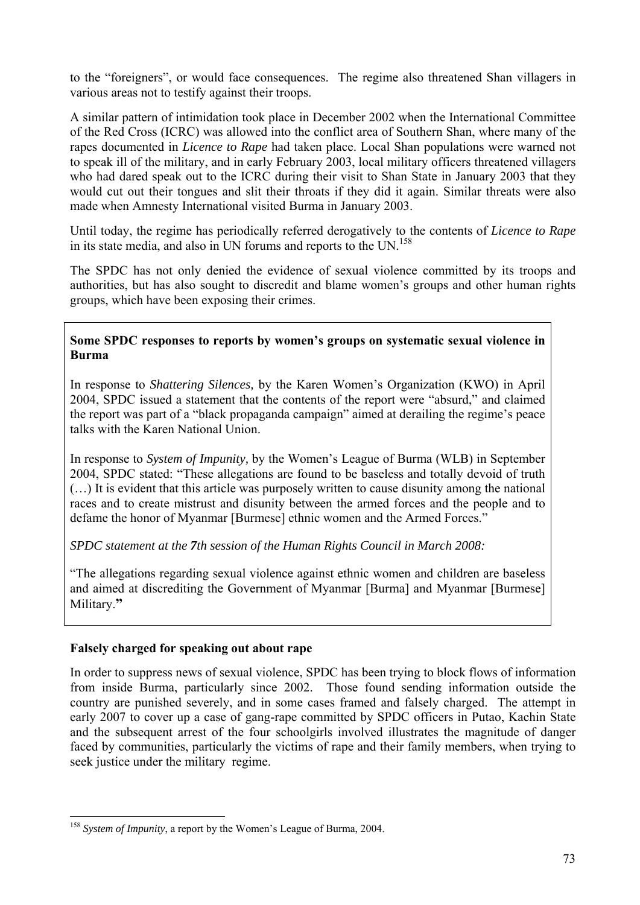to the "foreigners", or would face consequences. The regime also threatened Shan villagers in various areas not to testify against their troops.

A similar pattern of intimidation took place in December 2002 when the International Committee of the Red Cross (ICRC) was allowed into the conflict area of Southern Shan, where many of the rapes documented in *Licence to Rape* had taken place. Local Shan populations were warned not to speak ill of the military, and in early February 2003, local military officers threatened villagers who had dared speak out to the ICRC during their visit to Shan State in January 2003 that they would cut out their tongues and slit their throats if they did it again. Similar threats were also made when Amnesty International visited Burma in January 2003.

Until today, the regime has periodically referred derogatively to the contents of *Licence to Rape* in its state media, and also in UN forums and reports to the UN.[158]

The SPDC has not only denied the evidence of sexual violence committed by its troops and authorities, but has also sought to discredit and blame women's groups and other human rights groups, which have been exposing their crimes.

> **Some SPDC responses to reports by women's groups on systematic sexual violence in Burma**
>
> In response to *Shattering Silences,* by the Karen Women's Organization (KWO) in April 2004, SPDC issued a statement that the contents of the report were "absurd," and claimed the report was part of a "black propaganda campaign" aimed at derailing the regime's peace talks with the Karen National Union.
>
> In response to *System of Impunity,* by the Women's League of Burma (WLB) in September 2004, SPDC stated: "These allegations are found to be baseless and totally devoid of truth (…) It is evident that this article was purposely written to cause disunity among the national races and to create mistrust and disunity between the armed forces and the people and to defame the honor of Myanmar [Burmese] ethnic women and the Armed Forces."
>
> *SPDC statement at the **7**th session of the Human Rights Council in March 2008:*
>
> "The allegations regarding sexual violence against ethnic women and children are baseless and aimed at discrediting the Government of Myanmar [Burma] and Myanmar [Burmese] Military.**"**

**Falsely charged for speaking out about rape**

In order to suppress news of sexual violence, SPDC has been trying to block flows of information from inside Burma, particularly since 2002. Those found sending information outside the country are punished severely, and in some cases framed and falsely charged. The attempt in early 2007 to cover up a case of gang-rape committed by SPDC officers in Putao, Kachin State and the subsequent arrest of the four schoolgirls involved illustrates the magnitude of danger faced by communities, particularly the victims of rape and their family members, when trying to seek justice under the military regime.

---

[158] *System of Impunity*, a report by the Women's League of Burma, 2004.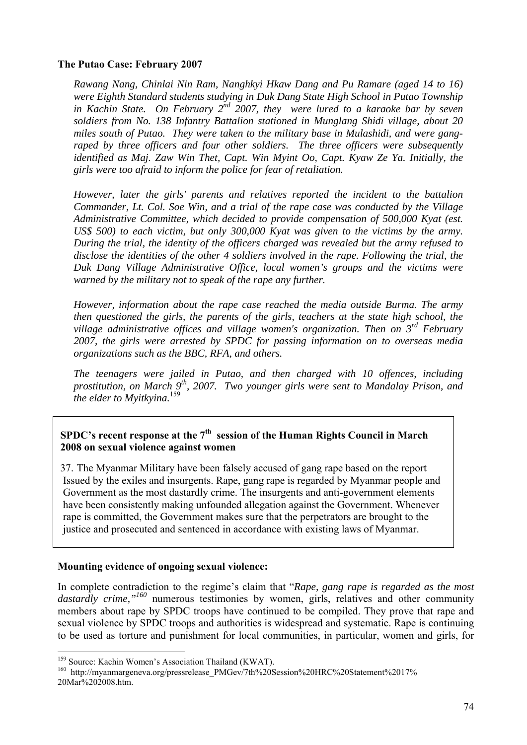**The Putao Case: February 2007**

*Rawang Nang, Chinlai Nin Ram, Nanghkyi Hkaw Dang and Pu Ramare (aged 14 to 16) were Eighth Standard students studying in Duk Dang State High School in Putao Township in Kachin State. On February 2nd 2007, they were lured to a karaoke bar by seven soldiers from No. 138 Infantry Battalion stationed in Munglang Shidi village, about 20 miles south of Putao. They were taken to the military base in Mulashidi, and were gang-raped by three officers and four other soldiers. The three officers were subsequently identified as Maj. Zaw Win Thet, Capt. Win Myint Oo, Capt. Kyaw Ze Ya. Initially, the girls were too afraid to inform the police for fear of retaliation.*

*However, later the girls' parents and relatives reported the incident to the battalion Commander, Lt. Col. Soe Win, and a trial of the rape case was conducted by the Village Administrative Committee, which decided to provide compensation of 500,000 Kyat (est. US$ 500) to each victim, but only 300,000 Kyat was given to the victims by the army. During the trial, the identity of the officers charged was revealed but the army refused to disclose the identities of the other 4 soldiers involved in the rape. Following the trial, the Duk Dang Village Administrative Office, local women's groups and the victims were warned by the military not to speak of the rape any further.*

*However, information about the rape case reached the media outside Burma. The army then questioned the girls, the parents of the girls, teachers at the state high school, the village administrative offices and village women's organization. Then on 3rd February 2007, the girls were arrested by SPDC for passing information on to overseas media organizations such as the BBC, RFA, and others.*

*The teenagers were jailed in Putao, and then charged with 10 offences, including prostitution, on March 9th, 2007. Two younger girls were sent to Mandalay Prison, and the elder to Myitkyina.*[159]

**SPDC's recent response at the 7th session of the Human Rights Council in March 2008 on sexual violence against women**

37. The Myanmar Military have been falsely accused of gang rape based on the report Issued by the exiles and insurgents. Rape, gang rape is regarded by Myanmar people and Government as the most dastardly crime. The insurgents and anti-government elements have been consistently making unfounded allegation against the Government. Whenever rape is committed, the Government makes sure that the perpetrators are brought to the justice and prosecuted and sentenced in accordance with existing laws of Myanmar.

**Mounting evidence of ongoing sexual violence:**

In complete contradiction to the regime's claim that "*Rape, gang rape is regarded as the most dastardly crime,"*[160] numerous testimonies by women, girls, relatives and other community members about rape by SPDC troops have continued to be compiled. They prove that rape and sexual violence by SPDC troops and authorities is widespread and systematic. Rape is continuing to be used as torture and punishment for local communities, in particular, women and girls, for

---

[159] Source: Kachin Women's Association Thailand (KWAT).

[160] http://myanmargeneva.org/pressrelease_PMGev/7th%20Session%20HRC%20Statement%2017%20Mar%202008.htm.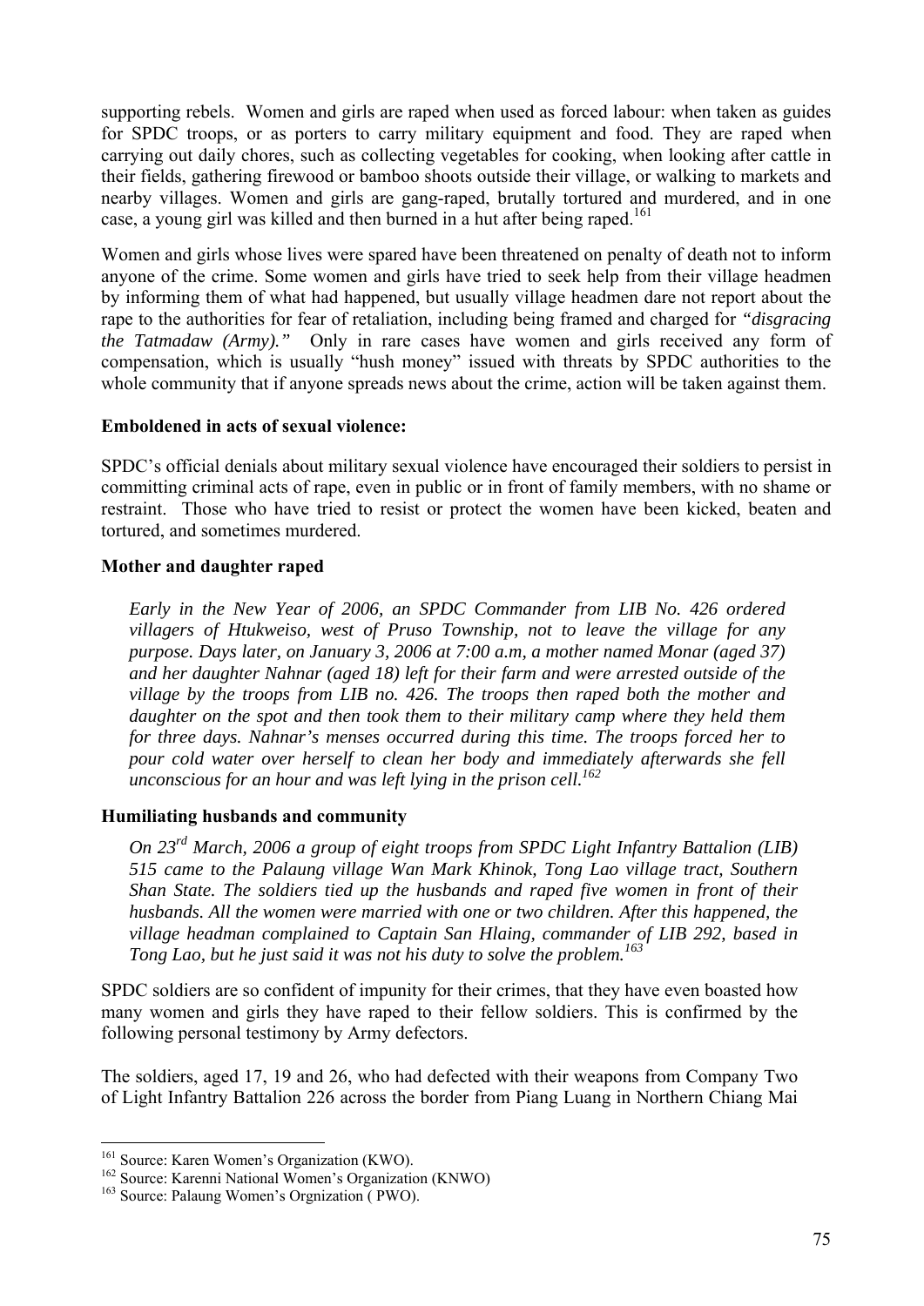supporting rebels. Women and girls are raped when used as forced labour: when taken as guides for SPDC troops, or as porters to carry military equipment and food. They are raped when carrying out daily chores, such as collecting vegetables for cooking, when looking after cattle in their fields, gathering firewood or bamboo shoots outside their village, or walking to markets and nearby villages. Women and girls are gang-raped, brutally tortured and murdered, and in one case, a young girl was killed and then burned in a hut after being raped.[161]

Women and girls whose lives were spared have been threatened on penalty of death not to inform anyone of the crime. Some women and girls have tried to seek help from their village headmen by informing them of what had happened, but usually village headmen dare not report about the rape to the authorities for fear of retaliation, including being framed and charged for *"disgracing the Tatmadaw (Army)."* Only in rare cases have women and girls received any form of compensation, which is usually "hush money" issued with threats by SPDC authorities to the whole community that if anyone spreads news about the crime, action will be taken against them.

**Emboldened in acts of sexual violence:**

SPDC's official denials about military sexual violence have encouraged their soldiers to persist in committing criminal acts of rape, even in public or in front of family members, with no shame or restraint. Those who have tried to resist or protect the women have been kicked, beaten and tortured, and sometimes murdered.

**Mother and daughter raped**

*Early in the New Year of 2006, an SPDC Commander from LIB No. 426 ordered villagers of Htukweiso, west of Pruso Township, not to leave the village for any purpose. Days later, on January 3, 2006 at 7:00 a.m, a mother named Monar (aged 37) and her daughter Nahnar (aged 18) left for their farm and were arrested outside of the village by the troops from LIB no. 426. The troops then raped both the mother and daughter on the spot and then took them to their military camp where they held them for three days. Nahnar's menses occurred during this time. The troops forced her to pour cold water over herself to clean her body and immediately afterwards she fell unconscious for an hour and was left lying in the prison cell.*[162]

**Humiliating husbands and community**

*On 23rd March, 2006 a group of eight troops from SPDC Light Infantry Battalion (LIB) 515 came to the Palaung village Wan Mark Khinok, Tong Lao village tract, Southern Shan State. The soldiers tied up the husbands and raped five women in front of their husbands. All the women were married with one or two children. After this happened, the village headman complained to Captain San Hlaing, commander of LIB 292, based in Tong Lao, but he just said it was not his duty to solve the problem.*[163]

SPDC soldiers are so confident of impunity for their crimes, that they have even boasted how many women and girls they have raped to their fellow soldiers. This is confirmed by the following personal testimony by Army defectors.

The soldiers, aged 17, 19 and 26, who had defected with their weapons from Company Two of Light Infantry Battalion 226 across the border from Piang Luang in Northern Chiang Mai

---

[161] Source: Karen Women's Organization (KWO).
[162] Source: Karenni National Women's Organization (KNWO)
[163] Source: Palaung Women's Orgnization ( PWO).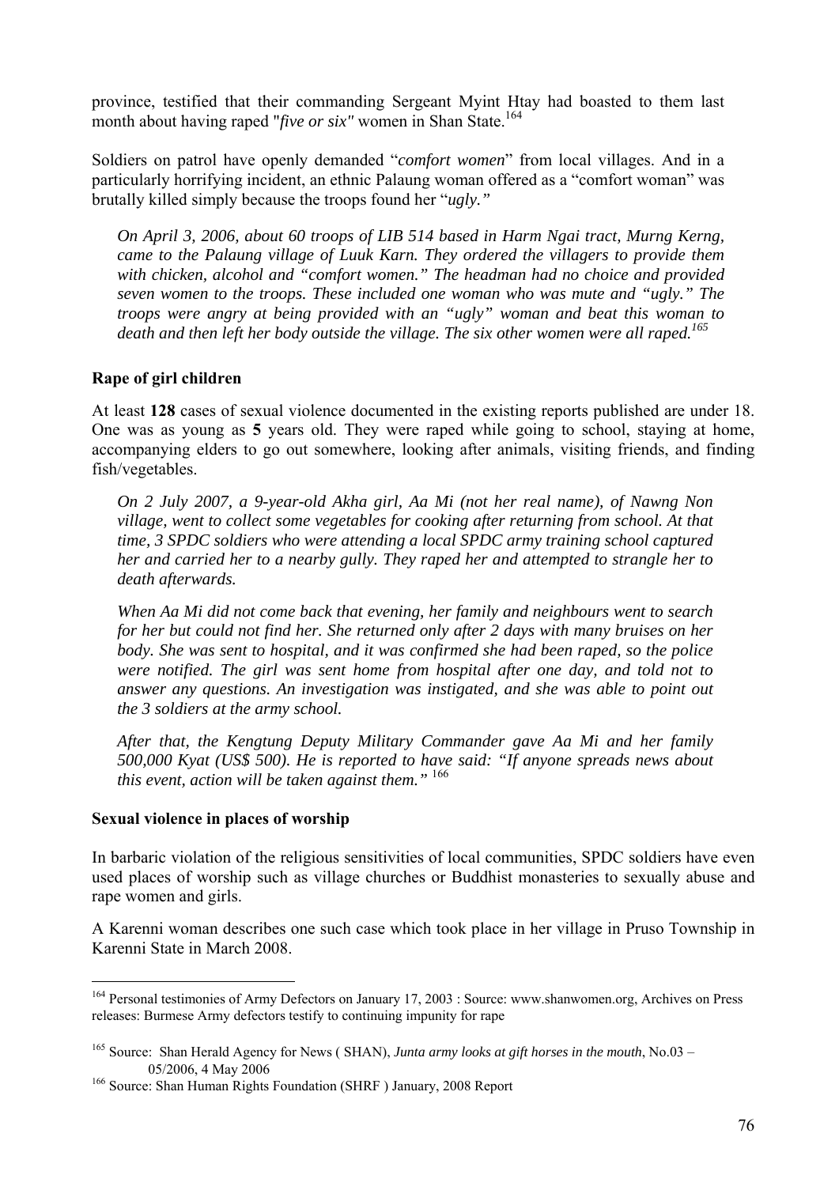province, testified that their commanding Sergeant Myint Htay had boasted to them last month about having raped "*five or six"* women in Shan State.[164]

Soldiers on patrol have openly demanded "*comfort women*" from local villages. And in a particularly horrifying incident, an ethnic Palaung woman offered as a "comfort woman" was brutally killed simply because the troops found her "*ugly."*

> *On April 3, 2006, about 60 troops of LIB 514 based in Harm Ngai tract, Murng Kerng, came to the Palaung village of Luuk Karn. They ordered the villagers to provide them with chicken, alcohol and "comfort women." The headman had no choice and provided seven women to the troops. These included one woman who was mute and "ugly." The troops were angry at being provided with an "ugly" woman and beat this woman to death and then left her body outside the village. The six other women were all raped.*[165]

**Rape of girl children**

At least **128** cases of sexual violence documented in the existing reports published are under 18. One was as young as **5** years old. They were raped while going to school, staying at home, accompanying elders to go out somewhere, looking after animals, visiting friends, and finding fish/vegetables.

> *On 2 July 2007, a 9-year-old Akha girl, Aa Mi (not her real name), of Nawng Non village, went to collect some vegetables for cooking after returning from school. At that time, 3 SPDC soldiers who were attending a local SPDC army training school captured her and carried her to a nearby gully. They raped her and attempted to strangle her to death afterwards.*
>
> *When Aa Mi did not come back that evening, her family and neighbours went to search for her but could not find her. She returned only after 2 days with many bruises on her body. She was sent to hospital, and it was confirmed she had been raped, so the police were notified. The girl was sent home from hospital after one day, and told not to answer any questions. An investigation was instigated, and she was able to point out the 3 soldiers at the army school.*
>
> *After that, the Kengtung Deputy Military Commander gave Aa Mi and her family 500,000 Kyat (US$ 500). He is reported to have said: "If anyone spreads news about this event, action will be taken against them."* [166]

**Sexual violence in places of worship**

In barbaric violation of the religious sensitivities of local communities, SPDC soldiers have even used places of worship such as village churches or Buddhist monasteries to sexually abuse and rape women and girls.

A Karenni woman describes one such case which took place in her village in Pruso Township in Karenni State in March 2008.

---

[164] Personal testimonies of Army Defectors on January 17, 2003 : Source: www.shanwomen.org, Archives on Press releases: Burmese Army defectors testify to continuing impunity for rape

[165] Source: Shan Herald Agency for News ( SHAN), *Junta army looks at gift horses in the mouth*, No.03 – 05/2006, 4 May 2006

[166] Source: Shan Human Rights Foundation (SHRF ) January, 2008 Report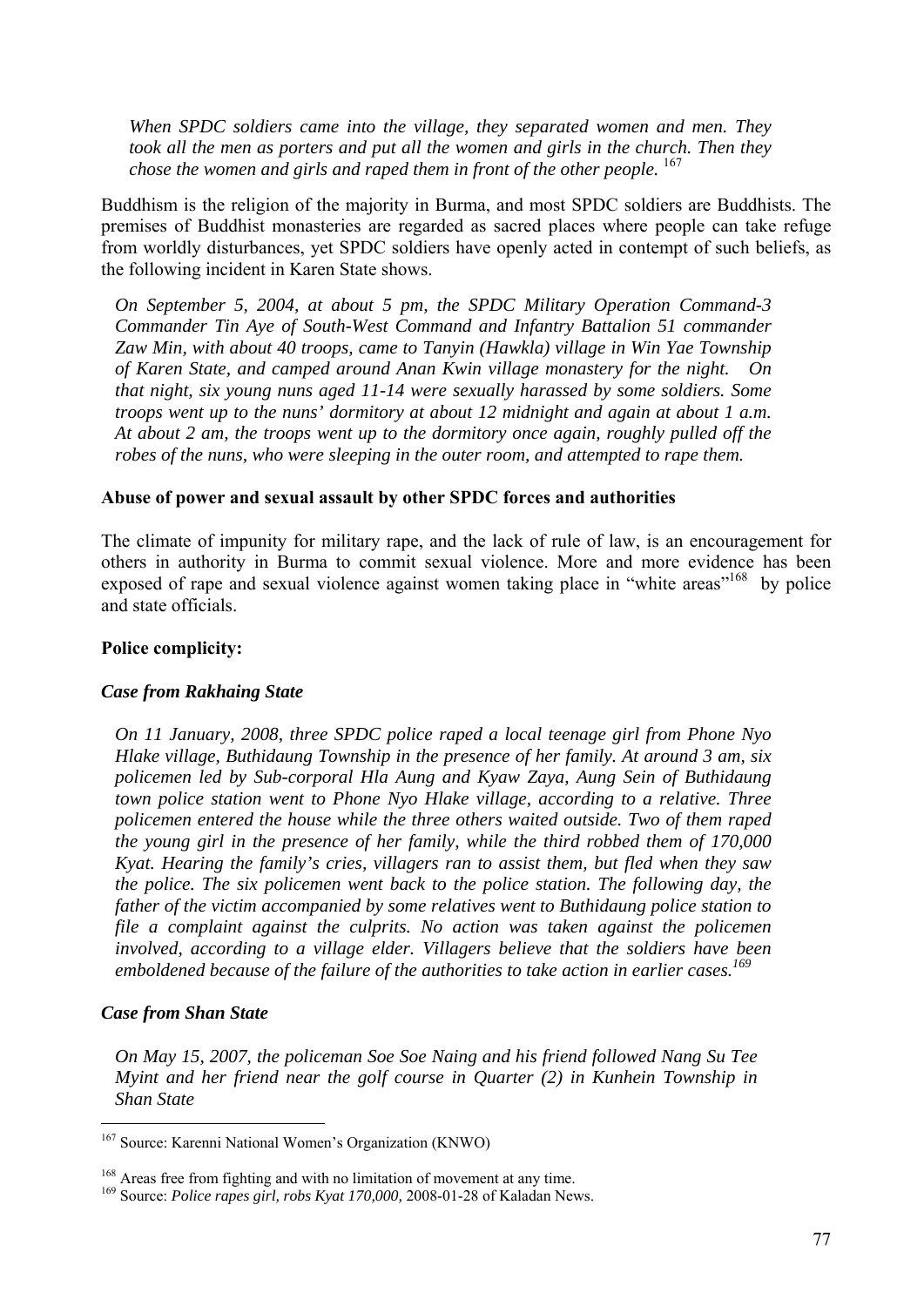*When SPDC soldiers came into the village, they separated women and men. They took all the men as porters and put all the women and girls in the church. Then they chose the women and girls and raped them in front of the other people.* [167]

Buddhism is the religion of the majority in Burma, and most SPDC soldiers are Buddhists. The premises of Buddhist monasteries are regarded as sacred places where people can take refuge from worldly disturbances, yet SPDC soldiers have openly acted in contempt of such beliefs, as the following incident in Karen State shows.

*On September 5, 2004, at about 5 pm, the SPDC Military Operation Command-3 Commander Tin Aye of South-West Command and Infantry Battalion 51 commander Zaw Min, with about 40 troops, came to Tanyin (Hawkla) village in Win Yae Township of Karen State, and camped around Anan Kwin village monastery for the night. On that night, six young nuns aged 11-14 were sexually harassed by some soldiers. Some troops went up to the nuns' dormitory at about 12 midnight and again at about 1 a.m. At about 2 am, the troops went up to the dormitory once again, roughly pulled off the robes of the nuns, who were sleeping in the outer room, and attempted to rape them.*

**Abuse of power and sexual assault by other SPDC forces and authorities**

The climate of impunity for military rape, and the lack of rule of law, is an encouragement for others in authority in Burma to commit sexual violence. More and more evidence has been exposed of rape and sexual violence against women taking place in "white areas"[168] by police and state officials.

**Police complicity:**

***Case from Rakhaing State***

*On 11 January, 2008, three SPDC police raped a local teenage girl from Phone Nyo Hlake village, Buthidaung Township in the presence of her family. At around 3 am, six policemen led by Sub-corporal Hla Aung and Kyaw Zaya, Aung Sein of Buthidaung town police station went to Phone Nyo Hlake village, according to a relative. Three policemen entered the house while the three others waited outside. Two of them raped the young girl in the presence of her family, while the third robbed them of 170,000 Kyat. Hearing the family's cries, villagers ran to assist them, but fled when they saw the police. The six policemen went back to the police station. The following day, the father of the victim accompanied by some relatives went to Buthidaung police station to file a complaint against the culprits. No action was taken against the policemen involved, according to a village elder. Villagers believe that the soldiers have been emboldened because of the failure of the authorities to take action in earlier cases.*[169]

***Case from Shan State***

*On May 15, 2007, the policeman Soe Soe Naing and his friend followed Nang Su Tee Myint and her friend near the golf course in Quarter (2) in Kunhein Township in Shan State*

---

[167] Source: Karenni National Women's Organization (KNWO)

[168] Areas free from fighting and with no limitation of movement at any time.

[169] Source: *Police rapes girl, robs Kyat 170,000,* 2008-01-28 of Kaladan News.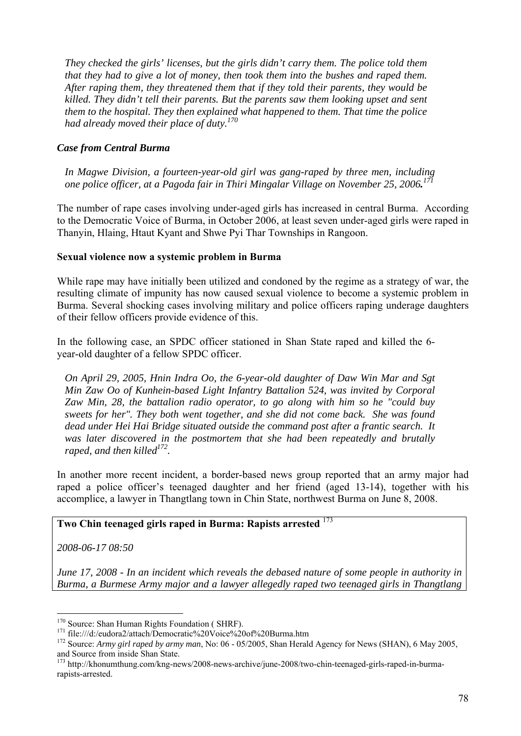*They checked the girls' licenses, but the girls didn't carry them. The police told them that they had to give a lot of money, then took them into the bushes and raped them. After raping them, they threatened them that if they told their parents, they would be killed. They didn't tell their parents. But the parents saw them looking upset and sent them to the hospital. They then explained what happened to them. That time the police had already moved their place of duty.*[170]

### *Case from Central Burma*

*In Magwe Division, a fourteen-year-old girl was gang-raped by three men, including one police officer, at a Pagoda fair in Thiri Mingalar Village on November 25, 2006.*[171]

The number of rape cases involving under-aged girls has increased in central Burma. According to the Democratic Voice of Burma, in October 2006, at least seven under-aged girls were raped in Thanyin, Hlaing, Htaut Kyant and Shwe Pyi Thar Townships in Rangoon.

### Sexual violence now a systemic problem in Burma

While rape may have initially been utilized and condoned by the regime as a strategy of war, the resulting climate of impunity has now caused sexual violence to become a systemic problem in Burma. Several shocking cases involving military and police officers raping underage daughters of their fellow officers provide evidence of this.

In the following case, an SPDC officer stationed in Shan State raped and killed the 6-year-old daughter of a fellow SPDC officer.

*On April 29, 2005, Hnin Indra Oo, the 6-year-old daughter of Daw Win Mar and Sgt Min Zaw Oo of Kunhein-based Light Infantry Battalion 524, was invited by Corporal Zaw Min, 28, the battalion radio operator, to go along with him so he "could buy sweets for her". They both went together, and she did not come back. She was found dead under Hei Hai Bridge situated outside the command post after a frantic search. It was later discovered in the postmortem that she had been repeatedly and brutally raped, and then killed*[172].

In another more recent incident, a border-based news group reported that an army major had raped a police officer's teenaged daughter and her friend (aged 13-14), together with his accomplice, a lawyer in Thangtlang town in Chin State, northwest Burma on June 8, 2008.

**Two Chin teenaged girls raped in Burma: Rapists arrested** [173]

*2008-06-17 08:50*

*June 17, 2008 - In an incident which reveals the debased nature of some people in authority in Burma, a Burmese Army major and a lawyer allegedly raped two teenaged girls in Thangtlang*

---

[170] Source: Shan Human Rights Foundation ( SHRF).

[171] file:///d:/eudora2/attach/Democratic%20Voice%20of%20Burma.htm

[172] Source: *Army girl raped by army man*, No: 06 - 05/2005, Shan Herald Agency for News (SHAN), 6 May 2005, and Source from inside Shan State.

[173] http://khonumthung.com/kng-news/2008-news-archive/june-2008/two-chin-teenaged-girls-raped-in-burma-rapists-arrested.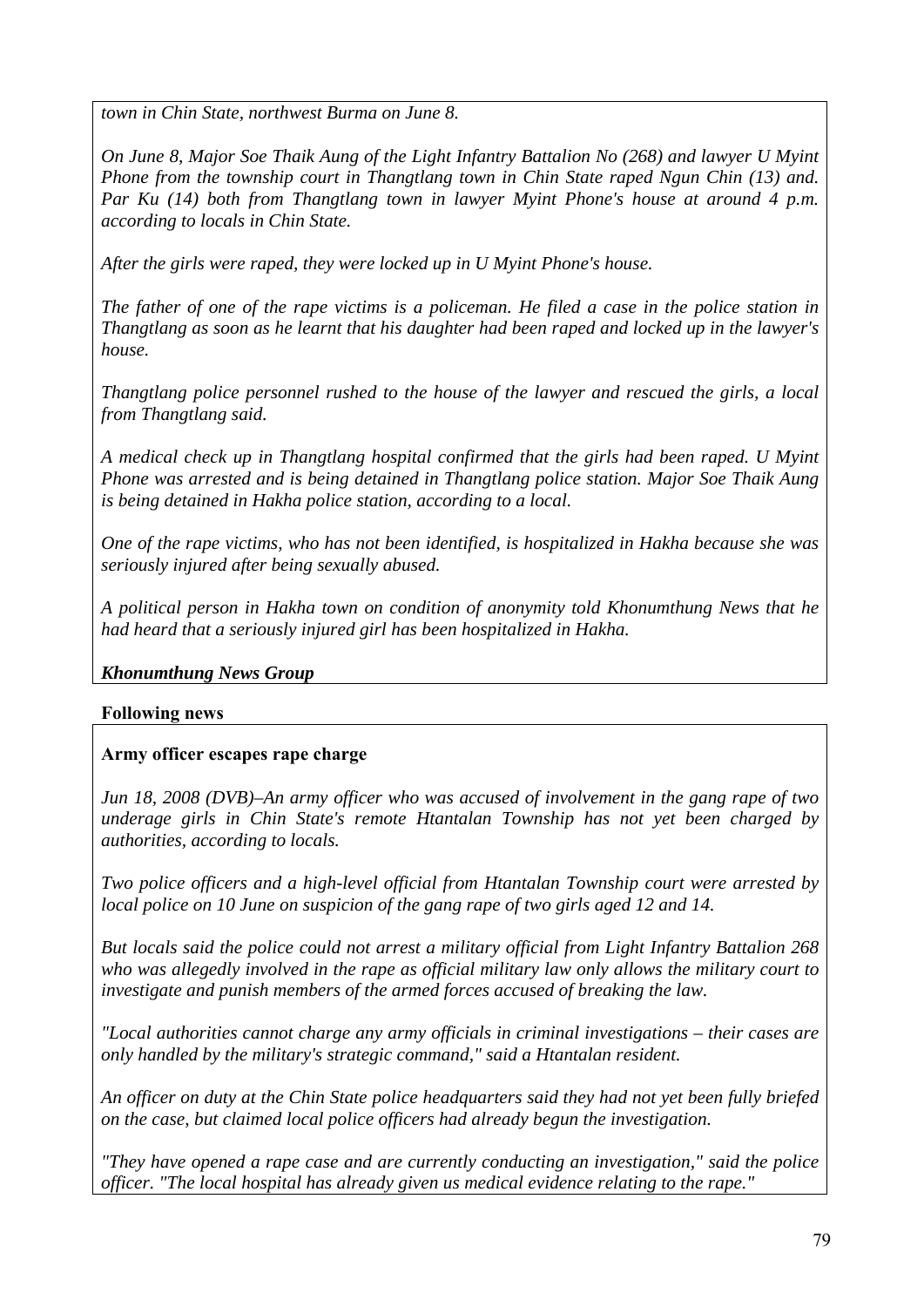*town in Chin State, northwest Burma on June 8.*

*On June 8, Major Soe Thaik Aung of the Light Infantry Battalion No (268) and lawyer U Myint Phone from the township court in Thangtlang town in Chin State raped Ngun Chin (13) and. Par Ku (14) both from Thangtlang town in lawyer Myint Phone's house at around 4 p.m. according to locals in Chin State.*

*After the girls were raped, they were locked up in U Myint Phone's house.*

*The father of one of the rape victims is a policeman. He filed a case in the police station in Thangtlang as soon as he learnt that his daughter had been raped and locked up in the lawyer's house.*

*Thangtlang police personnel rushed to the house of the lawyer and rescued the girls, a local from Thangtlang said.*

*A medical check up in Thangtlang hospital confirmed that the girls had been raped. U Myint Phone was arrested and is being detained in Thangtlang police station. Major Soe Thaik Aung is being detained in Hakha police station, according to a local.*

*One of the rape victims, who has not been identified, is hospitalized in Hakha because she was seriously injured after being sexually abused.*

*A political person in Hakha town on condition of anonymity told Khonumthung News that he had heard that a seriously injured girl has been hospitalized in Hakha.*

***Khonumthung News Group***

**Following news**

**Army officer escapes rape charge**

*Jun 18, 2008 (DVB)–An army officer who was accused of involvement in the gang rape of two underage girls in Chin State's remote Htantalan Township has not yet been charged by authorities, according to locals.*

*Two police officers and a high-level official from Htantalan Township court were arrested by local police on 10 June on suspicion of the gang rape of two girls aged 12 and 14.*

*But locals said the police could not arrest a military official from Light Infantry Battalion 268 who was allegedly involved in the rape as official military law only allows the military court to investigate and punish members of the armed forces accused of breaking the law.*

*"Local authorities cannot charge any army officials in criminal investigations – their cases are only handled by the military's strategic command," said a Htantalan resident.*

*An officer on duty at the Chin State police headquarters said they had not yet been fully briefed on the case, but claimed local police officers had already begun the investigation.*

*"They have opened a rape case and are currently conducting an investigation," said the police officer. "The local hospital has already given us medical evidence relating to the rape."*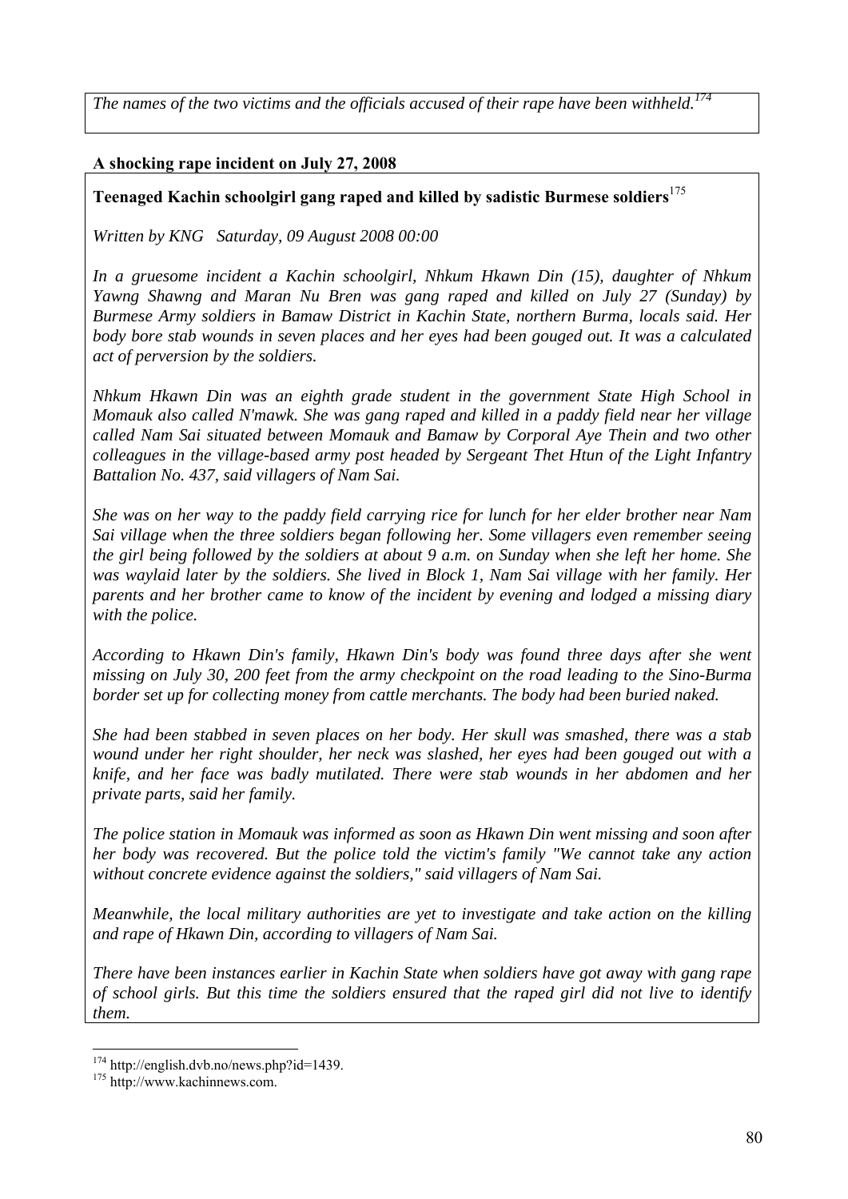*The names of the two victims and the officials accused of their rape have been withheld.*[174]

**A shocking rape incident on July 27, 2008**

**Teenaged Kachin schoolgirl gang raped and killed by sadistic Burmese soldiers**[175]

*Written by KNG Saturday, 09 August 2008 00:00*

*In a gruesome incident a Kachin schoolgirl, Nhkum Hkawn Din (15), daughter of Nhkum Yawng Shawng and Maran Nu Bren was gang raped and killed on July 27 (Sunday) by Burmese Army soldiers in Bamaw District in Kachin State, northern Burma, locals said. Her body bore stab wounds in seven places and her eyes had been gouged out. It was a calculated act of perversion by the soldiers.*

*Nhkum Hkawn Din was an eighth grade student in the government State High School in Momauk also called N'mawk. She was gang raped and killed in a paddy field near her village called Nam Sai situated between Momauk and Bamaw by Corporal Aye Thein and two other colleagues in the village-based army post headed by Sergeant Thet Htun of the Light Infantry Battalion No. 437, said villagers of Nam Sai.*

*She was on her way to the paddy field carrying rice for lunch for her elder brother near Nam Sai village when the three soldiers began following her. Some villagers even remember seeing the girl being followed by the soldiers at about 9 a.m. on Sunday when she left her home. She was waylaid later by the soldiers. She lived in Block 1, Nam Sai village with her family. Her parents and her brother came to know of the incident by evening and lodged a missing diary with the police.*

*According to Hkawn Din's family, Hkawn Din's body was found three days after she went missing on July 30, 200 feet from the army checkpoint on the road leading to the Sino-Burma border set up for collecting money from cattle merchants. The body had been buried naked.*

*She had been stabbed in seven places on her body. Her skull was smashed, there was a stab wound under her right shoulder, her neck was slashed, her eyes had been gouged out with a knife, and her face was badly mutilated. There were stab wounds in her abdomen and her private parts, said her family.*

*The police station in Momauk was informed as soon as Hkawn Din went missing and soon after her body was recovered. But the police told the victim's family "We cannot take any action without concrete evidence against the soldiers," said villagers of Nam Sai.*

*Meanwhile, the local military authorities are yet to investigate and take action on the killing and rape of Hkawn Din, according to villagers of Nam Sai.*

*There have been instances earlier in Kachin State when soldiers have got away with gang rape of school girls. But this time the soldiers ensured that the raped girl did not live to identify them.*

---

[174] http://english.dvb.no/news.php?id=1439.

[175] http://www.kachinnews.com.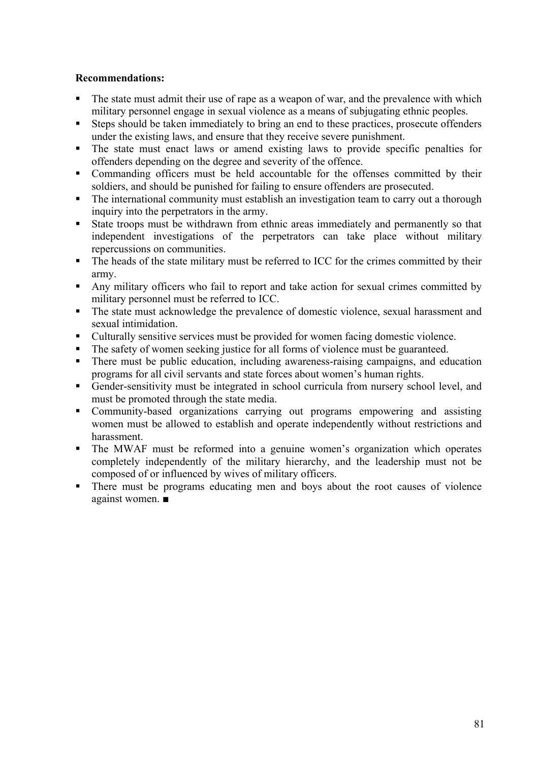**Recommendations:**

- The state must admit their use of rape as a weapon of war, and the prevalence with which military personnel engage in sexual violence as a means of subjugating ethnic peoples.
- Steps should be taken immediately to bring an end to these practices, prosecute offenders under the existing laws, and ensure that they receive severe punishment.
- The state must enact laws or amend existing laws to provide specific penalties for offenders depending on the degree and severity of the offence.
- Commanding officers must be held accountable for the offenses committed by their soldiers, and should be punished for failing to ensure offenders are prosecuted.
- The international community must establish an investigation team to carry out a thorough inquiry into the perpetrators in the army.
- State troops must be withdrawn from ethnic areas immediately and permanently so that independent investigations of the perpetrators can take place without military repercussions on communities.
- The heads of the state military must be referred to ICC for the crimes committed by their army.
- Any military officers who fail to report and take action for sexual crimes committed by military personnel must be referred to ICC.
- The state must acknowledge the prevalence of domestic violence, sexual harassment and sexual intimidation.
- Culturally sensitive services must be provided for women facing domestic violence.
- The safety of women seeking justice for all forms of violence must be guaranteed.
- There must be public education, including awareness-raising campaigns, and education programs for all civil servants and state forces about women's human rights.
- Gender-sensitivity must be integrated in school curricula from nursery school level, and must be promoted through the state media.
- Community-based organizations carrying out programs empowering and assisting women must be allowed to establish and operate independently without restrictions and harassment.
- The MWAF must be reformed into a genuine women's organization which operates completely independently of the military hierarchy, and the leadership must not be composed of or influenced by wives of military officers.
- There must be programs educating men and boys about the root causes of violence against women. ■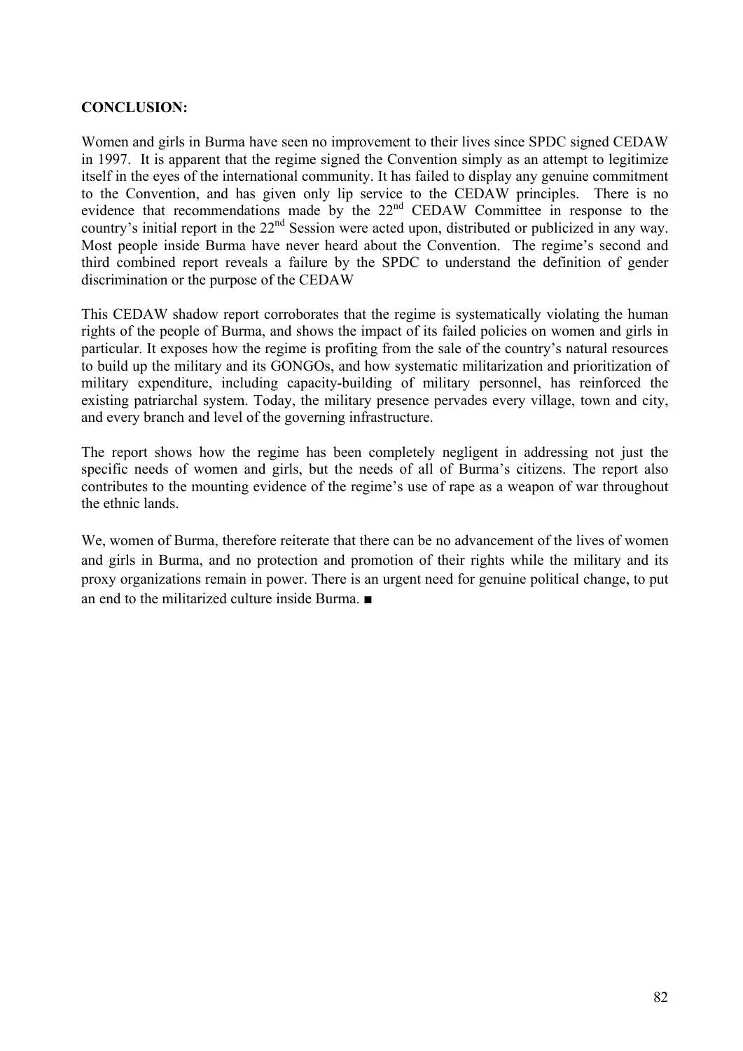**CONCLUSION:**

Women and girls in Burma have seen no improvement to their lives since SPDC signed CEDAW in 1997. It is apparent that the regime signed the Convention simply as an attempt to legitimize itself in the eyes of the international community. It has failed to display any genuine commitment to the Convention, and has given only lip service to the CEDAW principles. There is no evidence that recommendations made by the 22nd CEDAW Committee in response to the country's initial report in the 22nd Session were acted upon, distributed or publicized in any way. Most people inside Burma have never heard about the Convention. The regime's second and third combined report reveals a failure by the SPDC to understand the definition of gender discrimination or the purpose of the CEDAW

This CEDAW shadow report corroborates that the regime is systematically violating the human rights of the people of Burma, and shows the impact of its failed policies on women and girls in particular. It exposes how the regime is profiting from the sale of the country's natural resources to build up the military and its GONGOs, and how systematic militarization and prioritization of military expenditure, including capacity-building of military personnel, has reinforced the existing patriarchal system. Today, the military presence pervades every village, town and city, and every branch and level of the governing infrastructure.

The report shows how the regime has been completely negligent in addressing not just the specific needs of women and girls, but the needs of all of Burma's citizens. The report also contributes to the mounting evidence of the regime's use of rape as a weapon of war throughout the ethnic lands.

We, women of Burma, therefore reiterate that there can be no advancement of the lives of women and girls in Burma, and no protection and promotion of their rights while the military and its proxy organizations remain in power. There is an urgent need for genuine political change, to put an end to the militarized culture inside Burma. ■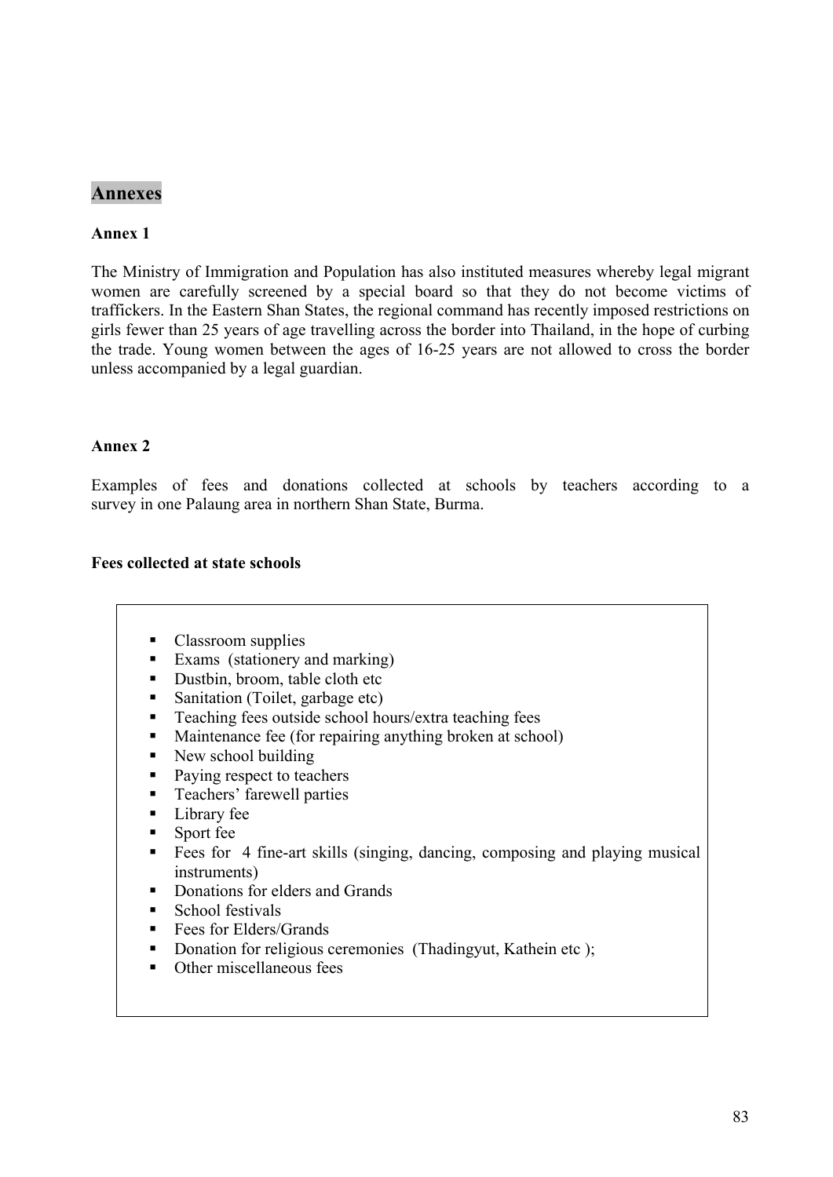# Annexes

### Annex 1

The Ministry of Immigration and Population has also instituted measures whereby legal migrant women are carefully screened by a special board so that they do not become victims of traffickers. In the Eastern Shan States, the regional command has recently imposed restrictions on girls fewer than 25 years of age travelling across the border into Thailand, in the hope of curbing the trade. Young women between the ages of 16-25 years are not allowed to cross the border unless accompanied by a legal guardian.

### Annex 2

Examples of fees and donations collected at schools by teachers according to a survey in one Palaung area in northern Shan State, Burma.

**Fees collected at state schools**

- Classroom supplies
- Exams (stationery and marking)
- Dustbin, broom, table cloth etc
- Sanitation (Toilet, garbage etc)
- Teaching fees outside school hours/extra teaching fees
- Maintenance fee (for repairing anything broken at school)
- New school building
- Paying respect to teachers
- Teachers' farewell parties
- Library fee
- Sport fee
- Fees for 4 fine-art skills (singing, dancing, composing and playing musical instruments)
- Donations for elders and Grands
- School festivals
- Fees for Elders/Grands
- Donation for religious ceremonies (Thadingyut, Kathein etc );
- Other miscellaneous fees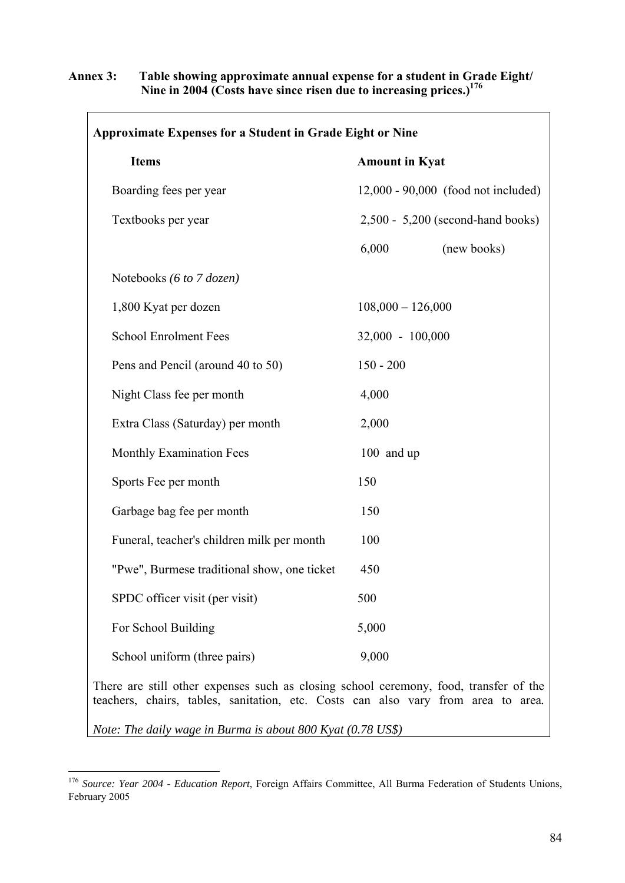**Annex 3: Table showing approximate annual expense for a student in Grade Eight/ Nine in 2004 (Costs have since risen due to increasing prices.)[176]**

**Approximate Expenses for a Student in Grade Eight or Nine**

| Items | Amount in Kyat |
|---|---|
| Boarding fees per year | 12,000 - 90,000 (food not included) |
| Textbooks per year | 2,500 - 5,200 (second-hand books) |
| | 6,000 (new books) |
| Notebooks *(6 to 7 dozen)* | |
| 1,800 Kyat per dozen | 108,000 – 126,000 |
| School Enrolment Fees | 32,000 - 100,000 |
| Pens and Pencil (around 40 to 50) | 150 - 200 |
| Night Class fee per month | 4,000 |
| Extra Class (Saturday) per month | 2,000 |
| Monthly Examination Fees | 100 and up |
| Sports Fee per month | 150 |
| Garbage bag fee per month | 150 |
| Funeral, teacher's children milk per month | 100 |
| "Pwe", Burmese traditional show, one ticket | 450 |
| SPDC officer visit (per visit) | 500 |
| For School Building | 5,000 |
| School uniform (three pairs) | 9,000 |

There are still other expenses such as closing school ceremony, food, transfer of the teachers, chairs, tables, sanitation, etc. Costs can also vary from area to area.

*Note: The daily wage in Burma is about 800 Kyat (0.78 US$)*

---

[176] *Source: Year 2004 - Education Report*, Foreign Affairs Committee, All Burma Federation of Students Unions, February 2005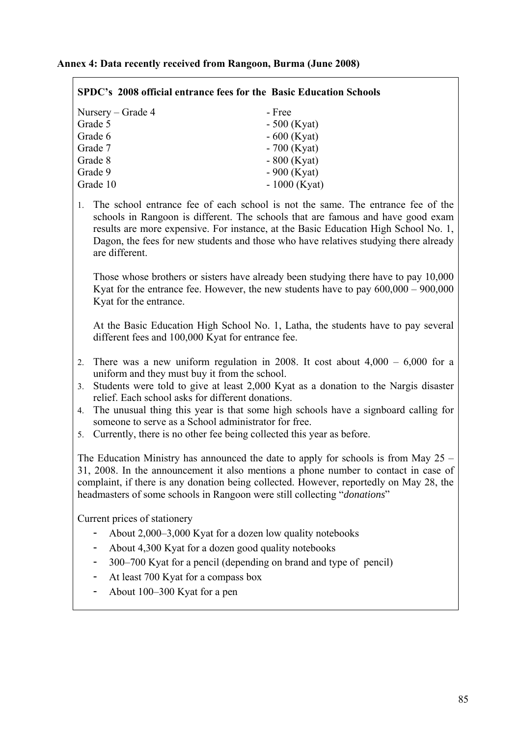**Annex 4: Data recently received from Rangoon, Burma (June 2008)**

**SPDC's 2008 official entrance fees for the Basic Education Schools**

| | |
|---|---|
| Nursery – Grade 4 | - Free |
| Grade 5 | - 500 (Kyat) |
| Grade 6 | - 600 (Kyat) |
| Grade 7 | - 700 (Kyat) |
| Grade 8 | - 800 (Kyat) |
| Grade 9 | - 900 (Kyat) |
| Grade 10 | - 1000 (Kyat) |

1. The school entrance fee of each school is not the same. The entrance fee of the schools in Rangoon is different. The schools that are famous and have good exam results are more expensive. For instance, at the Basic Education High School No. 1, Dagon, the fees for new students and those who have relatives studying there already are different.

   Those whose brothers or sisters have already been studying there have to pay 10,000 Kyat for the entrance fee. However, the new students have to pay 600,000 – 900,000 Kyat for the entrance.

   At the Basic Education High School No. 1, Latha, the students have to pay several different fees and 100,000 Kyat for entrance fee.

2. There was a new uniform regulation in 2008. It cost about 4,000 – 6,000 for a uniform and they must buy it from the school.
3. Students were told to give at least 2,000 Kyat as a donation to the Nargis disaster relief. Each school asks for different donations.
4. The unusual thing this year is that some high schools have a signboard calling for someone to serve as a School administrator for free.
5. Currently, there is no other fee being collected this year as before.

The Education Ministry has announced the date to apply for schools is from May 25 – 31, 2008. In the announcement it also mentions a phone number to contact in case of complaint, if there is any donation being collected. However, reportedly on May 28, the headmasters of some schools in Rangoon were still collecting "*donations*"

Current prices of stationery

- About 2,000–3,000 Kyat for a dozen low quality notebooks
- About 4,300 Kyat for a dozen good quality notebooks
- 300–700 Kyat for a pencil (depending on brand and type of pencil)
- At least 700 Kyat for a compass box
- About 100–300 Kyat for a pen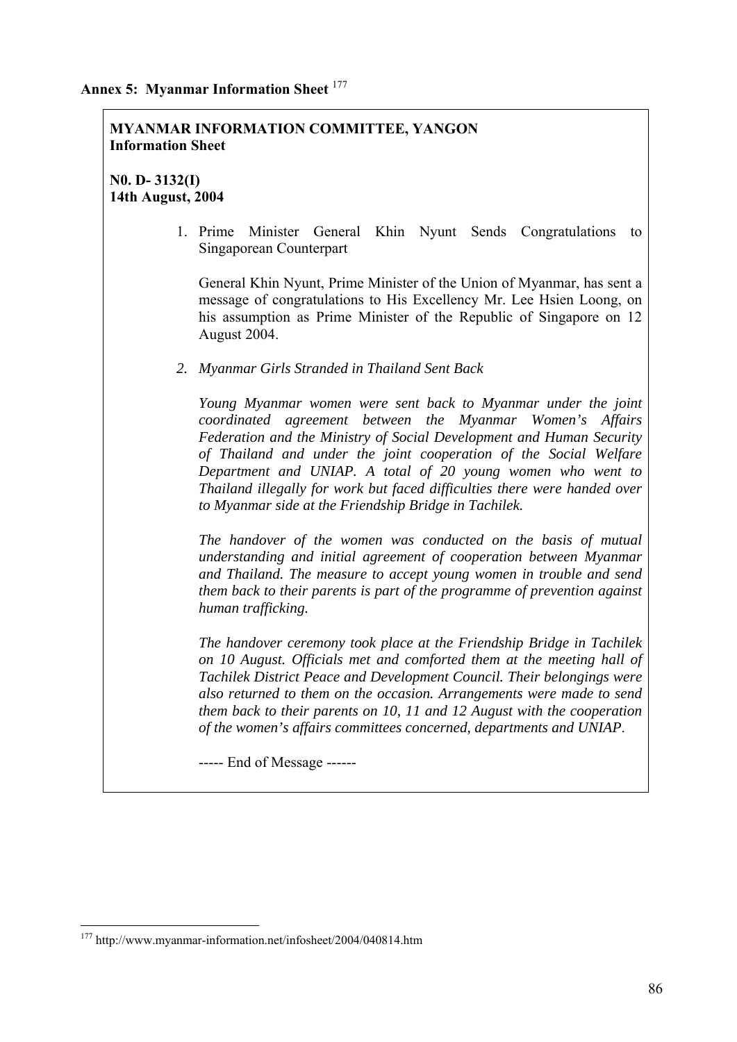**Annex 5: Myanmar Information Sheet** [177]

**MYANMAR INFORMATION COMMITTEE, YANGON**
**Information Sheet**

**N0. D- 3132(I)**
**14th August, 2004**

1. Prime Minister General Khin Nyunt Sends Congratulations to Singaporean Counterpart

   General Khin Nyunt, Prime Minister of the Union of Myanmar, has sent a message of congratulations to His Excellency Mr. Lee Hsien Loong, on his assumption as Prime Minister of the Republic of Singapore on 12 August 2004.

2. *Myanmar Girls Stranded in Thailand Sent Back*

   *Young Myanmar women were sent back to Myanmar under the joint coordinated agreement between the Myanmar Women's Affairs Federation and the Ministry of Social Development and Human Security of Thailand and under the joint cooperation of the Social Welfare Department and UNIAP. A total of 20 young women who went to Thailand illegally for work but faced difficulties there were handed over to Myanmar side at the Friendship Bridge in Tachilek.*

   *The handover of the women was conducted on the basis of mutual understanding and initial agreement of cooperation between Myanmar and Thailand. The measure to accept young women in trouble and send them back to their parents is part of the programme of prevention against human trafficking.*

   *The handover ceremony took place at the Friendship Bridge in Tachilek on 10 August. Officials met and comforted them at the meeting hall of Tachilek District Peace and Development Council. Their belongings were also returned to them on the occasion. Arrangements were made to send them back to their parents on 10, 11 and 12 August with the cooperation of the women's affairs committees concerned, departments and UNIAP.*

   ----- End of Message ------

---

[177] http://www.myanmar-information.net/infosheet/2004/040814.htm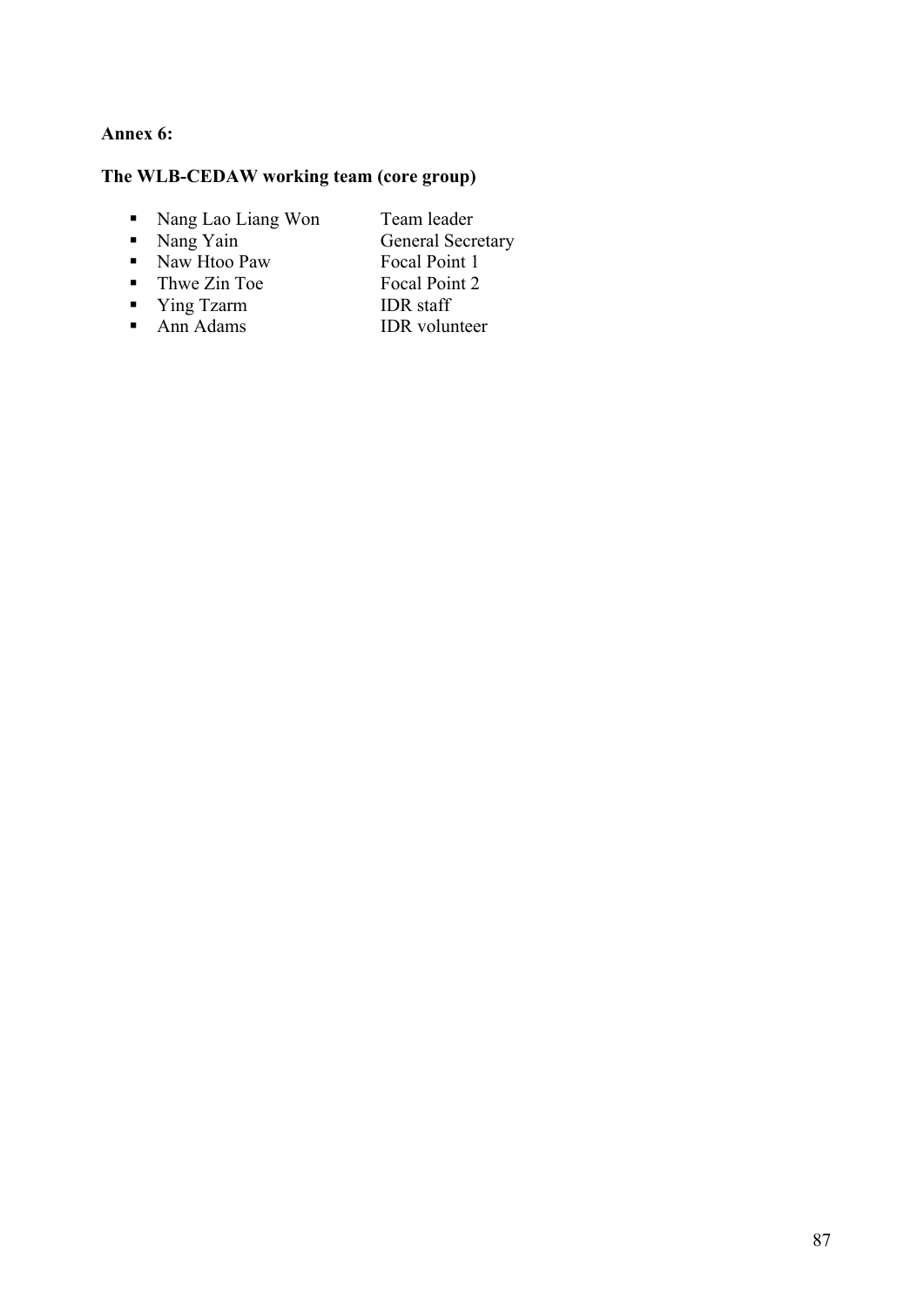**Annex 6:**

**The WLB-CEDAW working team (core group)**

- Nang Lao Liang Won — Team leader
- Nang Yain — General Secretary
- Naw Htoo Paw — Focal Point 1
- Thwe Zin Toe — Focal Point 2
- Ying Tzarm — IDR staff
- Ann Adams — IDR volunteer